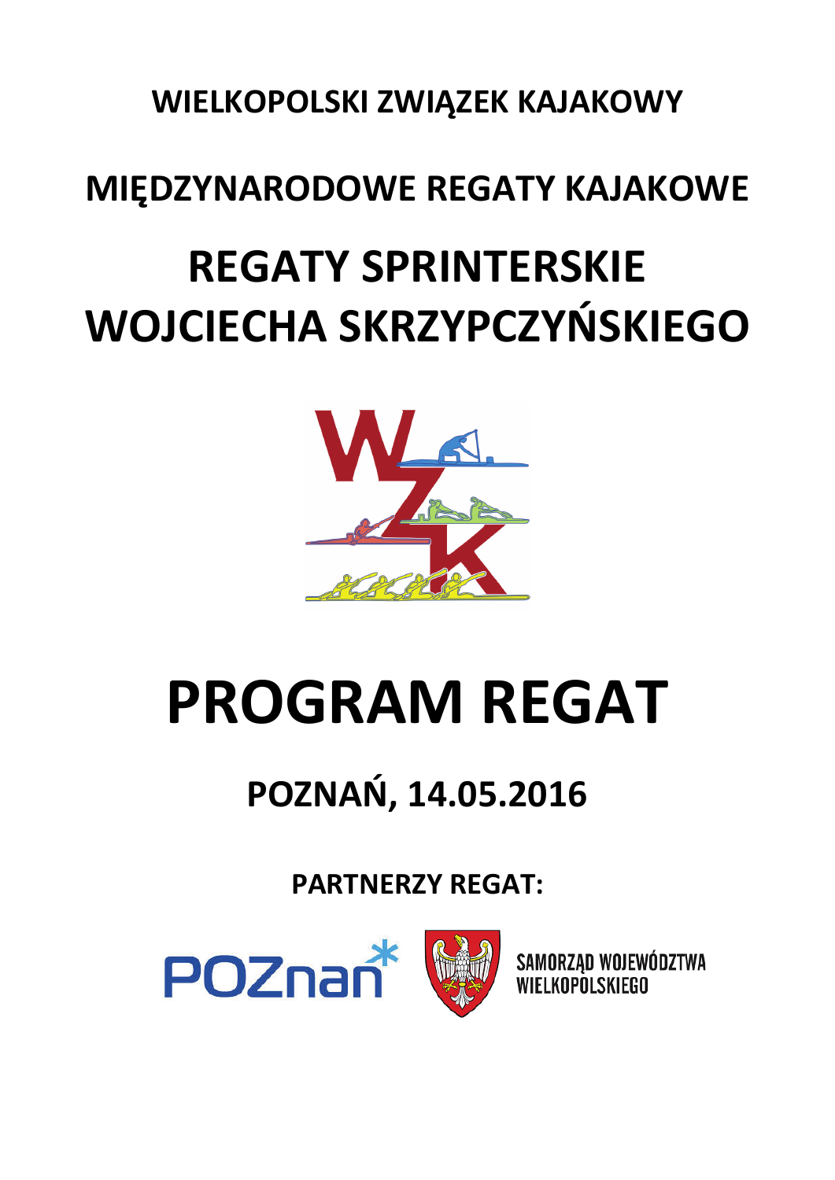# WIELKOPOLSKI ZWIĄZEK KAJAKOWY

## MIĘDZYNARODOWE REGATY KAJAKOWE

# REGATY SPRINTERSKIE WOJCIECHA SKRZYPCZYŃSKIEGO

# PROGRAM REGAT

## POZNAŃ, 14.05.2016

**PARTNERZY REGAT:**

POZnań

SAMORZĄD WOJEWÓDZTWA WIELKOPOLSKIEGO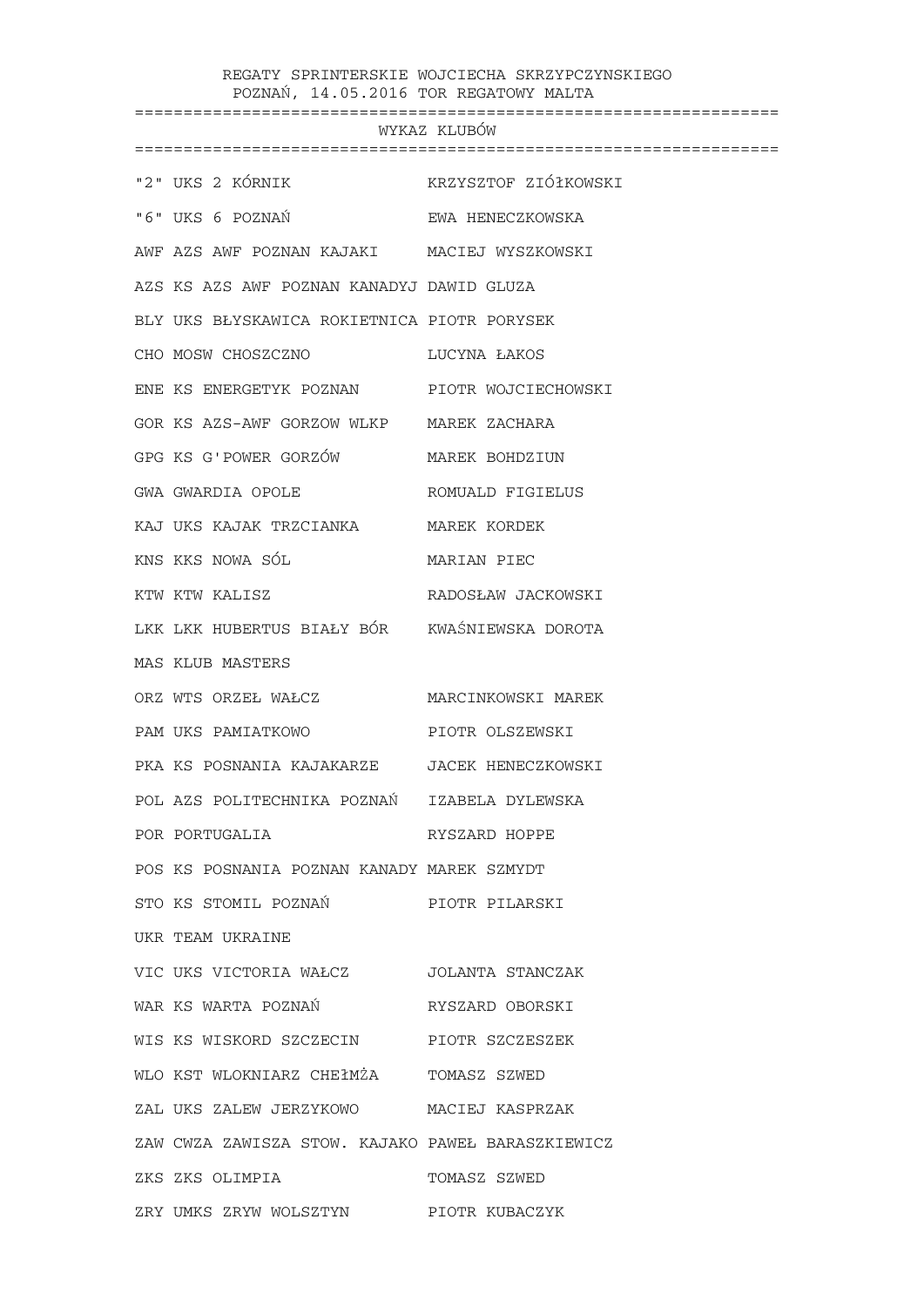REGATY SPRINTERSKIE WOJCIECHA SKRZYPCZYNSKIEGO
POZNAŃ, 14.05.2016 TOR REGATOWY MALTA

## WYKAZ KLUBÓW

| Kod | Klub | Kierownik |
|---|---|---|
| "2" | UKS 2 KÓRNIK | KRZYSZTOF ZIÓŁKOWSKI |
| "6" | UKS 6 POZNAŃ | EWA HENECZKOWSKA |
| AWF | AZS AWF POZNAN KAJAKI | MACIEJ WYSZKOWSKI |
| AZS | KS AZS AWF POZNAN KANADYJ | DAWID GLUZA |
| BLY | UKS BŁYSKAWICA ROKIETNICA | PIOTR PORYSEK |
| CHO | MOSW CHOSZCZNO | LUCYNA ŁAKOS |
| ENE | KS ENERGETYK POZNAN | PIOTR WOJCIECHOWSKI |
| GOR | KS AZS-AWF GORZOW WLKP | MAREK ZACHARA |
| GPG | KS G'POWER GORZÓW | MAREK BOHDZIUN |
| GWA | GWARDIA OPOLE | ROMUALD FIGIELUS |
| KAJ | UKS KAJAK TRZCIANKA | MAREK KORDEK |
| KNS | KKS NOWA SÓL | MARIAN PIEC |
| KTW | KTW KALISZ | RADOSŁAW JACKOWSKI |
| LKK | LKK HUBERTUS BIAŁY BÓR | KWAŚNIEWSKA DOROTA |
| MAS | KLUB MASTERS | |
| ORZ | WTS ORZEŁ WAŁCZ | MARCINKOWSKI MAREK |
| PAM | UKS PAMIATKOWO | PIOTR OLSZEWSKI |
| PKA | KS POSNANIA KAJAKARZE | JACEK HENECZKOWSKI |
| POL | AZS POLITECHNIKA POZNAŃ | IZABELA DYLEWSKA |
| POR | PORTUGALIA | RYSZARD HOPPE |
| POS | KS POSNANIA POZNAN KANADY | MAREK SZMYDT |
| STO | KS STOMIL POZNAŃ | PIOTR PILARSKI |
| UKR | TEAM UKRAINE | |
| VIC | UKS VICTORIA WAŁCZ | JOLANTA STANCZAK |
| WAR | KS WARTA POZNAŃ | RYSZARD OBORSKI |
| WIS | KS WISKORD SZCZECIN | PIOTR SZCZESZEK |
| WLO | KST WLOKNIARZ CHEŁMŻA | TOMASZ SZWED |
| ZAL | UKS ZALEW JERZYKOWO | MACIEJ KASPRZAK |
| ZAW | CWZA ZAWISZA STOW. KAJAKO | PAWEŁ BARASZKIEWICZ |
| ZKS | ZKS OLIMPIA | TOMASZ SZWED |
| ZRY | UMKS ZRYW WOLSZTYN | PIOTR KUBACZYK |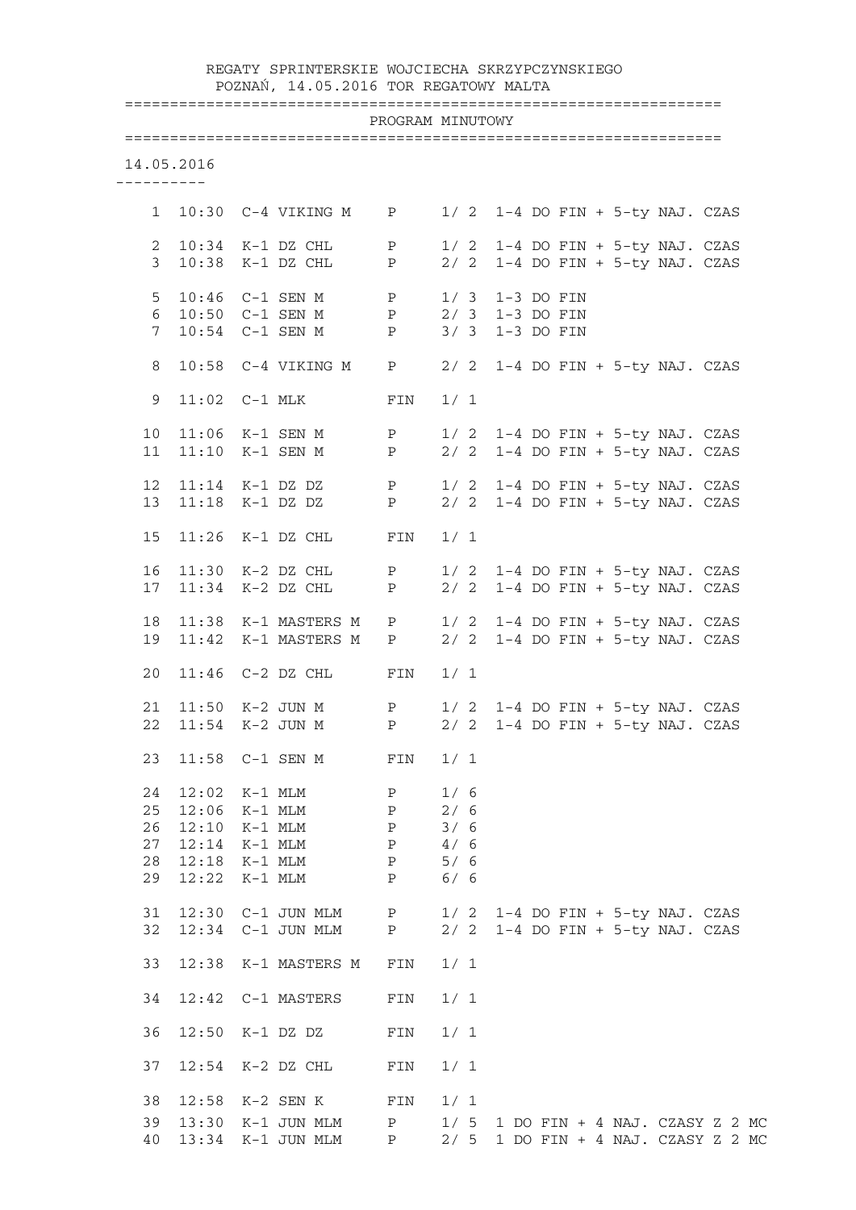REGATY SPRINTERSKIE WOJCIECHA SKRZYPCZYNSKIEGO
POZNAŃ, 14.05.2016 TOR REGATOWY MALTA

PROGRAM MINUTOWY

14.05.2016

| Nr | Godz. | Konkurencja | Faza | Bieg | Uwagi |
|---|---|---|---|---|---|
| 1 | 10:30 | C-4 VIKING M | P | 1/ 2 | 1-4 DO FIN + 5-ty NAJ. CZAS |
| 2 | 10:34 | K-1 DZ CHL | P | 1/ 2 | 1-4 DO FIN + 5-ty NAJ. CZAS |
| 3 | 10:38 | K-1 DZ CHL | P | 2/ 2 | 1-4 DO FIN + 5-ty NAJ. CZAS |
| 5 | 10:46 | C-1 SEN M | P | 1/ 3 | 1-3 DO FIN |
| 6 | 10:50 | C-1 SEN M | P | 2/ 3 | 1-3 DO FIN |
| 7 | 10:54 | C-1 SEN M | P | 3/ 3 | 1-3 DO FIN |
| 8 | 10:58 | C-4 VIKING M | P | 2/ 2 | 1-4 DO FIN + 5-ty NAJ. CZAS |
| 9 | 11:02 | C-1 MLK | FIN | 1/ 1 | |
| 10 | 11:06 | K-1 SEN M | P | 1/ 2 | 1-4 DO FIN + 5-ty NAJ. CZAS |
| 11 | 11:10 | K-1 SEN M | P | 2/ 2 | 1-4 DO FIN + 5-ty NAJ. CZAS |
| 12 | 11:14 | K-1 DZ DZ | P | 1/ 2 | 1-4 DO FIN + 5-ty NAJ. CZAS |
| 13 | 11:18 | K-1 DZ DZ | P | 2/ 2 | 1-4 DO FIN + 5-ty NAJ. CZAS |
| 15 | 11:26 | K-1 DZ CHL | FIN | 1/ 1 | |
| 16 | 11:30 | K-2 DZ CHL | P | 1/ 2 | 1-4 DO FIN + 5-ty NAJ. CZAS |
| 17 | 11:34 | K-2 DZ CHL | P | 2/ 2 | 1-4 DO FIN + 5-ty NAJ. CZAS |
| 18 | 11:38 | K-1 MASTERS M | P | 1/ 2 | 1-4 DO FIN + 5-ty NAJ. CZAS |
| 19 | 11:42 | K-1 MASTERS M | P | 2/ 2 | 1-4 DO FIN + 5-ty NAJ. CZAS |
| 20 | 11:46 | C-2 DZ CHL | FIN | 1/ 1 | |
| 21 | 11:50 | K-2 JUN M | P | 1/ 2 | 1-4 DO FIN + 5-ty NAJ. CZAS |
| 22 | 11:54 | K-2 JUN M | P | 2/ 2 | 1-4 DO FIN + 5-ty NAJ. CZAS |
| 23 | 11:58 | C-1 SEN M | FIN | 1/ 1 | |
| 24 | 12:02 | K-1 MLM | P | 1/ 6 | |
| 25 | 12:06 | K-1 MLM | P | 2/ 6 | |
| 26 | 12:10 | K-1 MLM | P | 3/ 6 | |
| 27 | 12:14 | K-1 MLM | P | 4/ 6 | |
| 28 | 12:18 | K-1 MLM | P | 5/ 6 | |
| 29 | 12:22 | K-1 MLM | P | 6/ 6 | |
| 31 | 12:30 | C-1 JUN MLM | P | 1/ 2 | 1-4 DO FIN + 5-ty NAJ. CZAS |
| 32 | 12:34 | C-1 JUN MLM | P | 2/ 2 | 1-4 DO FIN + 5-ty NAJ. CZAS |
| 33 | 12:38 | K-1 MASTERS M | FIN | 1/ 1 | |
| 34 | 12:42 | C-1 MASTERS | FIN | 1/ 1 | |
| 36 | 12:50 | K-1 DZ DZ | FIN | 1/ 1 | |
| 37 | 12:54 | K-2 DZ CHL | FIN | 1/ 1 | |
| 38 | 12:58 | K-2 SEN K | FIN | 1/ 1 | |
| 39 | 13:30 | K-1 JUN MLM | P | 1/ 5 | 1 DO FIN + 4 NAJ. CZASY Z 2 MC |
| 40 | 13:34 | K-1 JUN MLM | P | 2/ 5 | 1 DO FIN + 4 NAJ. CZASY Z 2 MC |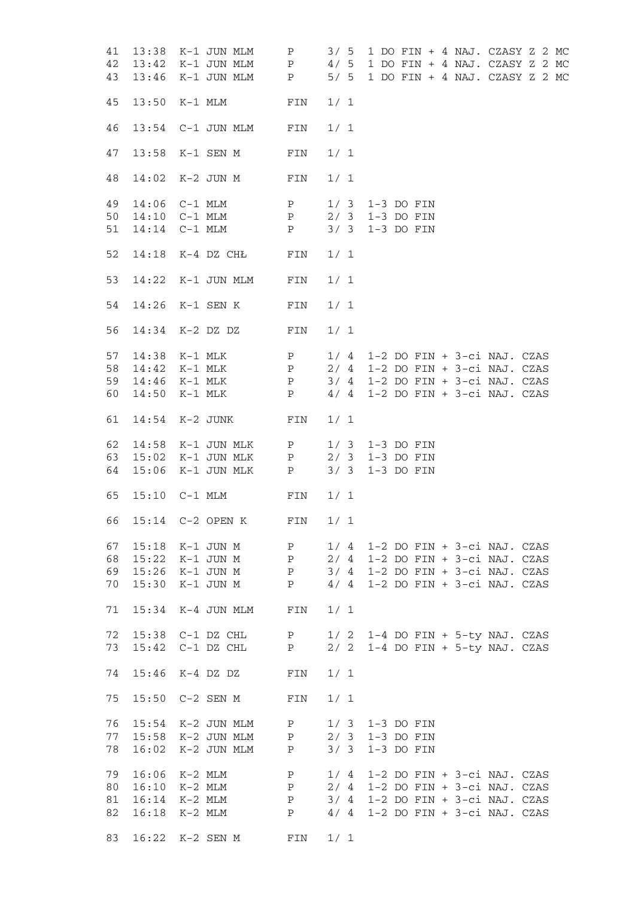```
41  13:38  K-1 JUN MLM     P     3/ 5  1 DO FIN + 4 NAJ. CZASY Z 2 MC
42  13:42  K-1 JUN MLM     P     4/ 5  1 DO FIN + 4 NAJ. CZASY Z 2 MC
43  13:46  K-1 JUN MLM     P     5/ 5  1 DO FIN + 4 NAJ. CZASY Z 2 MC

45  13:50  K-1 MLM         FIN   1/ 1

46  13:54  C-1 JUN MLM     FIN   1/ 1

47  13:58  K-1 SEN M       FIN   1/ 1

48  14:02  K-2 JUN M       FIN   1/ 1

49  14:06  C-1 MLM         P     1/ 3  1-3 DO FIN
50  14:10  C-1 MLM         P     2/ 3  1-3 DO FIN
51  14:14  C-1 MLM         P     3/ 3  1-3 DO FIN

52  14:18  K-4 DZ CHŁ      FIN   1/ 1

53  14:22  K-1 JUN MLM     FIN   1/ 1

54  14:26  K-1 SEN K       FIN   1/ 1

56  14:34  K-2 DZ DZ       FIN   1/ 1

57  14:38  K-1 MLK         P     1/ 4  1-2 DO FIN + 3-ci NAJ. CZAS
58  14:42  K-1 MLK         P     2/ 4  1-2 DO FIN + 3-ci NAJ. CZAS
59  14:46  K-1 MLK         P     3/ 4  1-2 DO FIN + 3-ci NAJ. CZAS
60  14:50  K-1 MLK         P     4/ 4  1-2 DO FIN + 3-ci NAJ. CZAS

61  14:54  K-2 JUNK        FIN   1/ 1

62  14:58  K-1 JUN MLK     P     1/ 3  1-3 DO FIN
63  15:02  K-1 JUN MLK     P     2/ 3  1-3 DO FIN
64  15:06  K-1 JUN MLK     P     3/ 3  1-3 DO FIN

65  15:10  C-1 MLM         FIN   1/ 1

66  15:14  C-2 OPEN K      FIN   1/ 1

67  15:18  K-1 JUN M       P     1/ 4  1-2 DO FIN + 3-ci NAJ. CZAS
68  15:22  K-1 JUN M       P     2/ 4  1-2 DO FIN + 3-ci NAJ. CZAS
69  15:26  K-1 JUN M       P     3/ 4  1-2 DO FIN + 3-ci NAJ. CZAS
70  15:30  K-1 JUN M       P     4/ 4  1-2 DO FIN + 3-ci NAJ. CZAS

71  15:34  K-4 JUN MLM     FIN   1/ 1

72  15:38  C-1 DZ CHL      P     1/ 2  1-4 DO FIN + 5-ty NAJ. CZAS
73  15:42  C-1 DZ CHL      P     2/ 2  1-4 DO FIN + 5-ty NAJ. CZAS

74  15:46  K-4 DZ DZ       FIN   1/ 1

75  15:50  C-2 SEN M       FIN   1/ 1

76  15:54  K-2 JUN MLM     P     1/ 3  1-3 DO FIN
77  15:58  K-2 JUN MLM     P     2/ 3  1-3 DO FIN
78  16:02  K-2 JUN MLM     P     3/ 3  1-3 DO FIN

79  16:06  K-2 MLM         P     1/ 4  1-2 DO FIN + 3-ci NAJ. CZAS
80  16:10  K-2 MLM         P     2/ 4  1-2 DO FIN + 3-ci NAJ. CZAS
81  16:14  K-2 MLM         P     3/ 4  1-2 DO FIN + 3-ci NAJ. CZAS
82  16:18  K-2 MLM         P     4/ 4  1-2 DO FIN + 3-ci NAJ. CZAS

83  16:22  K-2 SEN M       FIN   1/ 1
```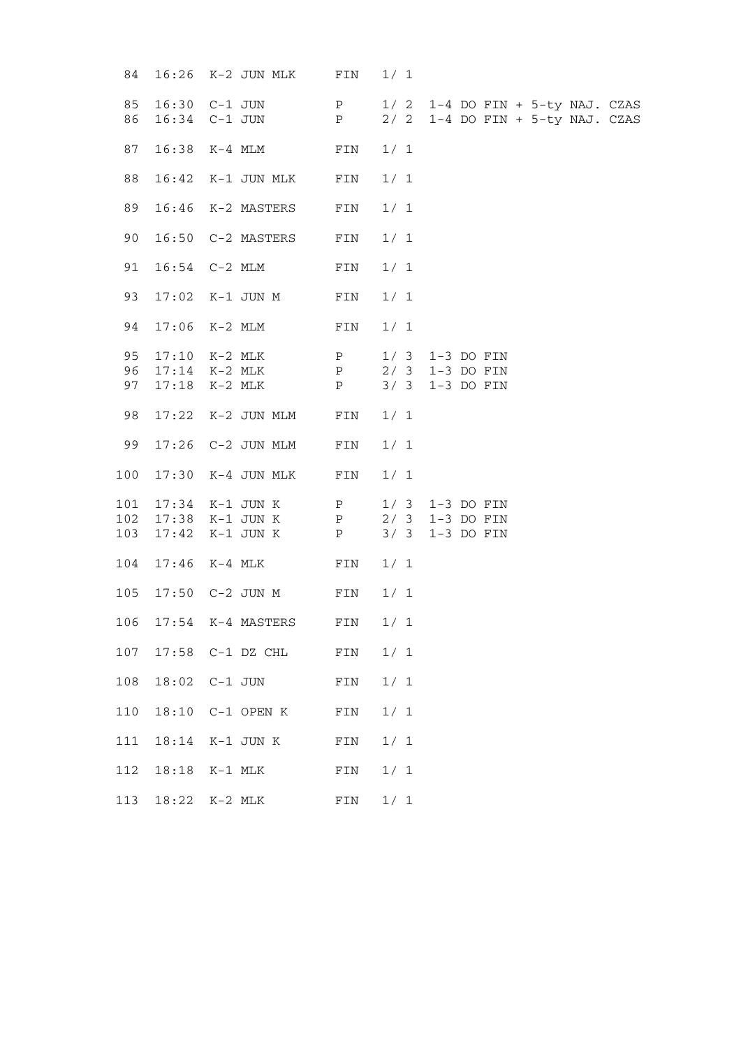| | | | | | |
|---|---|---|---|---|---|
| 84 | 16:26 | K-2 JUN MLK | FIN | 1/ 1 | |
| 85 | 16:30 | C-1 JUN | P | 1/ 2 | 1-4 DO FIN + 5-ty NAJ. CZAS |
| 86 | 16:34 | C-1 JUN | P | 2/ 2 | 1-4 DO FIN + 5-ty NAJ. CZAS |
| 87 | 16:38 | K-4 MLM | FIN | 1/ 1 | |
| 88 | 16:42 | K-1 JUN MLK | FIN | 1/ 1 | |
| 89 | 16:46 | K-2 MASTERS | FIN | 1/ 1 | |
| 90 | 16:50 | C-2 MASTERS | FIN | 1/ 1 | |
| 91 | 16:54 | C-2 MLM | FIN | 1/ 1 | |
| 93 | 17:02 | K-1 JUN M | FIN | 1/ 1 | |
| 94 | 17:06 | K-2 MLM | FIN | 1/ 1 | |
| 95 | 17:10 | K-2 MLK | P | 1/ 3 | 1-3 DO FIN |
| 96 | 17:14 | K-2 MLK | P | 2/ 3 | 1-3 DO FIN |
| 97 | 17:18 | K-2 MLK | P | 3/ 3 | 1-3 DO FIN |
| 98 | 17:22 | K-2 JUN MLM | FIN | 1/ 1 | |
| 99 | 17:26 | C-2 JUN MLM | FIN | 1/ 1 | |
| 100 | 17:30 | K-4 JUN MLK | FIN | 1/ 1 | |
| 101 | 17:34 | K-1 JUN K | P | 1/ 3 | 1-3 DO FIN |
| 102 | 17:38 | K-1 JUN K | P | 2/ 3 | 1-3 DO FIN |
| 103 | 17:42 | K-1 JUN K | P | 3/ 3 | 1-3 DO FIN |
| 104 | 17:46 | K-4 MLK | FIN | 1/ 1 | |
| 105 | 17:50 | C-2 JUN M | FIN | 1/ 1 | |
| 106 | 17:54 | K-4 MASTERS | FIN | 1/ 1 | |
| 107 | 17:58 | C-1 DZ CHL | FIN | 1/ 1 | |
| 108 | 18:02 | C-1 JUN | FIN | 1/ 1 | |
| 110 | 18:10 | C-1 OPEN K | FIN | 1/ 1 | |
| 111 | 18:14 | K-1 JUN K | FIN | 1/ 1 | |
| 112 | 18:18 | K-1 MLK | FIN | 1/ 1 | |
| 113 | 18:22 | K-2 MLK | FIN | 1/ 1 | |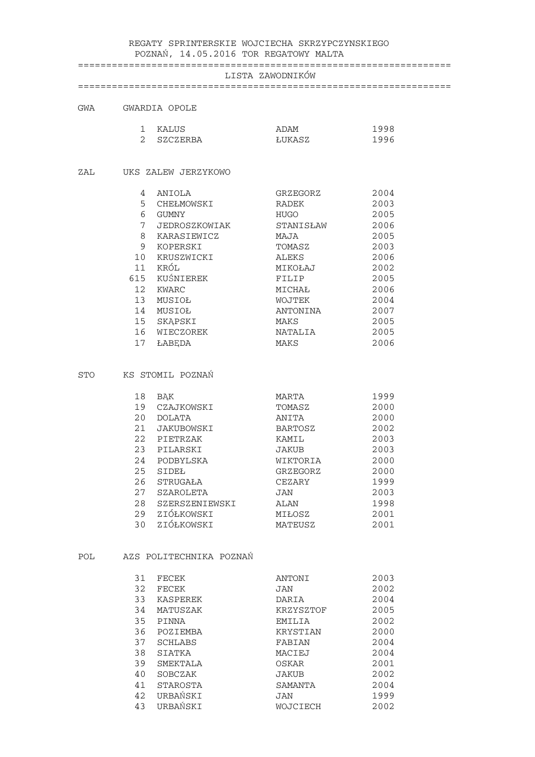REGATY SPRINTERSKIE WOJCIECHA SKRZYPCZYNSKIEGO
POZNAŃ, 14.05.2016 TOR REGATOWY MALTA

# LISTA ZAWODNIKÓW

## GWA GWARDIA OPOLE

| Nr | Nazwisko | Imię | Rok |
|---|---|---|---|
| 1 | KALUS | ADAM | 1998 |
| 2 | SZCZERBA | ŁUKASZ | 1996 |

## ZAL UKS ZALEW JERZYKOWO

| Nr | Nazwisko | Imię | Rok |
|---|---|---|---|
| 4 | ANIOLA | GRZEGORZ | 2004 |
| 5 | CHEŁMOWSKI | RADEK | 2003 |
| 6 | GUMNY | HUGO | 2005 |
| 7 | JEDROSZKOWIAK | STANISŁAW | 2006 |
| 8 | KARASIEWICZ | MAJA | 2005 |
| 9 | KOPERSKI | TOMASZ | 2003 |
| 10 | KRUSZWICKI | ALEKS | 2006 |
| 11 | KRÓL | MIKOŁAJ | 2002 |
| 615 | KUŚNIEREK | FILIP | 2005 |
| 12 | KWARC | MICHAŁ | 2006 |
| 13 | MUSIOŁ | WOJTEK | 2004 |
| 14 | MUSIOŁ | ANTONINA | 2007 |
| 15 | SKĄPSKI | MAKS | 2005 |
| 16 | WIECZOREK | NATALIA | 2005 |
| 17 | ŁABĘDA | MAKS | 2006 |

## STO KS STOMIL POZNAŃ

| Nr | Nazwisko | Imię | Rok |
|---|---|---|---|
| 18 | BĄK | MARTA | 1999 |
| 19 | CZAJKOWSKI | TOMASZ | 2000 |
| 20 | DOLATA | ANITA | 2000 |
| 21 | JAKUBOWSKI | BARTOSZ | 2002 |
| 22 | PIETRZAK | KAMIL | 2003 |
| 23 | PILARSKI | JAKUB | 2003 |
| 24 | PODBYLSKA | WIKTORIA | 2000 |
| 25 | SIDEŁ | GRZEGORZ | 2000 |
| 26 | STRUGAŁA | CEZARY | 1999 |
| 27 | SZAROLETA | JAN | 2003 |
| 28 | SZERSZENIEWSKI | ALAN | 1998 |
| 29 | ZIÓŁKOWSKI | MIŁOSZ | 2001 |
| 30 | ZIÓŁKOWSKI | MATEUSZ | 2001 |

## POL AZS POLITECHNIKA POZNAŃ

| Nr | Nazwisko | Imię | Rok |
|---|---|---|---|
| 31 | FECEK | ANTONI | 2003 |
| 32 | FECEK | JAN | 2002 |
| 33 | KASPEREK | DARIA | 2004 |
| 34 | MATUSZAK | KRZYSZTOF | 2005 |
| 35 | PINNA | EMILIA | 2002 |
| 36 | POZIEMBA | KRYSTIAN | 2000 |
| 37 | SCHLABS | FABIAN | 2004 |
| 38 | SIATKA | MACIEJ | 2004 |
| 39 | SMEKTALA | OSKAR | 2001 |
| 40 | SOBCZAK | JAKUB | 2002 |
| 41 | STAROSTA | SAMANTA | 2004 |
| 42 | URBAŃSKI | JAN | 1999 |
| 43 | URBAŃSKI | WOJCIECH | 2002 |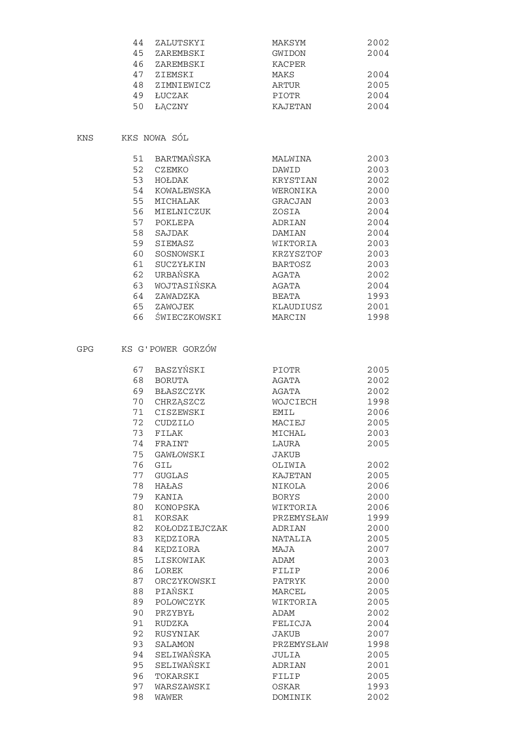| | | | |
|---|---|---|---|
| 44 | ZALUTSKYI | MAKSYM | 2002 |
| 45 | ZAREMBSKI | GWIDON | 2004 |
| 46 | ZAREMBSKI | KACPER | |
| 47 | ZIEMSKI | MAKS | 2004 |
| 48 | ZIMNIEWICZ | ARTUR | 2005 |
| 49 | ŁUCZAK | PIOTR | 2004 |
| 50 | ŁĄCZNY | KAJETAN | 2004 |

KNS KKS NOWA SÓL

| | | | |
|---|---|---|---|
| 51 | BARTMAŃSKA | MALWINA | 2003 |
| 52 | CZEMKO | DAWID | 2003 |
| 53 | HOŁDAK | KRYSTIAN | 2002 |
| 54 | KOWALEWSKA | WERONIKA | 2000 |
| 55 | MICHALAK | GRACJAN | 2003 |
| 56 | MIELNICZUK | ZOSIA | 2004 |
| 57 | POKLEPA | ADRIAN | 2004 |
| 58 | SAJDAK | DAMIAN | 2004 |
| 59 | SIEMASZ | WIKTORIA | 2003 |
| 60 | SOSNOWSKI | KRZYSZTOF | 2003 |
| 61 | SUCZYŁKIN | BARTOSZ | 2003 |
| 62 | URBAŃSKA | AGATA | 2002 |
| 63 | WOJTASIŃSKA | AGATA | 2004 |
| 64 | ZAWADZKA | BEATA | 1993 |
| 65 | ZAWOJEK | KLAUDIUSZ | 2001 |
| 66 | ŚWIECZKOWSKI | MARCIN | 1998 |

GPG KS G'POWER GORZÓW

| | | | |
|---|---|---|---|
| 67 | BASZYŃSKI | PIOTR | 2005 |
| 68 | BORUTA | AGATA | 2002 |
| 69 | BŁASZCZYK | AGATA | 2002 |
| 70 | CHRZĄSZCZ | WOJCIECH | 1998 |
| 71 | CISZEWSKI | EMIL | 2006 |
| 72 | CUDZILO | MACIEJ | 2005 |
| 73 | FILAK | MICHAL | 2003 |
| 74 | FRAINT | LAURA | 2005 |
| 75 | GAWŁOWSKI | JAKUB | |
| 76 | GIL | OLIWIA | 2002 |
| 77 | GUGLAS | KAJETAN | 2005 |
| 78 | HAŁAS | NIKOLA | 2006 |
| 79 | KANIA | BORYS | 2000 |
| 80 | KONOPSKA | WIKTORIA | 2006 |
| 81 | KORSAK | PRZEMYSŁAW | 1999 |
| 82 | KOŁODZIEJCZAK | ADRIAN | 2000 |
| 83 | KĘDZIORA | NATALIA | 2005 |
| 84 | KĘDZIORA | MAJA | 2007 |
| 85 | LISKOWIAK | ADAM | 2003 |
| 86 | LOREK | FILIP | 2006 |
| 87 | ORCZYKOWSKI | PATRYK | 2000 |
| 88 | PIAŃSKI | MARCEL | 2005 |
| 89 | POLOWCZYK | WIKTORIA | 2005 |
| 90 | PRZYBYŁ | ADAM | 2002 |
| 91 | RUDZKA | FELICJA | 2004 |
| 92 | RUSYNIAK | JAKUB | 2007 |
| 93 | SALAMON | PRZEMYSŁAW | 1998 |
| 94 | SELIWAŃSKA | JULIA | 2005 |
| 95 | SELIWAŃSKI | ADRIAN | 2001 |
| 96 | TOKARSKI | FILIP | 2005 |
| 97 | WARSZAWSKI | OSKAR | 1993 |
| 98 | WAWER | DOMINIK | 2002 |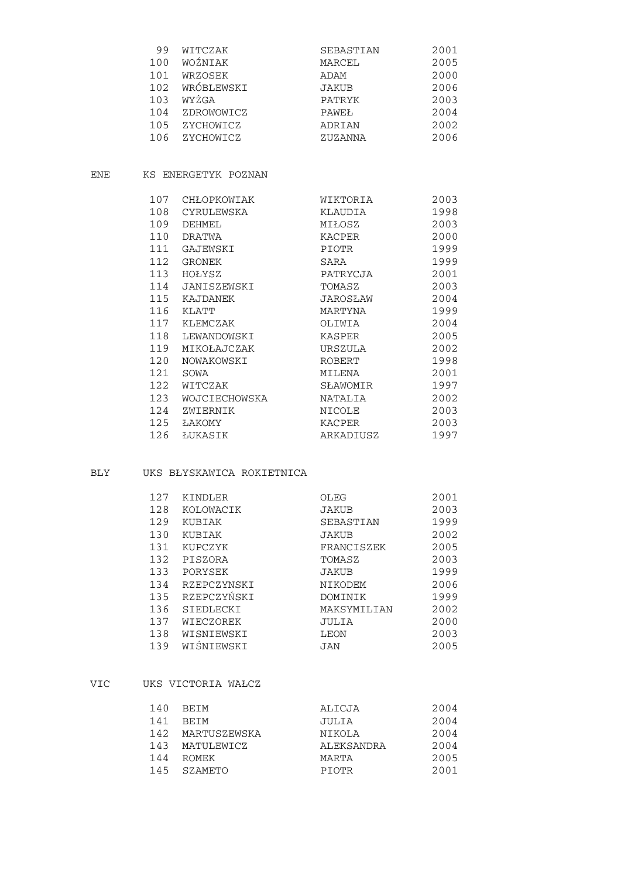| | | | |
|---|---|---|---|
| 99 | WITCZAK | SEBASTIAN | 2001 |
| 100 | WOŹNIAK | MARCEL | 2005 |
| 101 | WRZOSEK | ADAM | 2000 |
| 102 | WRÓBLEWSKI | JAKUB | 2006 |
| 103 | WYŻGA | PATRYK | 2003 |
| 104 | ZDROWOWICZ | PAWEŁ | 2004 |
| 105 | ZYCHOWICZ | ADRIAN | 2002 |
| 106 | ZYCHOWICZ | ZUZANNA | 2006 |

ENE KS ENERGETYK POZNAN

| | | | |
|---|---|---|---|
| 107 | CHŁOPKOWIAK | WIKTORIA | 2003 |
| 108 | CYRULEWSKA | KLAUDIA | 1998 |
| 109 | DEHMEL | MIŁOSZ | 2003 |
| 110 | DRATWA | KACPER | 2000 |
| 111 | GAJEWSKI | PIOTR | 1999 |
| 112 | GRONEK | SARA | 1999 |
| 113 | HOŁYSZ | PATRYCJA | 2001 |
| 114 | JANISZEWSKI | TOMASZ | 2003 |
| 115 | KAJDANEK | JAROSŁAW | 2004 |
| 116 | KLATT | MARTYNA | 1999 |
| 117 | KLEMCZAK | OLIWIA | 2004 |
| 118 | LEWANDOWSKI | KASPER | 2005 |
| 119 | MIKOŁAJCZAK | URSZULA | 2002 |
| 120 | NOWAKOWSKI | ROBERT | 1998 |
| 121 | SOWA | MILENA | 2001 |
| 122 | WITCZAK | SŁAWOMIR | 1997 |
| 123 | WOJCIECHOWSKA | NATALIA | 2002 |
| 124 | ZWIERNIK | NICOLE | 2003 |
| 125 | ŁAKOMY | KACPER | 2003 |
| 126 | ŁUKASIK | ARKADIUSZ | 1997 |

BLY UKS BŁYSKAWICA ROKIETNICA

| | | | |
|---|---|---|---|
| 127 | KINDLER | OLEG | 2001 |
| 128 | KOLOWACIK | JAKUB | 2003 |
| 129 | KUBIAK | SEBASTIAN | 1999 |
| 130 | KUBIAK | JAKUB | 2002 |
| 131 | KUPCZYK | FRANCISZEK | 2005 |
| 132 | PISZORA | TOMASZ | 2003 |
| 133 | PORYSEK | JAKUB | 1999 |
| 134 | RZEPCZYNSKI | NIKODEM | 2006 |
| 135 | RZEPCZYŃSKI | DOMINIK | 1999 |
| 136 | SIEDLECKI | MAKSYMILIAN | 2002 |
| 137 | WIECZOREK | JULIA | 2000 |
| 138 | WISNIEWSKI | LEON | 2003 |
| 139 | WIŚNIEWSKI | JAN | 2005 |

VIC UKS VICTORIA WAŁCZ

| | | | |
|---|---|---|---|
| 140 | BEIM | ALICJA | 2004 |
| 141 | BEIM | JULIA | 2004 |
| 142 | MARTUSZEWSKA | NIKOLA | 2004 |
| 143 | MATULEWICZ | ALEKSANDRA | 2004 |
| 144 | ROMEK | MARTA | 2005 |
| 145 | SZAMETO | PIOTR | 2001 |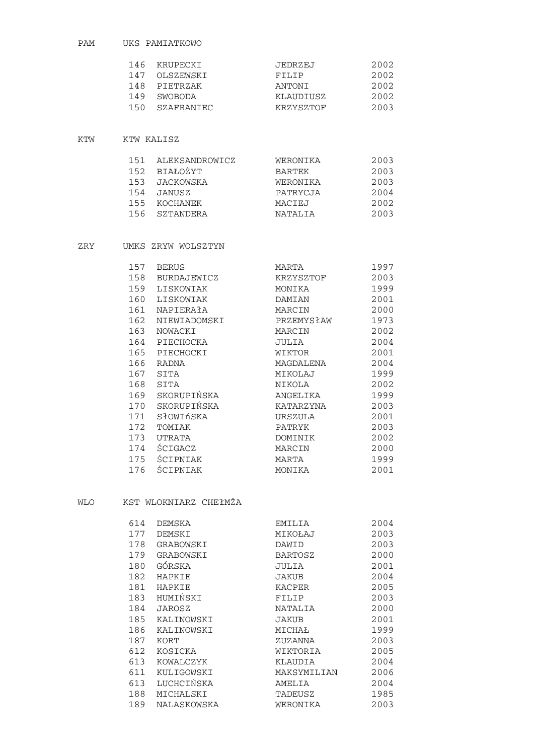PAM UKS PAMIATKOWO

| | | | |
|---|---|---|---|
| 146 | KRUPECKI | JEDRZEJ | 2002 |
| 147 | OLSZEWSKI | FILIP | 2002 |
| 148 | PIETRZAK | ANTONI | 2002 |
| 149 | SWOBODA | KLAUDIUSZ | 2002 |
| 150 | SZAFRANIEC | KRZYSZTOF | 2003 |

KTW KTW KALISZ

| | | | |
|---|---|---|---|
| 151 | ALEKSANDROWICZ | WERONIKA | 2003 |
| 152 | BIAŁOŻYT | BARTEK | 2003 |
| 153 | JACKOWSKA | WERONIKA | 2003 |
| 154 | JANUSZ | PATRYCJA | 2004 |
| 155 | KOCHANEK | MACIEJ | 2002 |
| 156 | SZTANDERA | NATALIA | 2003 |

ZRY UMKS ZRYW WOLSZTYN

| | | | |
|---|---|---|---|
| 157 | BERUS | MARTA | 1997 |
| 158 | BURDAJEWICZ | KRZYSZTOF | 2003 |
| 159 | LISKOWIAK | MONIKA | 1999 |
| 160 | LISKOWIAK | DAMIAN | 2001 |
| 161 | NAPIERAłA | MARCIN | 2000 |
| 162 | NIEWIADOMSKI | PRZEMYSłAW | 1973 |
| 163 | NOWACKI | MARCIN | 2002 |
| 164 | PIECHOCKA | JULIA | 2004 |
| 165 | PIECHOCKI | WIKTOR | 2001 |
| 166 | RADNA | MAGDALENA | 2004 |
| 167 | SITA | MIKOLAJ | 1999 |
| 168 | SITA | NIKOLA | 2002 |
| 169 | SKORUPIŃSKA | ANGELIKA | 1999 |
| 170 | SKORUPIŃSKA | KATARZYNA | 2003 |
| 171 | SłOWIńSKA | URSZULA | 2001 |
| 172 | TOMIAK | PATRYK | 2003 |
| 173 | UTRATA | DOMINIK | 2002 |
| 174 | ŚCIGACZ | MARCIN | 2000 |
| 175 | ŚCIPNIAK | MARTA | 1999 |
| 176 | ŚCIPNIAK | MONIKA | 2001 |

WLO KST WLOKNIARZ CHEŁMŻA

| | | | |
|---|---|---|---|
| 614 | DEMSKA | EMILIA | 2004 |
| 177 | DEMSKI | MIKOŁAJ | 2003 |
| 178 | GRABOWSKI | DAWID | 2003 |
| 179 | GRABOWSKI | BARTOSZ | 2000 |
| 180 | GÓRSKA | JULIA | 2001 |
| 182 | HAPKIE | JAKUB | 2004 |
| 181 | HAPKIE | KACPER | 2005 |
| 183 | HUMIŃSKI | FILIP | 2003 |
| 184 | JAROSZ | NATALIA | 2000 |
| 185 | KALINOWSKI | JAKUB | 2001 |
| 186 | KALINOWSKI | MICHAŁ | 1999 |
| 187 | KORT | ZUZANNA | 2003 |
| 612 | KOSICKA | WIKTORIA | 2005 |
| 613 | KOWALCZYK | KLAUDIA | 2004 |
| 611 | KULIGOWSKI | MAKSYMILIAN | 2006 |
| 613 | LUCHCIŃSKA | AMELIA | 2004 |
| 188 | MICHALSKI | TADEUSZ | 1985 |
| 189 | NALASKOWSKA | WERONIKA | 2003 |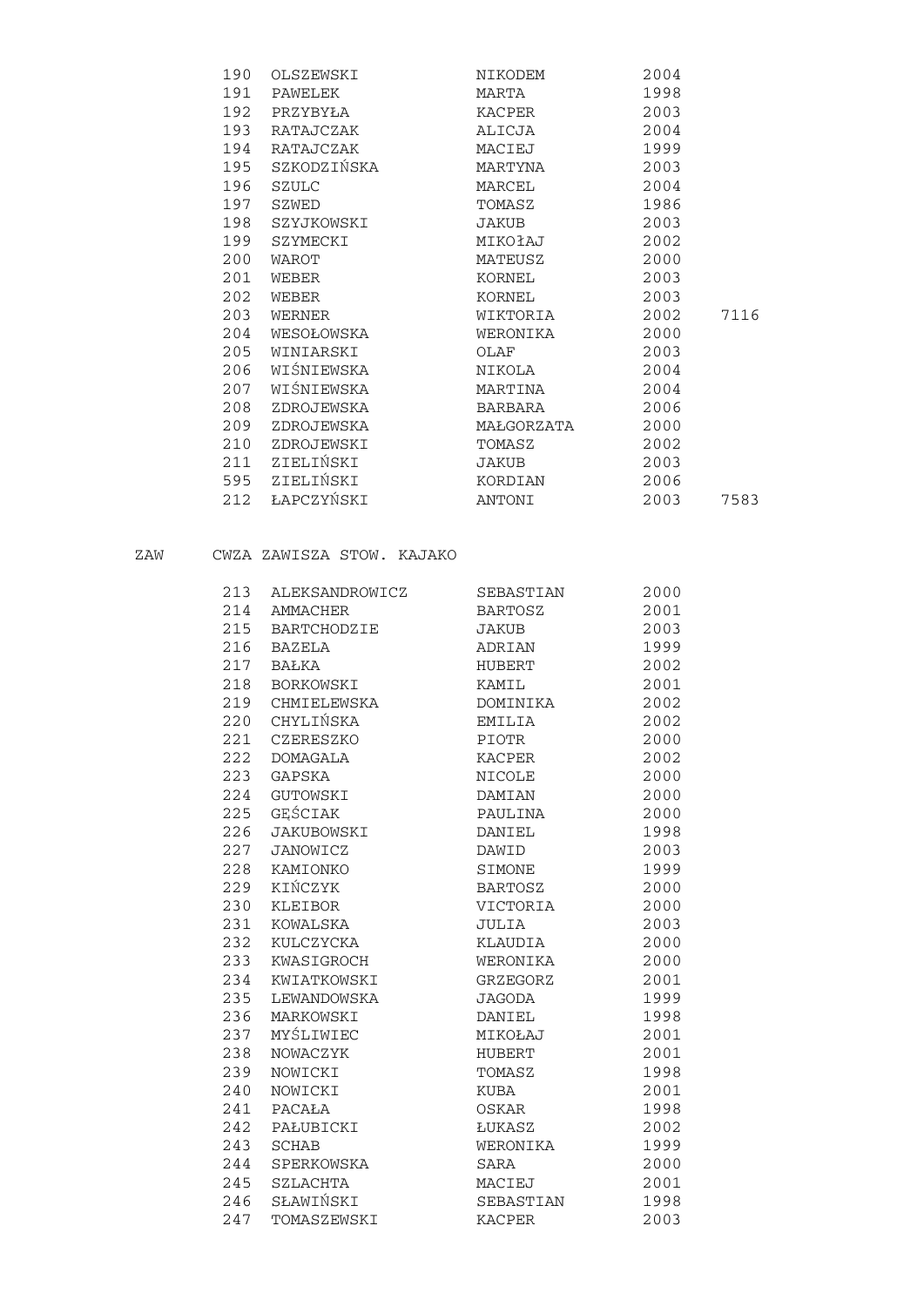| | | | | |
|---|---|---|---|---|
| 190 | OLSZEWSKI | NIKODEM | 2004 | |
| 191 | PAWELEK | MARTA | 1998 | |
| 192 | PRZYBYŁA | KACPER | 2003 | |
| 193 | RATAJCZAK | ALICJA | 2004 | |
| 194 | RATAJCZAK | MACIEJ | 1999 | |
| 195 | SZKODZIŃSKA | MARTYNA | 2003 | |
| 196 | SZULC | MARCEL | 2004 | |
| 197 | SZWED | TOMASZ | 1986 | |
| 198 | SZYJKOWSKI | JAKUB | 2003 | |
| 199 | SZYMECKI | MIKOŁAJ | 2002 | |
| 200 | WAROT | MATEUSZ | 2000 | |
| 201 | WEBER | KORNEL | 2003 | |
| 202 | WEBER | KORNEL | 2003 | |
| 203 | WERNER | WIKTORIA | 2002 | 7116 |
| 204 | WESOŁOWSKA | WERONIKA | 2000 | |
| 205 | WINIARSKI | OLAF | 2003 | |
| 206 | WIŚNIEWSKA | NIKOLA | 2004 | |
| 207 | WIŚNIEWSKA | MARTINA | 2004 | |
| 208 | ZDROJEWSKA | BARBARA | 2006 | |
| 209 | ZDROJEWSKA | MAŁGORZATA | 2000 | |
| 210 | ZDROJEWSKI | TOMASZ | 2002 | |
| 211 | ZIELIŃSKI | JAKUB | 2003 | |
| 595 | ZIELIŃSKI | KORDIAN | 2006 | |
| 212 | ŁAPCZYŃSKI | ANTONI | 2003 | 7583 |

ZAW CWZA ZAWISZA STOW. KAJAKO

| | | | |
|---|---|---|---|
| 213 | ALEKSANDROWICZ | SEBASTIAN | 2000 |
| 214 | AMMACHER | BARTOSZ | 2001 |
| 215 | BARTCHODZIE | JAKUB | 2003 |
| 216 | BAZELA | ADRIAN | 1999 |
| 217 | BAŁKA | HUBERT | 2002 |
| 218 | BORKOWSKI | KAMIL | 2001 |
| 219 | CHMIELEWSKA | DOMINIKA | 2002 |
| 220 | CHYLIŃSKA | EMILIA | 2002 |
| 221 | CZERESZKO | PIOTR | 2000 |
| 222 | DOMAGALA | KACPER | 2002 |
| 223 | GAPSKA | NICOLE | 2000 |
| 224 | GUTOWSKI | DAMIAN | 2000 |
| 225 | GĘŚCIAK | PAULINA | 2000 |
| 226 | JAKUBOWSKI | DANIEL | 1998 |
| 227 | JANOWICZ | DAWID | 2003 |
| 228 | KAMIONKO | SIMONE | 1999 |
| 229 | KIŃCZYK | BARTOSZ | 2000 |
| 230 | KLEIBOR | VICTORIA | 2000 |
| 231 | KOWALSKA | JULIA | 2003 |
| 232 | KULCZYCKA | KLAUDIA | 2000 |
| 233 | KWASIGROCH | WERONIKA | 2000 |
| 234 | KWIATKOWSKI | GRZEGORZ | 2001 |
| 235 | LEWANDOWSKA | JAGODA | 1999 |
| 236 | MARKOWSKI | DANIEL | 1998 |
| 237 | MYŚLIWIEC | MIKOŁAJ | 2001 |
| 238 | NOWACZYK | HUBERT | 2001 |
| 239 | NOWICKI | TOMASZ | 1998 |
| 240 | NOWICKI | KUBA | 2001 |
| 241 | PACAŁA | OSKAR | 1998 |
| 242 | PAŁUBICKI | ŁUKASZ | 2002 |
| 243 | SCHAB | WERONIKA | 1999 |
| 244 | SPERKOWSKA | SARA | 2000 |
| 245 | SZLACHTA | MACIEJ | 2001 |
| 246 | SŁAWIŃSKI | SEBASTIAN | 1998 |
| 247 | TOMASZEWSKI | KACPER | 2003 |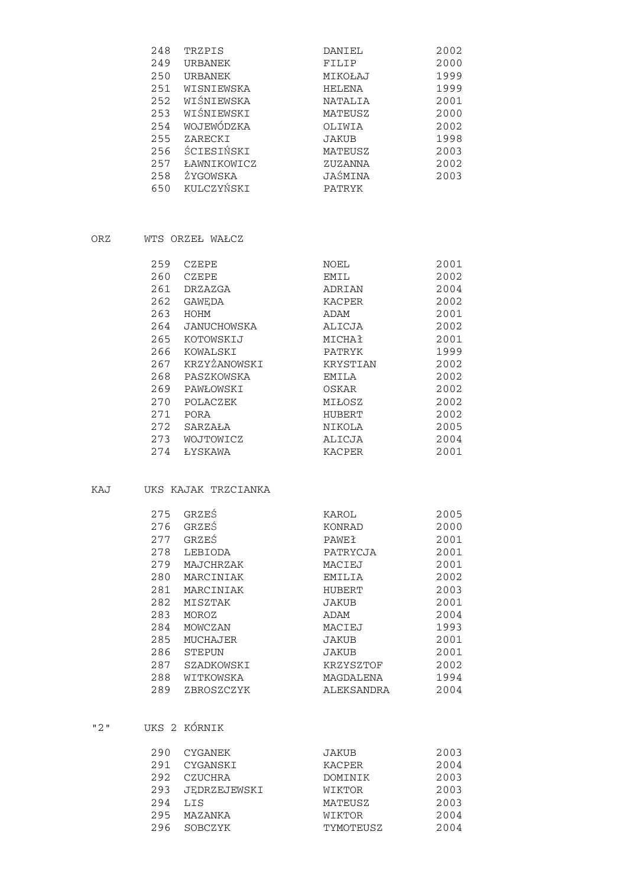| | | | |
|---|---|---|---|
| 248 | TRZPIS | DANIEL | 2002 |
| 249 | URBANEK | FILIP | 2000 |
| 250 | URBANEK | MIKOŁAJ | 1999 |
| 251 | WISNIEWSKA | HELENA | 1999 |
| 252 | WIŚNIEWSKA | NATALIA | 2001 |
| 253 | WIŚNIEWSKI | MATEUSZ | 2000 |
| 254 | WOJEWÓDZKA | OLIWIA | 2002 |
| 255 | ZARECKI | JAKUB | 1998 |
| 256 | ŚCIESIŃSKI | MATEUSZ | 2003 |
| 257 | ŁAWNIKOWICZ | ZUZANNA | 2002 |
| 258 | ŻYGOWSKA | JAŚMINA | 2003 |
| 650 | KULCZYŃSKI | PATRYK | |

ORZ WTS ORZEŁ WAŁCZ

| | | | |
|---|---|---|---|
| 259 | CZEPE | NOEL | 2001 |
| 260 | CZEPE | EMIL | 2002 |
| 261 | DRZAZGA | ADRIAN | 2004 |
| 262 | GAWĘDA | KACPER | 2002 |
| 263 | HOHM | ADAM | 2001 |
| 264 | JANUCHOWSKA | ALICJA | 2002 |
| 265 | KOTOWSKIJ | MICHAŁ | 2001 |
| 266 | KOWALSKI | PATRYK | 1999 |
| 267 | KRZYŻANOWSKI | KRYSTIAN | 2002 |
| 268 | PASZKOWSKA | EMILA | 2002 |
| 269 | PAWŁOWSKI | OSKAR | 2002 |
| 270 | POLACZEK | MIŁOSZ | 2002 |
| 271 | PORA | HUBERT | 2002 |
| 272 | SARZAŁA | NIKOLA | 2005 |
| 273 | WOJTOWICZ | ALICJA | 2004 |
| 274 | ŁYSKAWA | KACPER | 2001 |

KAJ UKS KAJAK TRZCIANKA

| | | | |
|---|---|---|---|
| 275 | GRZEŚ | KAROL | 2005 |
| 276 | GRZEŚ | KONRAD | 2000 |
| 277 | GRZEŚ | PAWEŁ | 2001 |
| 278 | LEBIODA | PATRYCJA | 2001 |
| 279 | MAJCHRZAK | MACIEJ | 2001 |
| 280 | MARCINIAK | EMILIA | 2002 |
| 281 | MARCINIAK | HUBERT | 2003 |
| 282 | MISZTAK | JAKUB | 2001 |
| 283 | MOROZ | ADAM | 2004 |
| 284 | MOWCZAN | MACIEJ | 1993 |
| 285 | MUCHAJER | JAKUB | 2001 |
| 286 | STEPUN | JAKUB | 2001 |
| 287 | SZADKOWSKI | KRZYSZTOF | 2002 |
| 288 | WITKOWSKA | MAGDALENA | 1994 |
| 289 | ZBROSZCZYK | ALEKSANDRA | 2004 |

"2" UKS 2 KÓRNIK

| | | | |
|---|---|---|---|
| 290 | CYGANEK | JAKUB | 2003 |
| 291 | CYGANSKI | KACPER | 2004 |
| 292 | CZUCHRA | DOMINIK | 2003 |
| 293 | JĘDRZEJEWSKI | WIKTOR | 2003 |
| 294 | LIS | MATEUSZ | 2003 |
| 295 | MAZANKA | WIKTOR | 2004 |
| 296 | SOBCZYK | TYMOTEUSZ | 2004 |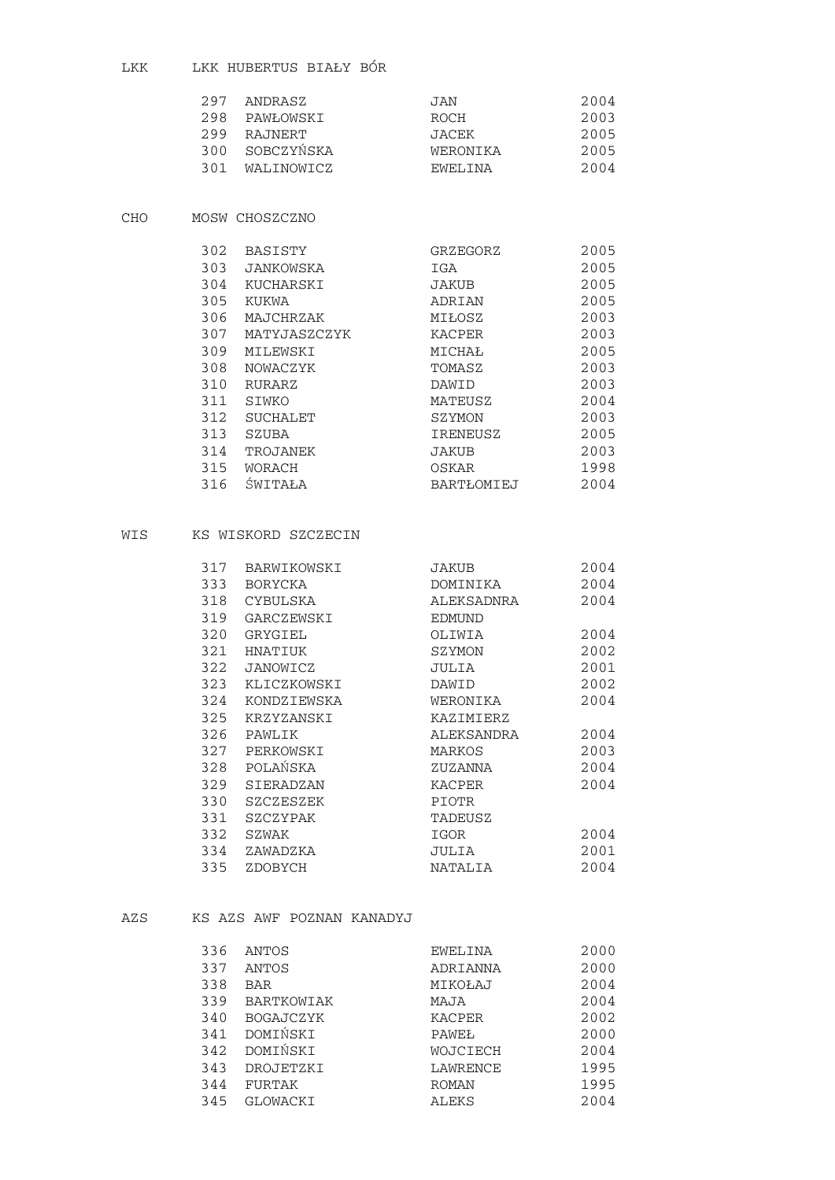LKK LKK HUBERTUS BIAŁY BÓR

| | | | |
|---|---|---|---|
| 297 | ANDRASZ | JAN | 2004 |
| 298 | PAWŁOWSKI | ROCH | 2003 |
| 299 | RAJNERT | JACEK | 2005 |
| 300 | SOBCZYŃSKA | WERONIKA | 2005 |
| 301 | WALINOWICZ | EWELINA | 2004 |

CHO MOSW CHOSZCZNO

| | | | |
|---|---|---|---|
| 302 | BASISTY | GRZEGORZ | 2005 |
| 303 | JANKOWSKA | IGA | 2005 |
| 304 | KUCHARSKI | JAKUB | 2005 |
| 305 | KUKWA | ADRIAN | 2005 |
| 306 | MAJCHRZAK | MIŁOSZ | 2003 |
| 307 | MATYJASZCZYK | KACPER | 2003 |
| 309 | MILEWSKI | MICHAŁ | 2005 |
| 308 | NOWACZYK | TOMASZ | 2003 |
| 310 | RURARZ | DAWID | 2003 |
| 311 | SIWKO | MATEUSZ | 2004 |
| 312 | SUCHALET | SZYMON | 2003 |
| 313 | SZUBA | IRENEUSZ | 2005 |
| 314 | TROJANEK | JAKUB | 2003 |
| 315 | WORACH | OSKAR | 1998 |
| 316 | ŚWITAŁA | BARTŁOMIEJ | 2004 |

WIS KS WISKORD SZCZECIN

| | | | |
|---|---|---|---|
| 317 | BARWIKOWSKI | JAKUB | 2004 |
| 333 | BORYCKA | DOMINIKA | 2004 |
| 318 | CYBULSKA | ALEKSADNRA | 2004 |
| 319 | GARCZEWSKI | EDMUND | |
| 320 | GRYGIEL | OLIWIA | 2004 |
| 321 | HNATIUK | SZYMON | 2002 |
| 322 | JANOWICZ | JULIA | 2001 |
| 323 | KLICZKOWSKI | DAWID | 2002 |
| 324 | KONDZIEWSKA | WERONIKA | 2004 |
| 325 | KRZYZANSKI | KAZIMIERZ | |
| 326 | PAWLIK | ALEKSANDRA | 2004 |
| 327 | PERKOWSKI | MARKOS | 2003 |
| 328 | POLAŃSKA | ZUZANNA | 2004 |
| 329 | SIERADZAN | KACPER | 2004 |
| 330 | SZCZESZEK | PIOTR | |
| 331 | SZCZYPAK | TADEUSZ | |
| 332 | SZWAK | IGOR | 2004 |
| 334 | ZAWADZKA | JULIA | 2001 |
| 335 | ZDOBYCH | NATALIA | 2004 |

AZS KS AZS AWF POZNAN KANADYJ

| | | | |
|---|---|---|---|
| 336 | ANTOS | EWELINA | 2000 |
| 337 | ANTOS | ADRIANNA | 2000 |
| 338 | BAR | MIKOŁAJ | 2004 |
| 339 | BARTKOWIAK | MAJA | 2004 |
| 340 | BOGAJCZYK | KACPER | 2002 |
| 341 | DOMIŃSKI | PAWEŁ | 2000 |
| 342 | DOMIŃSKI | WOJCIECH | 2004 |
| 343 | DROJETZKI | LAWRENCE | 1995 |
| 344 | FURTAK | ROMAN | 1995 |
| 345 | GLOWACKI | ALEKS | 2004 |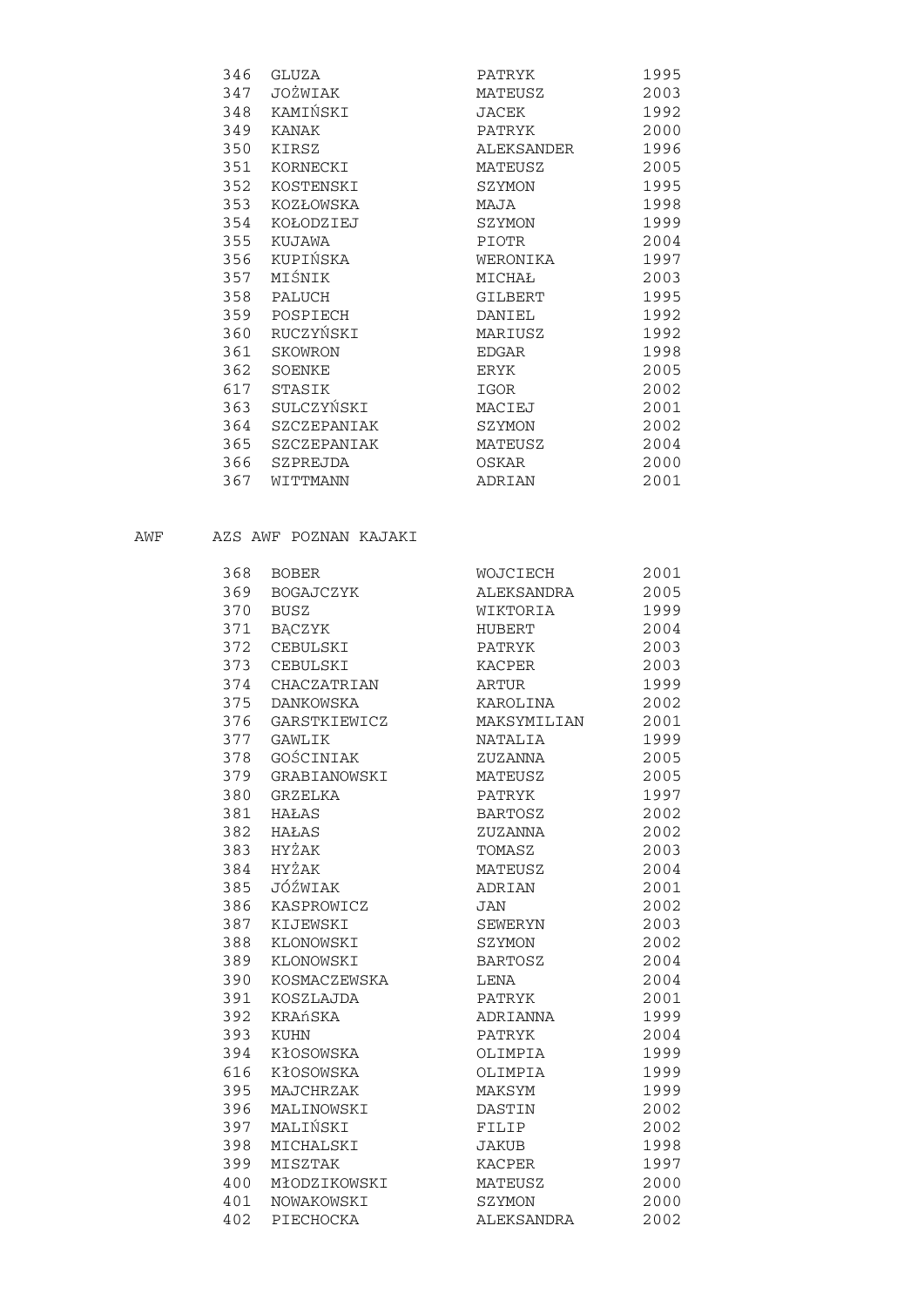| | | | |
|---|---|---|---|
| 346 | GLUZA | PATRYK | 1995 |
| 347 | JOŻWIAK | MATEUSZ | 2003 |
| 348 | KAMIŃSKI | JACEK | 1992 |
| 349 | KANAK | PATRYK | 2000 |
| 350 | KIRSZ | ALEKSANDER | 1996 |
| 351 | KORNECKI | MATEUSZ | 2005 |
| 352 | KOSTENSKI | SZYMON | 1995 |
| 353 | KOZŁOWSKA | MAJA | 1998 |
| 354 | KOŁODZIEJ | SZYMON | 1999 |
| 355 | KUJAWA | PIOTR | 2004 |
| 356 | KUPIŃSKA | WERONIKA | 1997 |
| 357 | MIŚNIK | MICHAŁ | 2003 |
| 358 | PALUCH | GILBERT | 1995 |
| 359 | POSPIECH | DANIEL | 1992 |
| 360 | RUCZYŃSKI | MARIUSZ | 1992 |
| 361 | SKOWRON | EDGAR | 1998 |
| 362 | SOENKE | ERYK | 2005 |
| 617 | STASIK | IGOR | 2002 |
| 363 | SULCZYŃSKI | MACIEJ | 2001 |
| 364 | SZCZEPANIAK | SZYMON | 2002 |
| 365 | SZCZEPANIAK | MATEUSZ | 2004 |
| 366 | SZPREJDA | OSKAR | 2000 |
| 367 | WITTMANN | ADRIAN | 2001 |

AWF AZS AWF POZNAN KAJAKI

| | | | |
|---|---|---|---|
| 368 | BOBER | WOJCIECH | 2001 |
| 369 | BOGAJCZYK | ALEKSANDRA | 2005 |
| 370 | BUSZ | WIKTORIA | 1999 |
| 371 | BĄCZYK | HUBERT | 2004 |
| 372 | CEBULSKI | PATRYK | 2003 |
| 373 | CEBULSKI | KACPER | 2003 |
| 374 | CHACZATRIAN | ARTUR | 1999 |
| 375 | DANKOWSKA | KAROLINA | 2002 |
| 376 | GARSTKIEWICZ | MAKSYMILIAN | 2001 |
| 377 | GAWLIK | NATALIA | 1999 |
| 378 | GOŚCINIAK | ZUZANNA | 2005 |
| 379 | GRABIANOWSKI | MATEUSZ | 2005 |
| 380 | GRZELKA | PATRYK | 1997 |
| 381 | HAŁAS | BARTOSZ | 2002 |
| 382 | HAŁAS | ZUZANNA | 2002 |
| 383 | HYŻAK | TOMASZ | 2003 |
| 384 | HYŻAK | MATEUSZ | 2004 |
| 385 | JÓŹWIAK | ADRIAN | 2001 |
| 386 | KASPROWICZ | JAN | 2002 |
| 387 | KIJEWSKI | SEWERYN | 2003 |
| 388 | KLONOWSKI | SZYMON | 2002 |
| 389 | KLONOWSKI | BARTOSZ | 2004 |
| 390 | KOSMACZEWSKA | LENA | 2004 |
| 391 | KOSZLAJDA | PATRYK | 2001 |
| 392 | KRAńSKA | ADRIANNA | 1999 |
| 393 | KUHN | PATRYK | 2004 |
| 394 | KłOSOWSKA | OLIMPIA | 1999 |
| 616 | KłOSOWSKA | OLIMPIA | 1999 |
| 395 | MAJCHRZAK | MAKSYM | 1999 |
| 396 | MALINOWSKI | DASTIN | 2002 |
| 397 | MALIŃSKI | FILIP | 2002 |
| 398 | MICHALSKI | JAKUB | 1998 |
| 399 | MISZTAK | KACPER | 1997 |
| 400 | MłODZIKOWSKI | MATEUSZ | 2000 |
| 401 | NOWAKOWSKI | SZYMON | 2000 |
| 402 | PIECHOCKA | ALEKSANDRA | 2002 |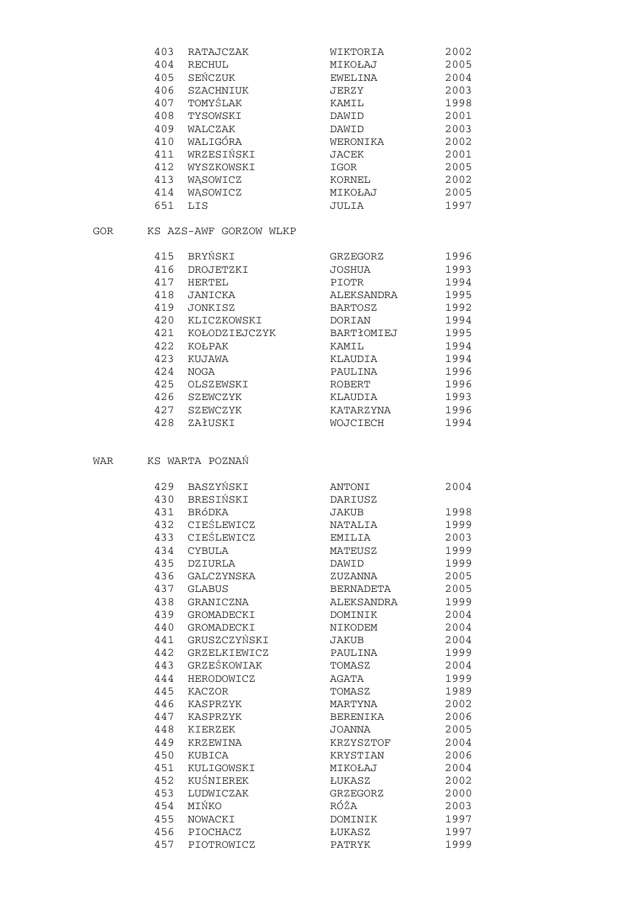| | | | |
|---|---|---|---|
| 403 | RATAJCZAK | WIKTORIA | 2002 |
| 404 | RECHUL | MIKOŁAJ | 2005 |
| 405 | SEŃCZUK | EWELINA | 2004 |
| 406 | SZACHNIUK | JERZY | 2003 |
| 407 | TOMYŚLAK | KAMIL | 1998 |
| 408 | TYSOWSKI | DAWID | 2001 |
| 409 | WALCZAK | DAWID | 2003 |
| 410 | WALIGÓRA | WERONIKA | 2002 |
| 411 | WRZESIŃSKI | JACEK | 2001 |
| 412 | WYSZKOWSKI | IGOR | 2005 |
| 413 | WĄSOWICZ | KORNEL | 2002 |
| 414 | WĄSOWICZ | MIKOŁAJ | 2005 |
| 651 | LIS | JULIA | 1997 |

GOR KS AZS-AWF GORZOW WLKP

| | | | |
|---|---|---|---|
| 415 | BRYŃSKI | GRZEGORZ | 1996 |
| 416 | DROJETZKI | JOSHUA | 1993 |
| 417 | HERTEL | PIOTR | 1994 |
| 418 | JANICKA | ALEKSANDRA | 1995 |
| 419 | JONKISZ | BARTOSZ | 1992 |
| 420 | KLICZKOWSKI | DORIAN | 1994 |
| 421 | KOŁODZIEJCZYK | BARTŁOMIEJ | 1995 |
| 422 | KOŁPAK | KAMIL | 1994 |
| 423 | KUJAWA | KLAUDIA | 1994 |
| 424 | NOGA | PAULINA | 1996 |
| 425 | OLSZEWSKI | ROBERT | 1996 |
| 426 | SZEWCZYK | KLAUDIA | 1993 |
| 427 | SZEWCZYK | KATARZYNA | 1996 |
| 428 | ZAŁUSKI | WOJCIECH | 1994 |

WAR KS WARTA POZNAŃ

| | | | |
|---|---|---|---|
| 429 | BASZYŃSKI | ANTONI | 2004 |
| 430 | BRESIŃSKI | DARIUSZ | |
| 431 | BRÓDKA | JAKUB | 1998 |
| 432 | CIEŚLEWICZ | NATALIA | 1999 |
| 433 | CIEŚLEWICZ | EMILIA | 2003 |
| 434 | CYBULA | MATEUSZ | 1999 |
| 435 | DZIURLA | DAWID | 1999 |
| 436 | GALCZYNSKA | ZUZANNA | 2005 |
| 437 | GLABUS | BERNADETA | 2005 |
| 438 | GRANICZNA | ALEKSANDRA | 1999 |
| 439 | GROMADECKI | DOMINIK | 2004 |
| 440 | GROMADECKI | NIKODEM | 2004 |
| 441 | GRUSZCZYŃSKI | JAKUB | 2004 |
| 442 | GRZELKIEWICZ | PAULINA | 1999 |
| 443 | GRZEŚKOWIAK | TOMASZ | 2004 |
| 444 | HERODOWICZ | AGATA | 1999 |
| 445 | KACZOR | TOMASZ | 1989 |
| 446 | KASPRZYK | MARTYNA | 2002 |
| 447 | KASPRZYK | BERENIKA | 2006 |
| 448 | KIERZEK | JOANNA | 2005 |
| 449 | KRZEWINA | KRZYSZTOF | 2004 |
| 450 | KUBICA | KRYSTIAN | 2006 |
| 451 | KULIGOWSKI | MIKOŁAJ | 2004 |
| 452 | KUŚNIEREK | ŁUKASZ | 2002 |
| 453 | LUDWICZAK | GRZEGORZ | 2000 |
| 454 | MIŃKO | RÓŻA | 2003 |
| 455 | NOWACKI | DOMINIK | 1997 |
| 456 | PIOCHACZ | ŁUKASZ | 1997 |
| 457 | PIOTROWICZ | PATRYK | 1999 |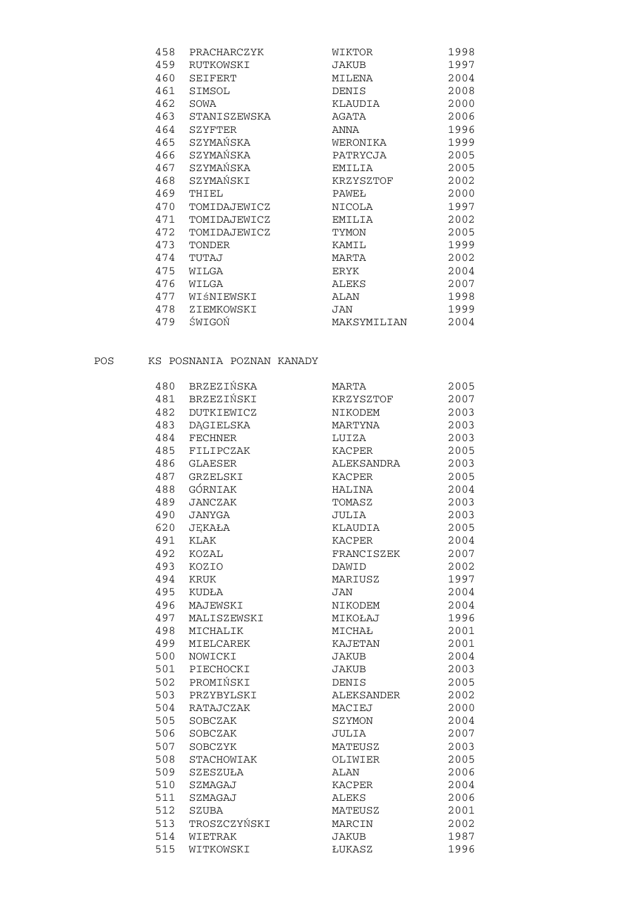| | | | |
|---|---|---|---|
| 458 | PRACHARCZYK | WIKTOR | 1998 |
| 459 | RUTKOWSKI | JAKUB | 1997 |
| 460 | SEIFERT | MILENA | 2004 |
| 461 | SIMSOL | DENIS | 2008 |
| 462 | SOWA | KLAUDIA | 2000 |
| 463 | STANISZEWSKA | AGATA | 2006 |
| 464 | SZYFTER | ANNA | 1996 |
| 465 | SZYMAŃSKA | WERONIKA | 1999 |
| 466 | SZYMAŃSKA | PATRYCJA | 2005 |
| 467 | SZYMAŃSKA | EMILIA | 2005 |
| 468 | SZYMAŃSKI | KRZYSZTOF | 2002 |
| 469 | THIEL | PAWEŁ | 2000 |
| 470 | TOMIDAJEWICZ | NICOLA | 1997 |
| 471 | TOMIDAJEWICZ | EMILIA | 2002 |
| 472 | TOMIDAJEWICZ | TYMON | 2005 |
| 473 | TONDER | KAMIL | 1999 |
| 474 | TUTAJ | MARTA | 2002 |
| 475 | WILGA | ERYK | 2004 |
| 476 | WILGA | ALEKS | 2007 |
| 477 | WIśNIEWSKI | ALAN | 1998 |
| 478 | ZIEMKOWSKI | JAN | 1999 |
| 479 | ŚWIGOŃ | MAKSYMILIAN | 2004 |

POS KS POSNANIA POZNAN KANADY

| | | | |
|---|---|---|---|
| 480 | BRZEZIŃSKA | MARTA | 2005 |
| 481 | BRZEZIŃSKI | KRZYSZTOF | 2007 |
| 482 | DUTKIEWICZ | NIKODEM | 2003 |
| 483 | DĄGIELSKA | MARTYNA | 2003 |
| 484 | FECHNER | LUIZA | 2003 |
| 485 | FILIPCZAK | KACPER | 2005 |
| 486 | GLAESER | ALEKSANDRA | 2003 |
| 487 | GRZELSKI | KACPER | 2005 |
| 488 | GÓRNIAK | HALINA | 2004 |
| 489 | JANCZAK | TOMASZ | 2003 |
| 490 | JANYGA | JULIA | 2003 |
| 620 | JĘKAŁA | KLAUDIA | 2005 |
| 491 | KLAK | KACPER | 2004 |
| 492 | KOZAL | FRANCISZEK | 2007 |
| 493 | KOZIO | DAWID | 2002 |
| 494 | KRUK | MARIUSZ | 1997 |
| 495 | KUDŁA | JAN | 2004 |
| 496 | MAJEWSKI | NIKODEM | 2004 |
| 497 | MALISZEWSKI | MIKOŁAJ | 1996 |
| 498 | MICHALIK | MICHAŁ | 2001 |
| 499 | MIELCAREK | KAJETAN | 2001 |
| 500 | NOWICKI | JAKUB | 2004 |
| 501 | PIECHOCKI | JAKUB | 2003 |
| 502 | PROMIŃSKI | DENIS | 2005 |
| 503 | PRZYBYLSKI | ALEKSANDER | 2002 |
| 504 | RATAJCZAK | MACIEJ | 2000 |
| 505 | SOBCZAK | SZYMON | 2004 |
| 506 | SOBCZAK | JULIA | 2007 |
| 507 | SOBCZYK | MATEUSZ | 2003 |
| 508 | STACHOWIAK | OLIWIER | 2005 |
| 509 | SZESZUŁA | ALAN | 2006 |
| 510 | SZMAGAJ | KACPER | 2004 |
| 511 | SZMAGAJ | ALEKS | 2006 |
| 512 | SZUBA | MATEUSZ | 2001 |
| 513 | TROSZCZYŃSKI | MARCIN | 2002 |
| 514 | WIETRAK | JAKUB | 1987 |
| 515 | WITKOWSKI | ŁUKASZ | 1996 |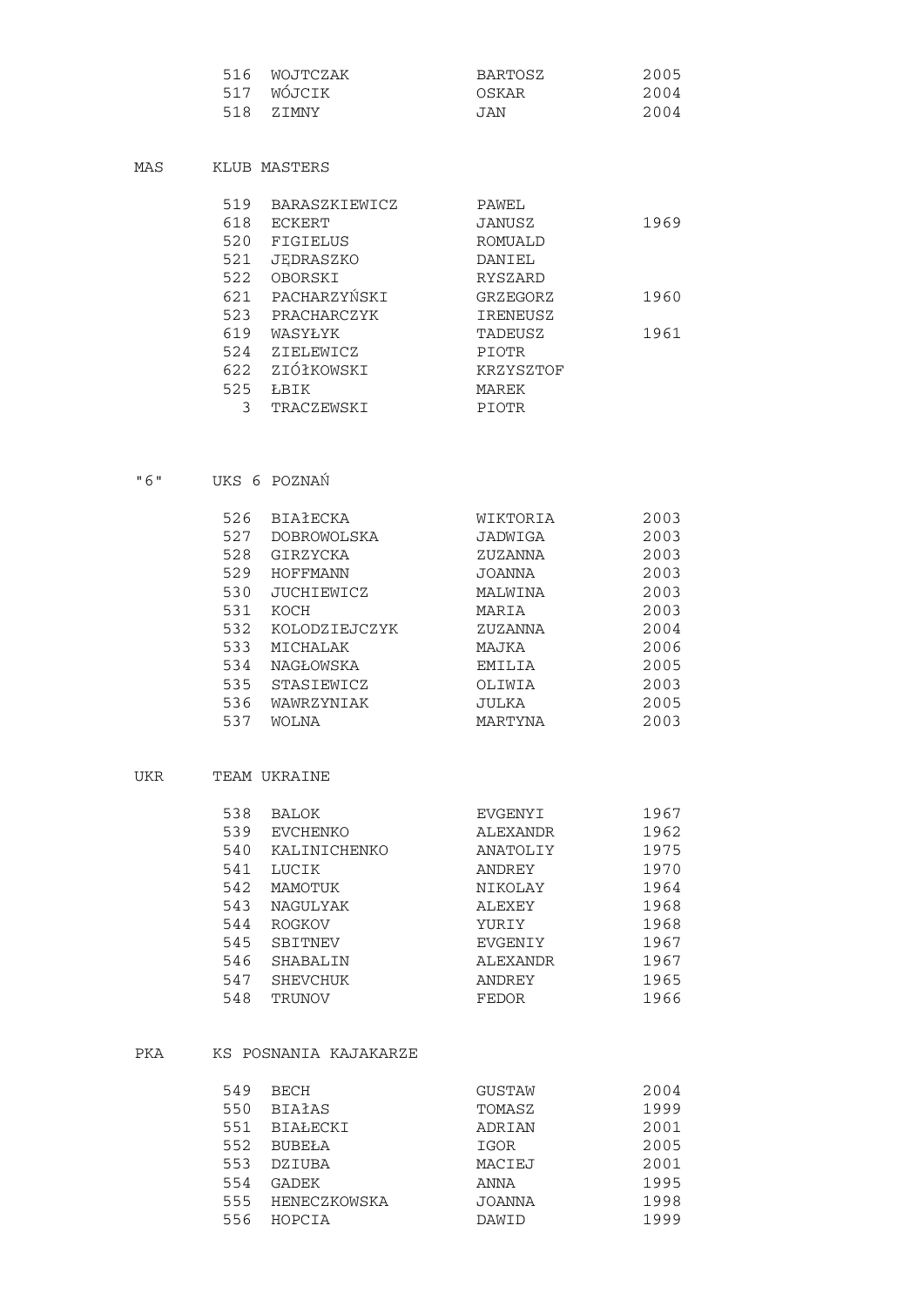| | | | |
|---|---|---|---|
| 516 | WOJTCZAK | BARTOSZ | 2005 |
| 517 | WÓJCIK | OSKAR | 2004 |
| 518 | ZIMNY | JAN | 2004 |

MAS KLUB MASTERS

| | | | |
|---|---|---|---|
| 519 | BARASZKIEWICZ | PAWEL | |
| 618 | ECKERT | JANUSZ | 1969 |
| 520 | FIGIELUS | ROMUALD | |
| 521 | JĘDRASZKO | DANIEL | |
| 522 | OBORSKI | RYSZARD | |
| 621 | PACHARZYŃSKI | GRZEGORZ | 1960 |
| 523 | PRACHARCZYK | IRENEUSZ | |
| 619 | WASYŁYK | TADEUSZ | 1961 |
| 524 | ZIELEWICZ | PIOTR | |
| 622 | ZIÓłKOWSKI | KRZYSZTOF | |
| 525 | ŁBIK | MAREK | |
| 3 | TRACZEWSKI | PIOTR | |

"6" UKS 6 POZNAŃ

| | | | |
|---|---|---|---|
| 526 | BIAłECKA | WIKTORIA | 2003 |
| 527 | DOBROWOLSKA | JADWIGA | 2003 |
| 528 | GIRZYCKA | ZUZANNA | 2003 |
| 529 | HOFFMANN | JOANNA | 2003 |
| 530 | JUCHIEWICZ | MALWINA | 2003 |
| 531 | KOCH | MARIA | 2003 |
| 532 | KOLODZIEJCZYK | ZUZANNA | 2004 |
| 533 | MICHALAK | MAJKA | 2006 |
| 534 | NAGŁOWSKA | EMILIA | 2005 |
| 535 | STASIEWICZ | OLIWIA | 2003 |
| 536 | WAWRZYNIAK | JULKA | 2005 |
| 537 | WOLNA | MARTYNA | 2003 |

UKR TEAM UKRAINE

| | | | |
|---|---|---|---|
| 538 | BALOK | EVGENYI | 1967 |
| 539 | EVCHENKO | ALEXANDR | 1962 |
| 540 | KALINICHENKO | ANATOLIY | 1975 |
| 541 | LUCIK | ANDREY | 1970 |
| 542 | MAMOTUK | NIKOLAY | 1964 |
| 543 | NAGULYAK | ALEXEY | 1968 |
| 544 | ROGKOV | YURIY | 1968 |
| 545 | SBITNEV | EVGENIY | 1967 |
| 546 | SHABALIN | ALEXANDR | 1967 |
| 547 | SHEVCHUK | ANDREY | 1965 |
| 548 | TRUNOV | FEDOR | 1966 |

PKA KS POSNANIA KAJAKARZE

| | | | |
|---|---|---|---|
| 549 | BECH | GUSTAW | 2004 |
| 550 | BIAłAS | TOMASZ | 1999 |
| 551 | BIAŁECKI | ADRIAN | 2001 |
| 552 | BUBEŁA | IGOR | 2005 |
| 553 | DZIUBA | MACIEJ | 2001 |
| 554 | GADEK | ANNA | 1995 |
| 555 | HENECZKOWSKA | JOANNA | 1998 |
| 556 | HOPCIA | DAWID | 1999 |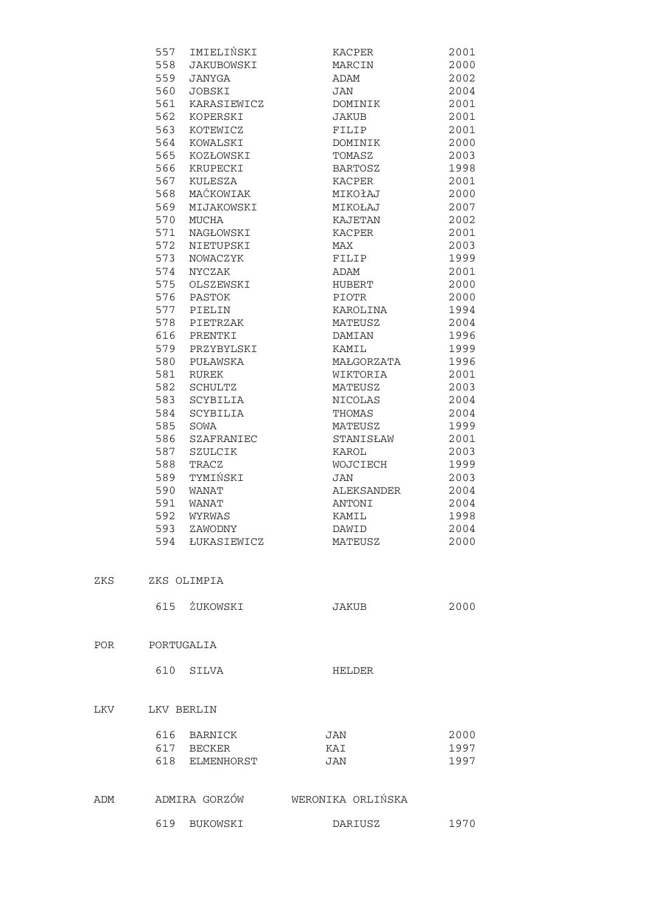| | | | |
|---|---|---|---|
| 557 | IMIELIŃSKI | KACPER | 2001 |
| 558 | JAKUBOWSKI | MARCIN | 2000 |
| 559 | JANYGA | ADAM | 2002 |
| 560 | JOBSKI | JAN | 2004 |
| 561 | KARASIEWICZ | DOMINIK | 2001 |
| 562 | KOPERSKI | JAKUB | 2001 |
| 563 | KOTEWICZ | FILIP | 2001 |
| 564 | KOWALSKI | DOMINIK | 2000 |
| 565 | KOZŁOWSKI | TOMASZ | 2003 |
| 566 | KRUPECKI | BARTOSZ | 1998 |
| 567 | KULESZA | KACPER | 2001 |
| 568 | MAĆKOWIAK | MIKOŁAJ | 2000 |
| 569 | MIJAKOWSKI | MIKOŁAJ | 2007 |
| 570 | MUCHA | KAJETAN | 2002 |
| 571 | NAGŁOWSKI | KACPER | 2001 |
| 572 | NIETUPSKI | MAX | 2003 |
| 573 | NOWACZYK | FILIP | 1999 |
| 574 | NYCZAK | ADAM | 2001 |
| 575 | OLSZEWSKI | HUBERT | 2000 |
| 576 | PASTOK | PIOTR | 2000 |
| 577 | PIELIN | KAROLINA | 1994 |
| 578 | PIETRZAK | MATEUSZ | 2004 |
| 616 | PRENTKI | DAMIAN | 1996 |
| 579 | PRZYBYLSKI | KAMIL | 1999 |
| 580 | PUŁAWSKA | MAŁGORZATA | 1996 |
| 581 | RUREK | WIKTORIA | 2001 |
| 582 | SCHULTZ | MATEUSZ | 2003 |
| 583 | SCYBILIA | NICOLAS | 2004 |
| 584 | SCYBILIA | THOMAS | 2004 |
| 585 | SOWA | MATEUSZ | 1999 |
| 586 | SZAFRANIEC | STANISŁAW | 2001 |
| 587 | SZULCIK | KAROL | 2003 |
| 588 | TRACZ | WOJCIECH | 1999 |
| 589 | TYMIŃSKI | JAN | 2003 |
| 590 | WANAT | ALEKSANDER | 2004 |
| 591 | WANAT | ANTONI | 2004 |
| 592 | WYRWAS | KAMIL | 1998 |
| 593 | ZAWODNY | DAWID | 2004 |
| 594 | ŁUKASIEWICZ | MATEUSZ | 2000 |

ZKS ZKS OLIMPIA

| | | | |
|---|---|---|---|
| 615 | ŻUKOWSKI | JAKUB | 2000 |

POR PORTUGALIA

| | | | |
|---|---|---|---|
| 610 | SILVA | HELDER | |

LKV LKV BERLIN

| | | | |
|---|---|---|---|
| 616 | BARNICK | JAN | 2000 |
| 617 | BECKER | KAI | 1997 |
| 618 | ELMENHORST | JAN | 1997 |

ADM ADMIRA GORZÓW WERONIKA ORLIŃSKA

| | | | |
|---|---|---|---|
| 619 | BUKOWSKI | DARIUSZ | 1970 |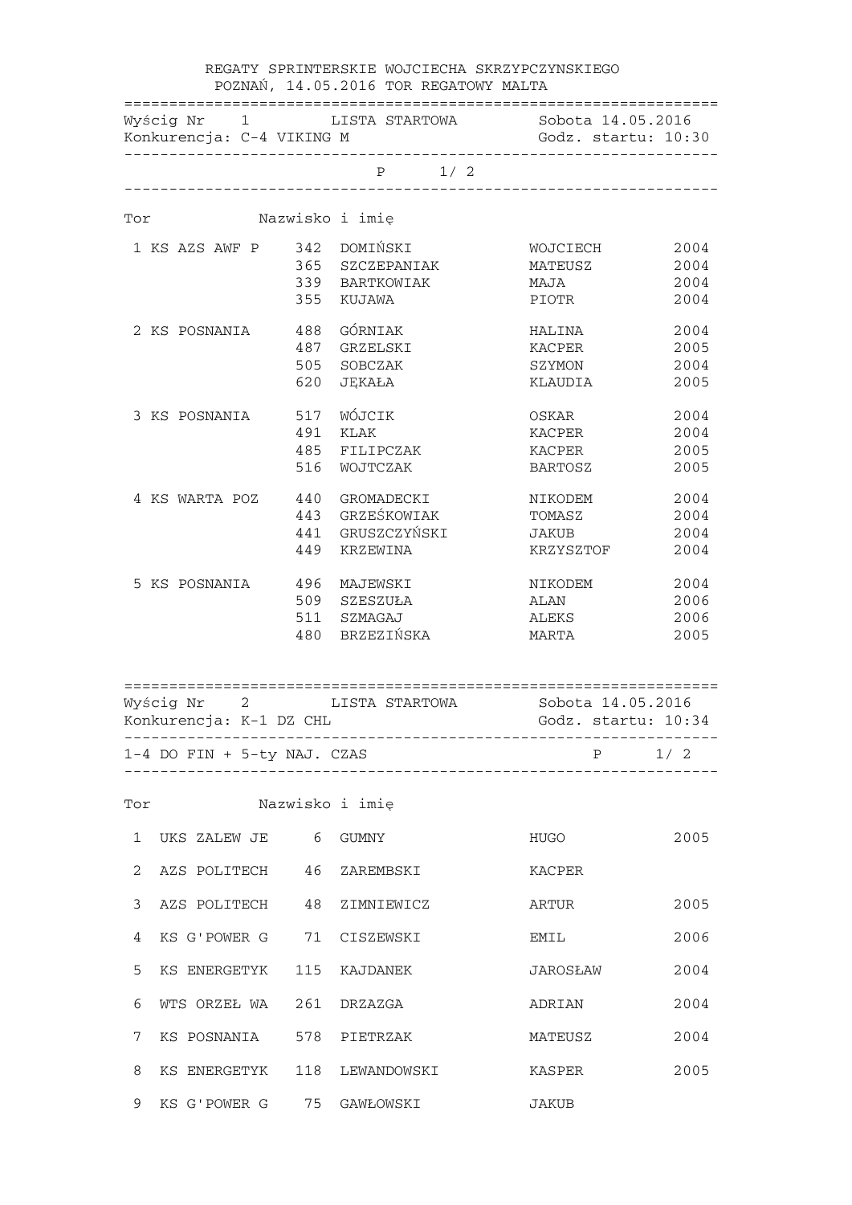REGATY SPRINTERSKIE WOJCIECHA SKRZYPCZYNSKIEGO
POZNAŃ, 14.05.2016 TOR REGATOWY MALTA

Wyścig Nr 1 LISTA STARTOWA Sobota 14.05.2016
Konkurencja: C-4 VIKING M Godz. startu: 10:30

P 1/ 2

| Tor | | Nr | Nazwisko i imię | | |
|---|---|---|---|---|---|
| 1 | KS AZS AWF P | 342 | DOMIŃSKI | WOJCIECH | 2004 |
| | | 365 | SZCZEPANIAK | MATEUSZ | 2004 |
| | | 339 | BARTKOWIAK | MAJA | 2004 |
| | | 355 | KUJAWA | PIOTR | 2004 |
| 2 | KS POSNANIA | 488 | GÓRNIAK | HALINA | 2004 |
| | | 487 | GRZELSKI | KACPER | 2005 |
| | | 505 | SOBCZAK | SZYMON | 2004 |
| | | 620 | JĘKAŁA | KLAUDIA | 2005 |
| 3 | KS POSNANIA | 517 | WÓJCIK | OSKAR | 2004 |
| | | 491 | KLAK | KACPER | 2004 |
| | | 485 | FILIPCZAK | KACPER | 2005 |
| | | 516 | WOJTCZAK | BARTOSZ | 2005 |
| 4 | KS WARTA POZ | 440 | GROMADECKI | NIKODEM | 2004 |
| | | 443 | GRZEŚKOWIAK | TOMASZ | 2004 |
| | | 441 | GRUSZCZYŃSKI | JAKUB | 2004 |
| | | 449 | KRZEWINA | KRZYSZTOF | 2004 |
| 5 | KS POSNANIA | 496 | MAJEWSKI | NIKODEM | 2004 |
| | | 509 | SZESZUŁA | ALAN | 2006 |
| | | 511 | SZMAGAJ | ALEKS | 2006 |
| | | 480 | BRZEZIŃSKA | MARTA | 2005 |

Wyścig Nr 2 LISTA STARTOWA Sobota 14.05.2016
Konkurencja: K-1 DZ CHL Godz. startu: 10:34

1-4 DO FIN + 5-ty NAJ. CZAS P 1/ 2

| Tor | | Nr | Nazwisko i imię | | |
|---|---|---|---|---|---|
| 1 | UKS ZALEW JE | 6 | GUMNY | HUGO | 2005 |
| 2 | AZS POLITECH | 46 | ZAREMBSKI | KACPER | |
| 3 | AZS POLITECH | 48 | ZIMNIEWICZ | ARTUR | 2005 |
| 4 | KS G'POWER G | 71 | CISZEWSKI | EMIL | 2006 |
| 5 | KS ENERGETYK | 115 | KAJDANEK | JAROSŁAW | 2004 |
| 6 | WTS ORZEŁ WA | 261 | DRZAZGA | ADRIAN | 2004 |
| 7 | KS POSNANIA | 578 | PIETRZAK | MATEUSZ | 2004 |
| 8 | KS ENERGETYK | 118 | LEWANDOWSKI | KASPER | 2005 |
| 9 | KS G'POWER G | 75 | GAWŁOWSKI | JAKUB | |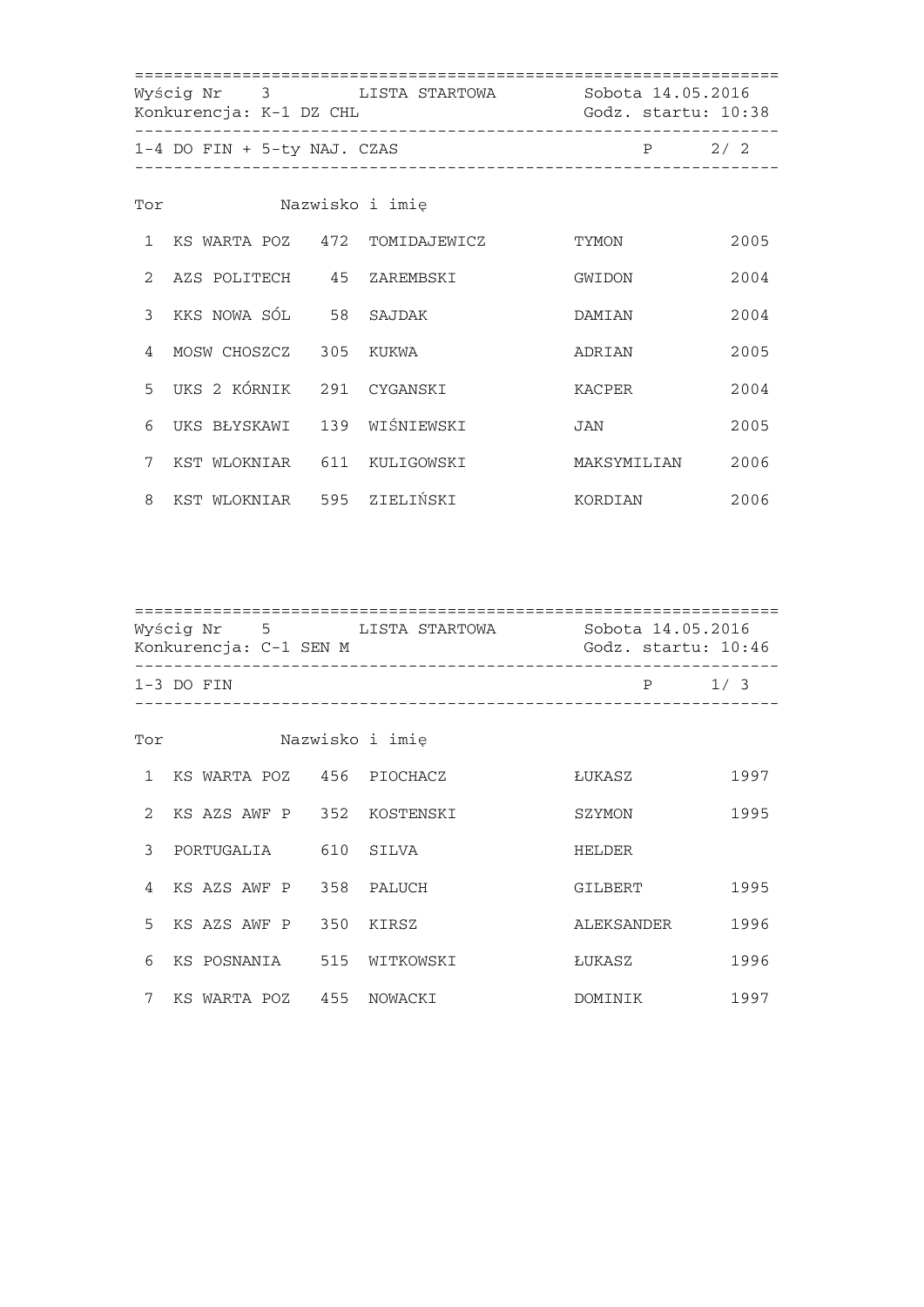Wyścig Nr 3 LISTA STARTOWA Sobota 14.05.2016
Konkurencja: K-1 DZ CHL Godz. startu: 10:38

1-4 DO FIN + 5-ty NAJ. CZAS P 2/ 2

| Tor | | Nazwisko i imię | | | |
|---|---|---|---|---|---|
| 1 | KS WARTA POZ | 472 | TOMIDAJEWICZ | TYMON | 2005 |
| 2 | AZS POLITECH | 45 | ZAREMBSKI | GWIDON | 2004 |
| 3 | KKS NOWA SÓL | 58 | SAJDAK | DAMIAN | 2004 |
| 4 | MOSW CHOSZCZ | 305 | KUKWA | ADRIAN | 2005 |
| 5 | UKS 2 KÓRNIK | 291 | CYGANSKI | KACPER | 2004 |
| 6 | UKS BŁYSKAWI | 139 | WIŚNIEWSKI | JAN | 2005 |
| 7 | KST WLOKNIAR | 611 | KULIGOWSKI | MAKSYMILIAN | 2006 |
| 8 | KST WLOKNIAR | 595 | ZIELIŃSKI | KORDIAN | 2006 |

Wyścig Nr 5 LISTA STARTOWA Sobota 14.05.2016
Konkurencja: C-1 SEN M Godz. startu: 10:46

1-3 DO FIN P 1/ 3

| Tor | | Nazwisko i imię | | | |
|---|---|---|---|---|---|
| 1 | KS WARTA POZ | 456 | PIOCHACZ | ŁUKASZ | 1997 |
| 2 | KS AZS AWF P | 352 | KOSTENSKI | SZYMON | 1995 |
| 3 | PORTUGALIA | 610 | SILVA | HELDER | |
| 4 | KS AZS AWF P | 358 | PALUCH | GILBERT | 1995 |
| 5 | KS AZS AWF P | 350 | KIRSZ | ALEKSANDER | 1996 |
| 6 | KS POSNANIA | 515 | WITKOWSKI | ŁUKASZ | 1996 |
| 7 | KS WARTA POZ | 455 | NOWACKI | DOMINIK | 1997 |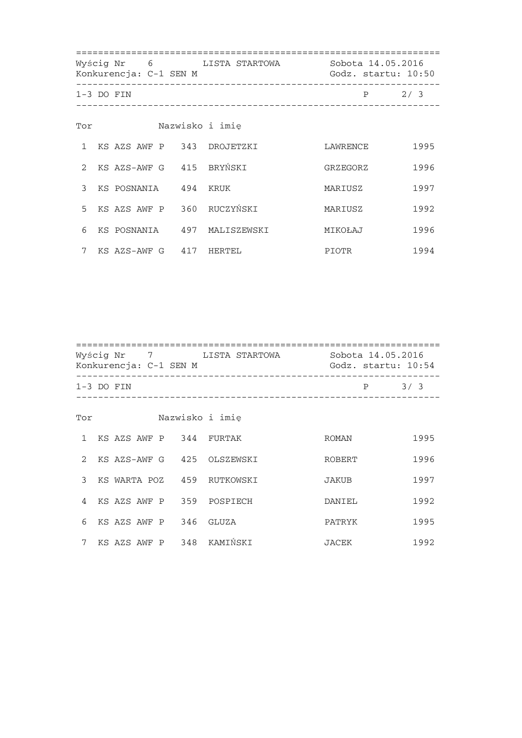Wyścig Nr 6 LISTA STARTOWA Sobota 14.05.2016

Konkurencja: C-1 SEN M Godz. startu: 10:50

1-3 DO FIN P 2/ 3

| Tor | | | Nazwisko i imię | | |
|---|---|---|---|---|---|
| 1 | KS AZS AWF P | 343 | DROJETZKI | LAWRENCE | 1995 |
| 2 | KS AZS-AWF G | 415 | BRYŃSKI | GRZEGORZ | 1996 |
| 3 | KS POSNANIA | 494 | KRUK | MARIUSZ | 1997 |
| 5 | KS AZS AWF P | 360 | RUCZYŃSKI | MARIUSZ | 1992 |
| 6 | KS POSNANIA | 497 | MALISZEWSKI | MIKOŁAJ | 1996 |
| 7 | KS AZS-AWF G | 417 | HERTEL | PIOTR | 1994 |

Wyścig Nr 7 LISTA STARTOWA Sobota 14.05.2016

Konkurencja: C-1 SEN M Godz. startu: 10:54

1-3 DO FIN P 3/ 3

| Tor | | | Nazwisko i imię | | |
|---|---|---|---|---|---|
| 1 | KS AZS AWF P | 344 | FURTAK | ROMAN | 1995 |
| 2 | KS AZS-AWF G | 425 | OLSZEWSKI | ROBERT | 1996 |
| 3 | KS WARTA POZ | 459 | RUTKOWSKI | JAKUB | 1997 |
| 4 | KS AZS AWF P | 359 | POSPIECH | DANIEL | 1992 |
| 6 | KS AZS AWF P | 346 | GLUZA | PATRYK | 1995 |
| 7 | KS AZS AWF P | 348 | KAMIŃSKI | JACEK | 1992 |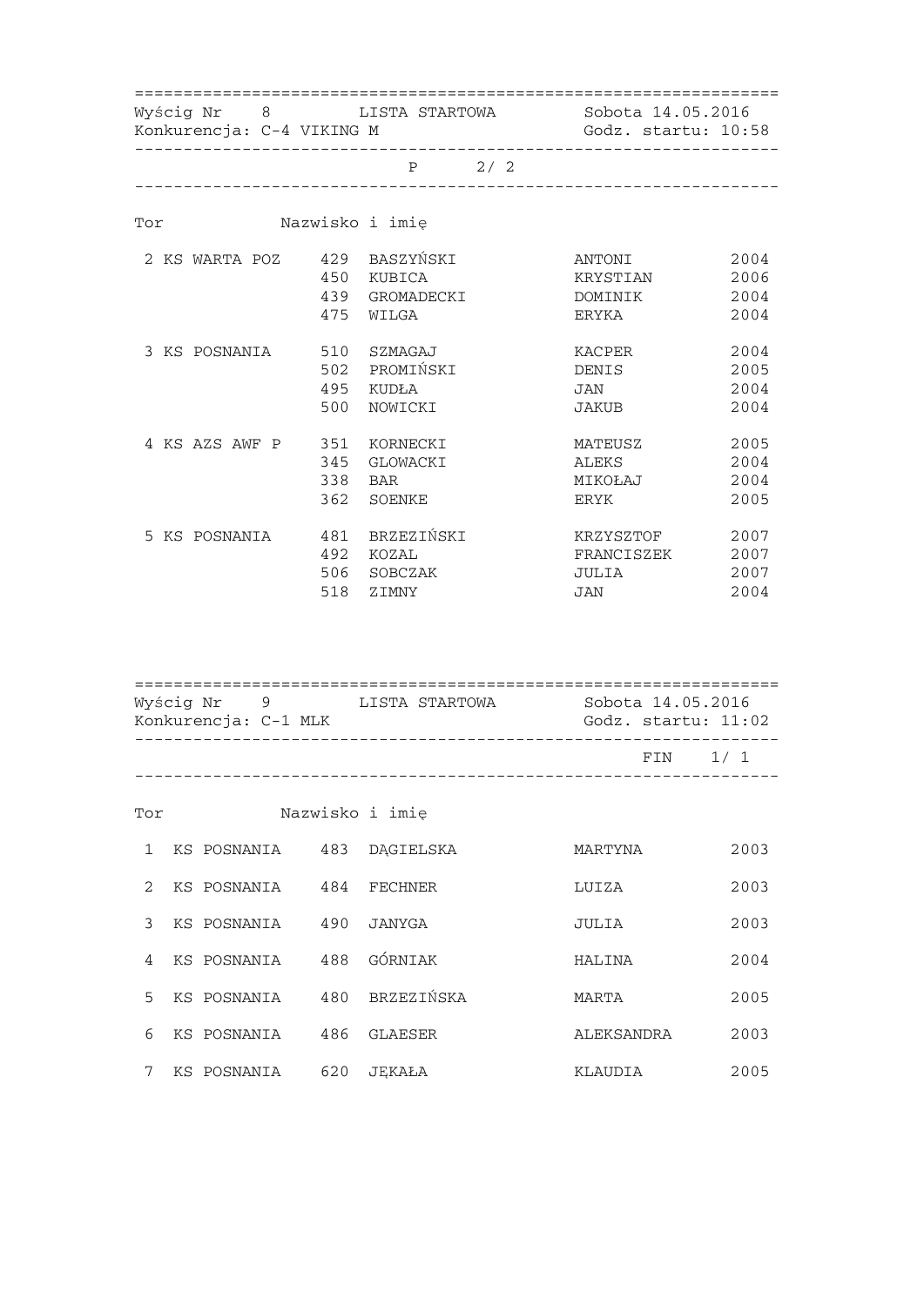Wyścig Nr 8 LISTA STARTOWA Sobota 14.05.2016
Konkurencja: C-4 VIKING M Godz. startu: 10:58

P 2/ 2

| Tor | | Nazwisko i imię | | |
|---|---|---|---|---|
| 2 KS WARTA POZ | 429 | BASZYŃSKI | ANTONI | 2004 |
| | 450 | KUBICA | KRYSTIAN | 2006 |
| | 439 | GROMADECKI | DOMINIK | 2004 |
| | 475 | WILGA | ERYKA | 2004 |
| 3 KS POSNANIA | 510 | SZMAGAJ | KACPER | 2004 |
| | 502 | PROMIŃSKI | DENIS | 2005 |
| | 495 | KUDŁA | JAN | 2004 |
| | 500 | NOWICKI | JAKUB | 2004 |
| 4 KS AZS AWF P | 351 | KORNECKI | MATEUSZ | 2005 |
| | 345 | GLOWACKI | ALEKS | 2004 |
| | 338 | BAR | MIKOŁAJ | 2004 |
| | 362 | SOENKE | ERYK | 2005 |
| 5 KS POSNANIA | 481 | BRZEZIŃSKI | KRZYSZTOF | 2007 |
| | 492 | KOZAL | FRANCISZEK | 2007 |
| | 506 | SOBCZAK | JULIA | 2007 |
| | 518 | ZIMNY | JAN | 2004 |

Wyścig Nr 9 LISTA STARTOWA Sobota 14.05.2016
Konkurencja: C-1 MLK Godz. startu: 11:02

FIN 1/ 1

| Tor | | | Nazwisko i imię | | |
|---|---|---|---|---|---|
| 1 | KS POSNANIA | 483 | DĄGIELSKA | MARTYNA | 2003 |
| 2 | KS POSNANIA | 484 | FECHNER | LUIZA | 2003 |
| 3 | KS POSNANIA | 490 | JANYGA | JULIA | 2003 |
| 4 | KS POSNANIA | 488 | GÓRNIAK | HALINA | 2004 |
| 5 | KS POSNANIA | 480 | BRZEZIŃSKA | MARTA | 2005 |
| 6 | KS POSNANIA | 486 | GLAESER | ALEKSANDRA | 2003 |
| 7 | KS POSNANIA | 620 | JĘKAŁA | KLAUDIA | 2005 |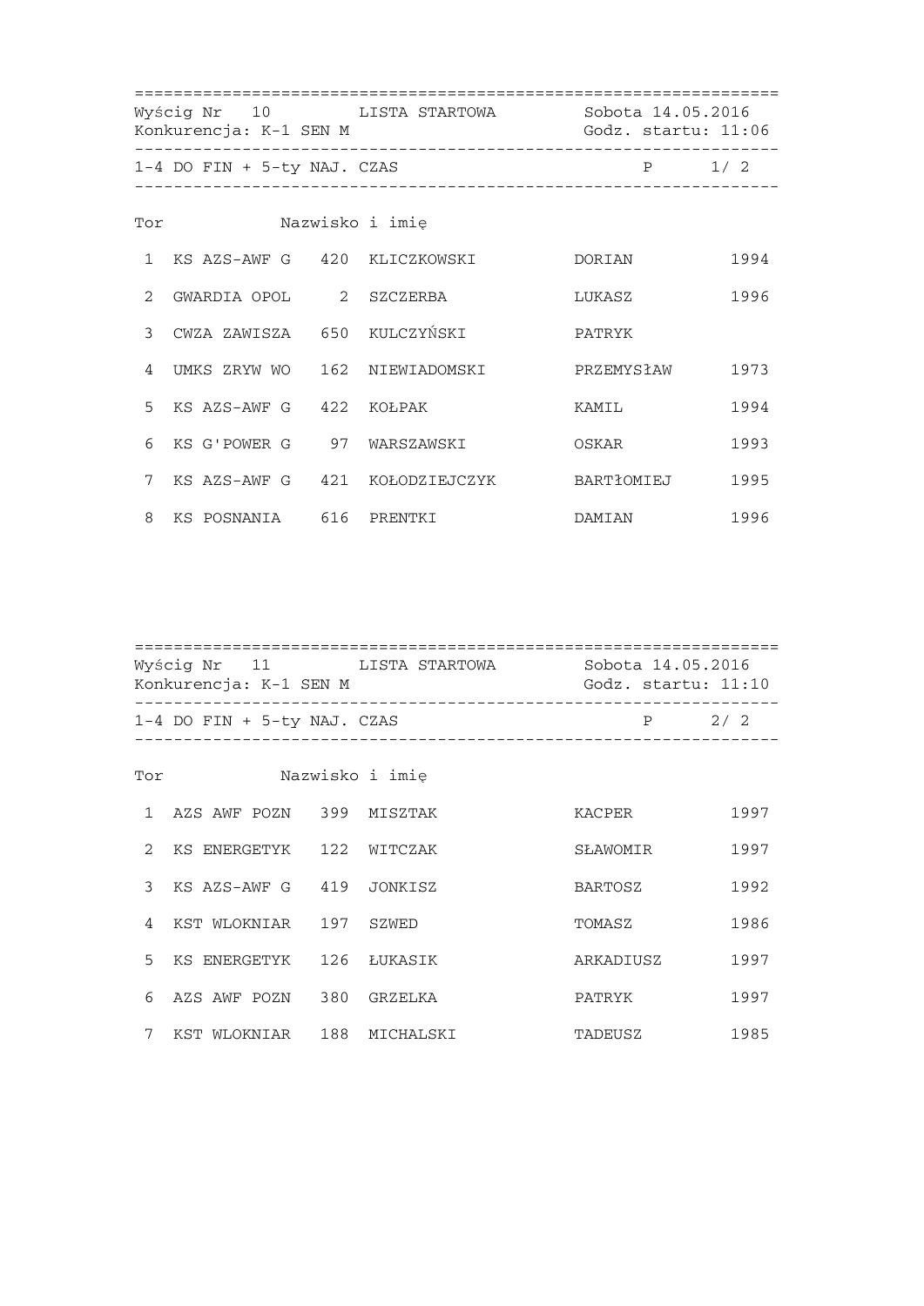Wyścig Nr 10 LISTA STARTOWA Sobota 14.05.2016
Konkurencja: K-1 SEN M Godz. startu: 11:06

1-4 DO FIN + 5-ty NAJ. CZAS P 1/ 2

| Tor | | | Nazwisko i imię | | |
|---|---|---|---|---|---|
| 1 | KS AZS-AWF G | 420 | KLICZKOWSKI | DORIAN | 1994 |
| 2 | GWARDIA OPOL | 2 | SZCZERBA | LUKASZ | 1996 |
| 3 | CWZA ZAWISZA | 650 | KULCZYŃSKI | PATRYK | |
| 4 | UMKS ZRYW WO | 162 | NIEWIADOMSKI | PRZEMYSłAW | 1973 |
| 5 | KS AZS-AWF G | 422 | KOŁPAK | KAMIL | 1994 |
| 6 | KS G'POWER G | 97 | WARSZAWSKI | OSKAR | 1993 |
| 7 | KS AZS-AWF G | 421 | KOŁODZIEJCZYK | BARTłOMIEJ | 1995 |
| 8 | KS POSNANIA | 616 | PRENTKI | DAMIAN | 1996 |

Wyścig Nr 11 LISTA STARTOWA Sobota 14.05.2016
Konkurencja: K-1 SEN M Godz. startu: 11:10

1-4 DO FIN + 5-ty NAJ. CZAS P 2/ 2

| Tor | | | Nazwisko i imię | | |
|---|---|---|---|---|---|
| 1 | AZS AWF POZN | 399 | MISZTAK | KACPER | 1997 |
| 2 | KS ENERGETYK | 122 | WITCZAK | SŁAWOMIR | 1997 |
| 3 | KS AZS-AWF G | 419 | JONKISZ | BARTOSZ | 1992 |
| 4 | KST WLOKNIAR | 197 | SZWED | TOMASZ | 1986 |
| 5 | KS ENERGETYK | 126 | ŁUKASIK | ARKADIUSZ | 1997 |
| 6 | AZS AWF POZN | 380 | GRZELKA | PATRYK | 1997 |
| 7 | KST WLOKNIAR | 188 | MICHALSKI | TADEUSZ | 1985 |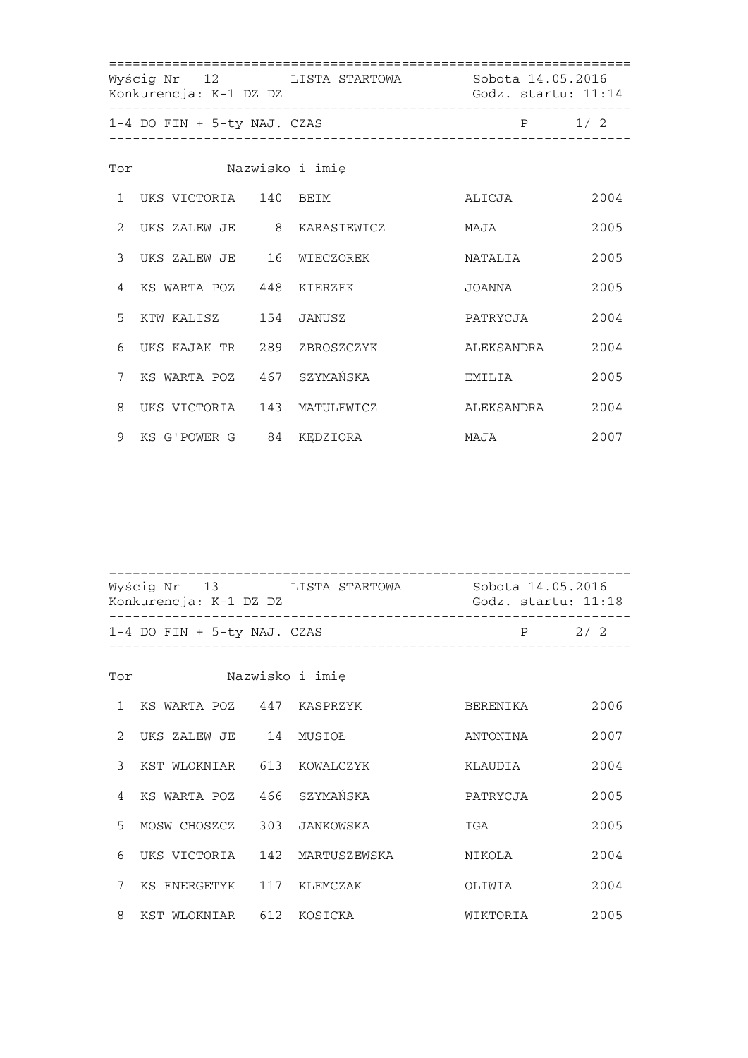Wyścig Nr 12 LISTA STARTOWA Sobota 14.05.2016
Konkurencja: K-1 DZ DZ Godz. startu: 11:14

1-4 DO FIN + 5-ty NAJ. CZAS P 1/ 2

| Tor | | | Nazwisko i imię | | |
|---|---|---|---|---|---|
| 1 | UKS VICTORIA | 140 | BEIM | ALICJA | 2004 |
| 2 | UKS ZALEW JE | 8 | KARASIEWICZ | MAJA | 2005 |
| 3 | UKS ZALEW JE | 16 | WIECZOREK | NATALIA | 2005 |
| 4 | KS WARTA POZ | 448 | KIERZEK | JOANNA | 2005 |
| 5 | KTW KALISZ | 154 | JANUSZ | PATRYCJA | 2004 |
| 6 | UKS KAJAK TR | 289 | ZBROSZCZYK | ALEKSANDRA | 2004 |
| 7 | KS WARTA POZ | 467 | SZYMAŃSKA | EMILIA | 2005 |
| 8 | UKS VICTORIA | 143 | MATULEWICZ | ALEKSANDRA | 2004 |
| 9 | KS G'POWER G | 84 | KĘDZIORA | MAJA | 2007 |

Wyścig Nr 13 LISTA STARTOWA Sobota 14.05.2016
Konkurencja: K-1 DZ DZ Godz. startu: 11:18

1-4 DO FIN + 5-ty NAJ. CZAS P 2/ 2

| Tor | | | Nazwisko i imię | | |
|---|---|---|---|---|---|
| 1 | KS WARTA POZ | 447 | KASPRZYK | BERENIKA | 2006 |
| 2 | UKS ZALEW JE | 14 | MUSIOŁ | ANTONINA | 2007 |
| 3 | KST WLOKNIAR | 613 | KOWALCZYK | KLAUDIA | 2004 |
| 4 | KS WARTA POZ | 466 | SZYMAŃSKA | PATRYCJA | 2005 |
| 5 | MOSW CHOSZCZ | 303 | JANKOWSKA | IGA | 2005 |
| 6 | UKS VICTORIA | 142 | MARTUSZEWSKA | NIKOLA | 2004 |
| 7 | KS ENERGETYK | 117 | KLEMCZAK | OLIWIA | 2004 |
| 8 | KST WLOKNIAR | 612 | KOSICKA | WIKTORIA | 2005 |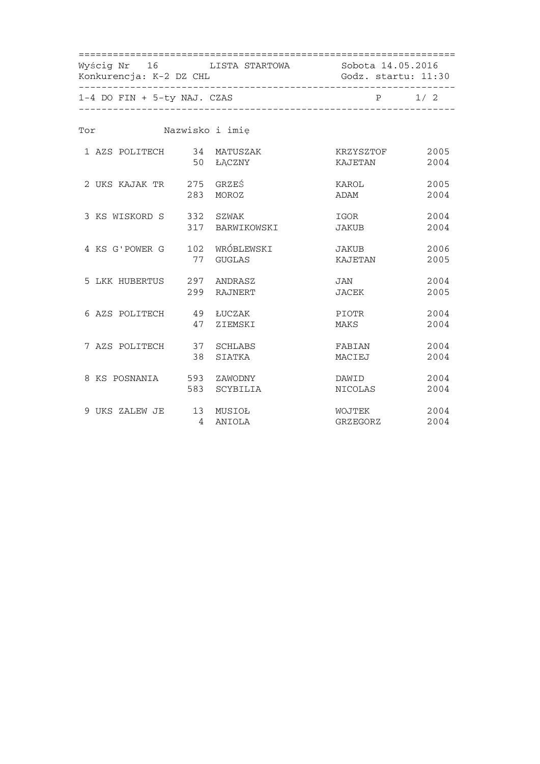Wyścig Nr 16 LISTA STARTOWA Sobota 14.05.2016
Konkurencja: K-2 DZ CHL Godz. startu: 11:30

1-4 DO FIN + 5-ty NAJ. CZAS P 1/ 2

| Tor | | Nazwisko i imię | | | |
|---|---|---|---|---|---|
| 1 AZS POLITECH | 34 | MATUSZAK | KRZYSZTOF | 2005 |
| | 50 | ŁĄCZNY | KAJETAN | 2004 |
| 2 UKS KAJAK TR | 275 | GRZEŚ | KAROL | 2005 |
| | 283 | MOROZ | ADAM | 2004 |
| 3 KS WISKORD S | 332 | SZWAK | IGOR | 2004 |
| | 317 | BARWIKOWSKI | JAKUB | 2004 |
| 4 KS G'POWER G | 102 | WRÓBLEWSKI | JAKUB | 2006 |
| | 77 | GUGLAS | KAJETAN | 2005 |
| 5 LKK HUBERTUS | 297 | ANDRASZ | JAN | 2004 |
| | 299 | RAJNERT | JACEK | 2005 |
| 6 AZS POLITECH | 49 | ŁUCZAK | PIOTR | 2004 |
| | 47 | ZIEMSKI | MAKS | 2004 |
| 7 AZS POLITECH | 37 | SCHLABS | FABIAN | 2004 |
| | 38 | SIATKA | MACIEJ | 2004 |
| 8 KS POSNANIA | 593 | ZAWODNY | DAWID | 2004 |
| | 583 | SCYBILIA | NICOLAS | 2004 |
| 9 UKS ZALEW JE | 13 | MUSIOŁ | WOJTEK | 2004 |
| | 4 | ANIOLA | GRZEGORZ | 2004 |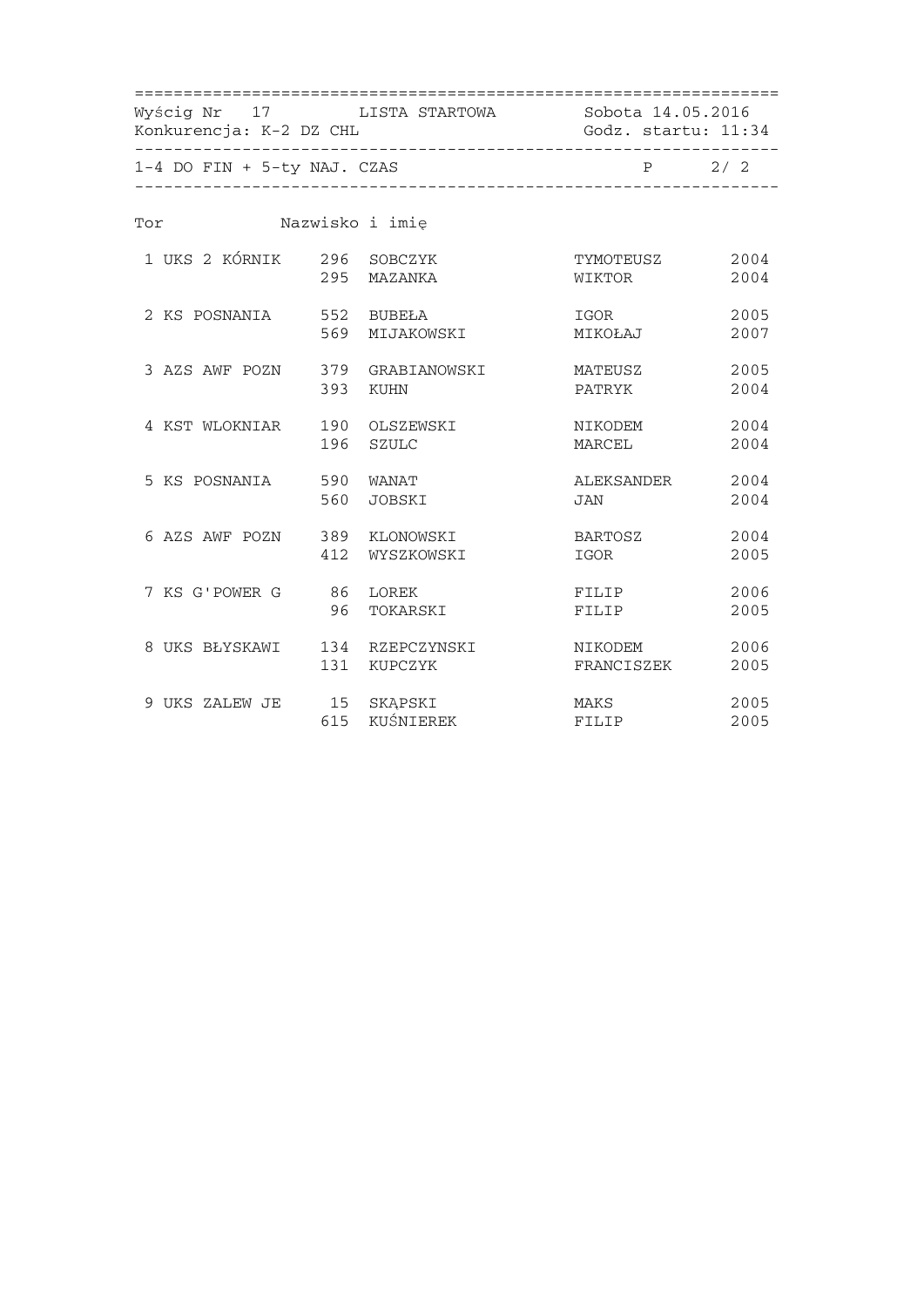Wyścig Nr 17 LISTA STARTOWA Sobota 14.05.2016
Konkurencja: K-2 DZ CHL Godz. startu: 11:34

1-4 DO FIN + 5-ty NAJ. CZAS P 2/ 2

| Tor | | Nazwisko i imię | | | |
|---|---|---|---|---|---|
| 1 | UKS 2 KÓRNIK | 296 | SOBCZYK | TYMOTEUSZ | 2004 |
| | | 295 | MAZANKA | WIKTOR | 2004 |
| 2 | KS POSNANIA | 552 | BUBEŁA | IGOR | 2005 |
| | | 569 | MIJAKOWSKI | MIKOŁAJ | 2007 |
| 3 | AZS AWF POZN | 379 | GRABIANOWSKI | MATEUSZ | 2005 |
| | | 393 | KUHN | PATRYK | 2004 |
| 4 | KST WLOKNIAR | 190 | OLSZEWSKI | NIKODEM | 2004 |
| | | 196 | SZULC | MARCEL | 2004 |
| 5 | KS POSNANIA | 590 | WANAT | ALEKSANDER | 2004 |
| | | 560 | JOBSKI | JAN | 2004 |
| 6 | AZS AWF POZN | 389 | KLONOWSKI | BARTOSZ | 2004 |
| | | 412 | WYSZKOWSKI | IGOR | 2005 |
| 7 | KS G'POWER G | 86 | LOREK | FILIP | 2006 |
| | | 96 | TOKARSKI | FILIP | 2005 |
| 8 | UKS BŁYSKAWI | 134 | RZEPCZYNSKI | NIKODEM | 2006 |
| | | 131 | KUPCZYK | FRANCISZEK | 2005 |
| 9 | UKS ZALEW JE | 15 | SKĄPSKI | MAKS | 2005 |
| | | 615 | KUŚNIEREK | FILIP | 2005 |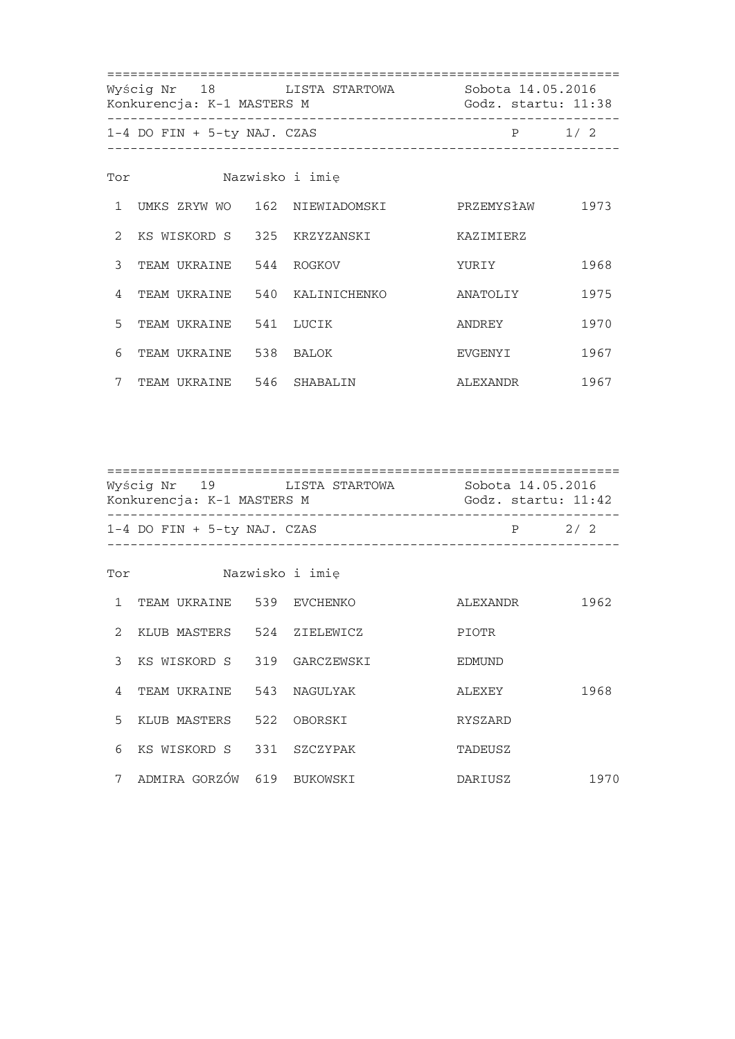Wyścig Nr 18 LISTA STARTOWA Sobota 14.05.2016
Konkurencja: K-1 MASTERS M Godz. startu: 11:38

1-4 DO FIN + 5-ty NAJ. CZAS P 1/ 2

| Tor | | Nazwisko i imię | | | |
|---|---|---|---|---|---|
| 1 | UMKS ZRYW WO | 162 | NIEWIADOMSKI | PRZEMYSłAW | 1973 |
| 2 | KS WISKORD S | 325 | KRZYZANSKI | KAZIMIERZ | |
| 3 | TEAM UKRAINE | 544 | ROGKOV | YURIY | 1968 |
| 4 | TEAM UKRAINE | 540 | KALINICHENKO | ANATOLIY | 1975 |
| 5 | TEAM UKRAINE | 541 | LUCIK | ANDREY | 1970 |
| 6 | TEAM UKRAINE | 538 | BALOK | EVGENYI | 1967 |
| 7 | TEAM UKRAINE | 546 | SHABALIN | ALEXANDR | 1967 |

Wyścig Nr 19 LISTA STARTOWA Sobota 14.05.2016
Konkurencja: K-1 MASTERS M Godz. startu: 11:42

1-4 DO FIN + 5-ty NAJ. CZAS P 2/ 2

| Tor | | Nazwisko i imię | | | |
|---|---|---|---|---|---|
| 1 | TEAM UKRAINE | 539 | EVCHENKO | ALEXANDR | 1962 |
| 2 | KLUB MASTERS | 524 | ZIELEWICZ | PIOTR | |
| 3 | KS WISKORD S | 319 | GARCZEWSKI | EDMUND | |
| 4 | TEAM UKRAINE | 543 | NAGULYAK | ALEXEY | 1968 |
| 5 | KLUB MASTERS | 522 | OBORSKI | RYSZARD | |
| 6 | KS WISKORD S | 331 | SZCZYPAK | TADEUSZ | |
| 7 | ADMIRA GORZÓW | 619 | BUKOWSKI | DARIUSZ | 1970 |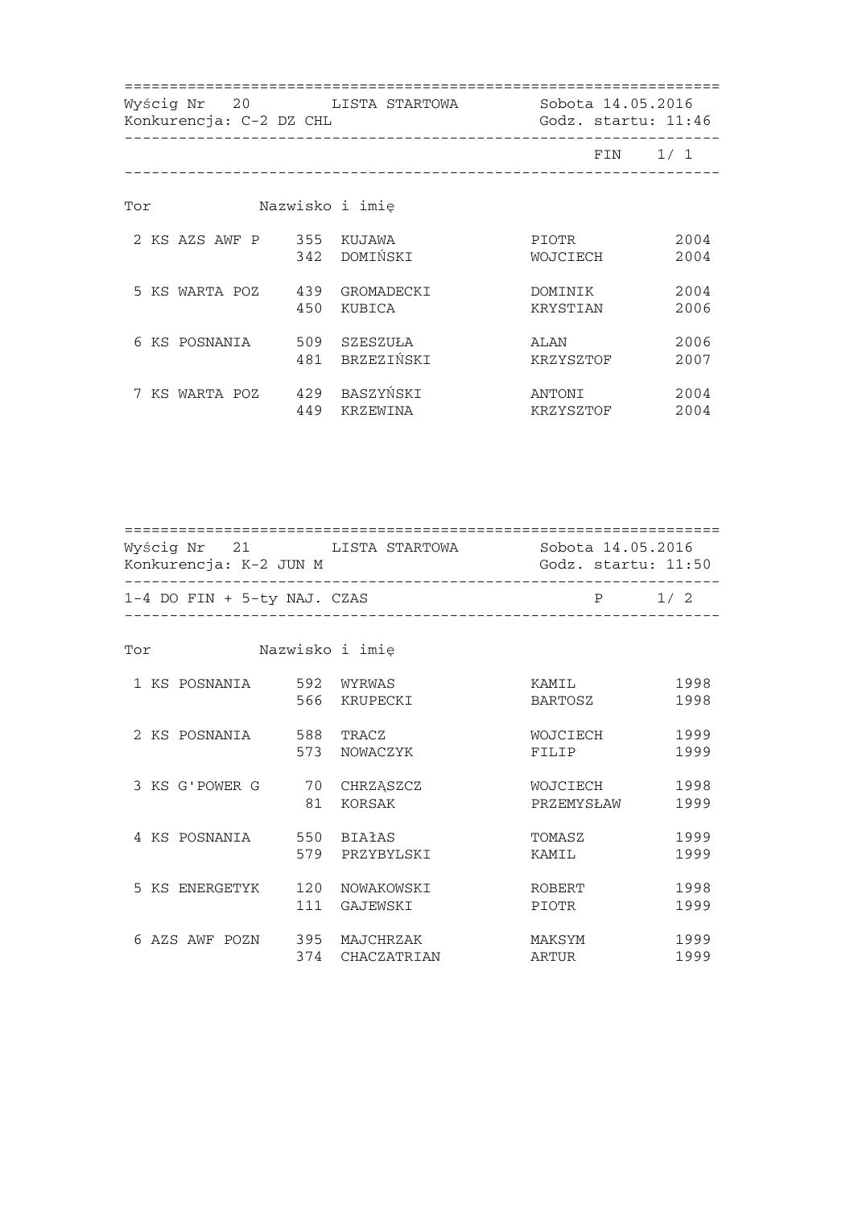Wyścig Nr 20 LISTA STARTOWA Sobota 14.05.2016
Konkurencja: C-2 DZ CHL Godz. startu: 11:46

FIN 1/ 1

| Tor | | Nr | Nazwisko i imię | | |
|---|---|---|---|---|---|
| 2 | KS AZS AWF P | 355 | KUJAWA | PIOTR | 2004 |
| | | 342 | DOMIŃSKI | WOJCIECH | 2004 |
| 5 | KS WARTA POZ | 439 | GROMADECKI | DOMINIK | 2004 |
| | | 450 | KUBICA | KRYSTIAN | 2006 |
| 6 | KS POSNANIA | 509 | SZESZUŁA | ALAN | 2006 |
| | | 481 | BRZEZIŃSKI | KRZYSZTOF | 2007 |
| 7 | KS WARTA POZ | 429 | BASZYŃSKI | ANTONI | 2004 |
| | | 449 | KRZEWINA | KRZYSZTOF | 2004 |

Wyścig Nr 21 LISTA STARTOWA Sobota 14.05.2016
Konkurencja: K-2 JUN M Godz. startu: 11:50

1-4 DO FIN + 5-ty NAJ. CZAS P 1/ 2

| Tor | | Nr | Nazwisko i imię | | |
|---|---|---|---|---|---|
| 1 | KS POSNANIA | 592 | WYRWAS | KAMIL | 1998 |
| | | 566 | KRUPECKI | BARTOSZ | 1998 |
| 2 | KS POSNANIA | 588 | TRACZ | WOJCIECH | 1999 |
| | | 573 | NOWACZYK | FILIP | 1999 |
| 3 | KS G'POWER G | 70 | CHRZĄSZCZ | WOJCIECH | 1998 |
| | | 81 | KORSAK | PRZEMYSŁAW | 1999 |
| 4 | KS POSNANIA | 550 | BIAłAS | TOMASZ | 1999 |
| | | 579 | PRZYBYLSKI | KAMIL | 1999 |
| 5 | KS ENERGETYK | 120 | NOWAKOWSKI | ROBERT | 1998 |
| | | 111 | GAJEWSKI | PIOTR | 1999 |
| 6 | AZS AWF POZN | 395 | MAJCHRZAK | MAKSYM | 1999 |
| | | 374 | CHACZATRIAN | ARTUR | 1999 |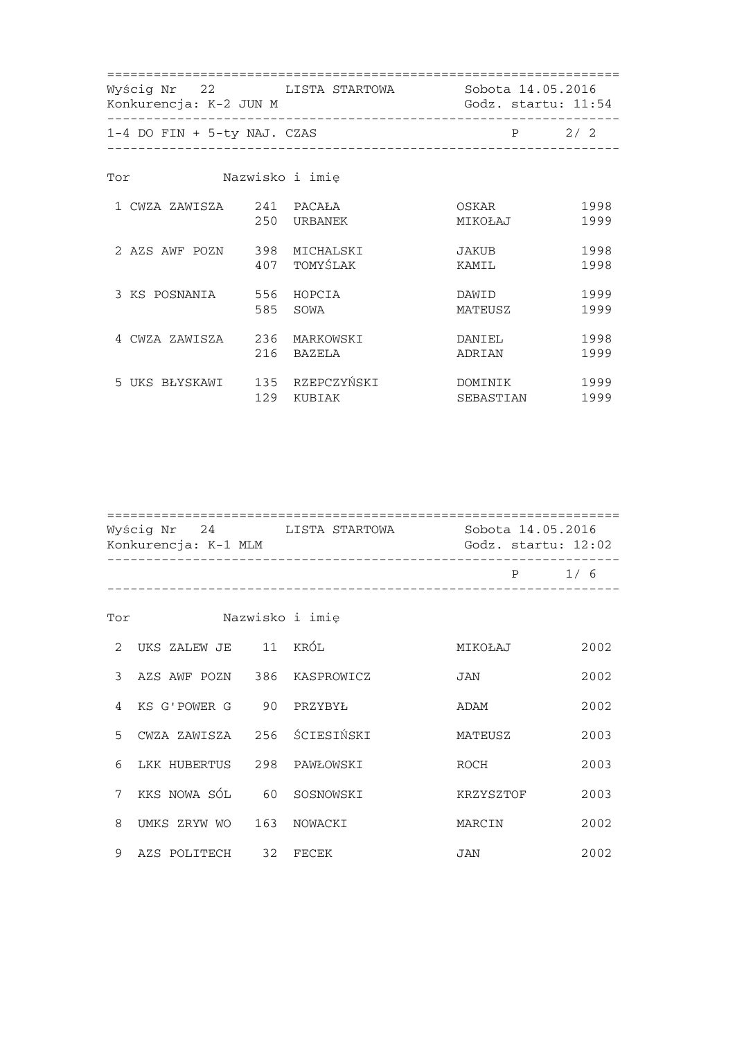Wyścig Nr 22 LISTA STARTOWA Sobota 14.05.2016
Konkurencja: K-2 JUN M Godz. startu: 11:54

1-4 DO FIN + 5-ty NAJ. CZAS P 2/ 2

| Tor | Klub | Nr | Nazwisko i imię | | Rok |
|---|---|---|---|---|---|
| 1 | CWZA ZAWISZA | 241 | PACAŁA | OSKAR | 1998 |
| | | 250 | URBANEK | MIKOŁAJ | 1999 |
| 2 | AZS AWF POZN | 398 | MICHALSKI | JAKUB | 1998 |
| | | 407 | TOMYŚLAK | KAMIL | 1998 |
| 3 | KS POSNANIA | 556 | HOPCIA | DAWID | 1999 |
| | | 585 | SOWA | MATEUSZ | 1999 |
| 4 | CWZA ZAWISZA | 236 | MARKOWSKI | DANIEL | 1998 |
| | | 216 | BAZELA | ADRIAN | 1999 |
| 5 | UKS BŁYSKAWI | 135 | RZEPCZYŃSKI | DOMINIK | 1999 |
| | | 129 | KUBIAK | SEBASTIAN | 1999 |

Wyścig Nr 24 LISTA STARTOWA Sobota 14.05.2016
Konkurencja: K-1 MLM Godz. startu: 12:02

P 1/ 6

| Tor | Klub | Nr | Nazwisko i imię | | Rok |
|---|---|---|---|---|---|
| 2 | UKS ZALEW JE | 11 | KRÓL | MIKOŁAJ | 2002 |
| 3 | AZS AWF POZN | 386 | KASPROWICZ | JAN | 2002 |
| 4 | KS G'POWER G | 90 | PRZYBYŁ | ADAM | 2002 |
| 5 | CWZA ZAWISZA | 256 | ŚCIESIŃSKI | MATEUSZ | 2003 |
| 6 | LKK HUBERTUS | 298 | PAWŁOWSKI | ROCH | 2003 |
| 7 | KKS NOWA SÓL | 60 | SOSNOWSKI | KRZYSZTOF | 2003 |
| 8 | UMKS ZRYW WO | 163 | NOWACKI | MARCIN | 2002 |
| 9 | AZS POLITECH | 32 | FECEK | JAN | 2002 |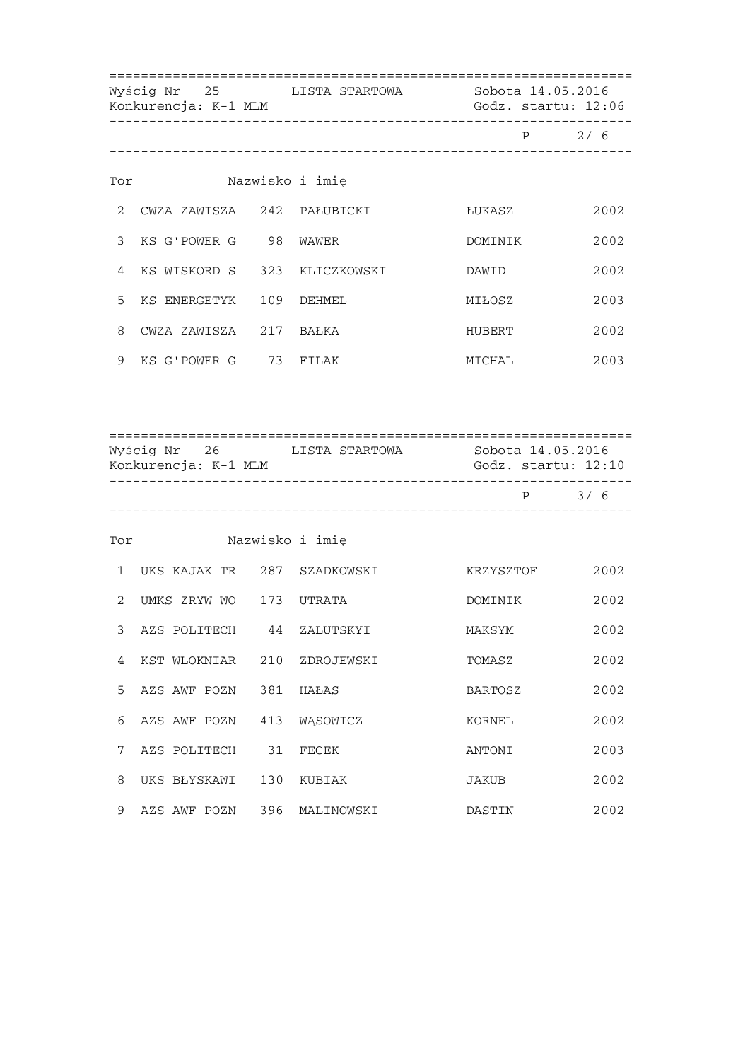Wyścig Nr 25 LISTA STARTOWA Sobota 14.05.2016
Konkurencja: K-1 MLM Godz. startu: 12:06

P 2/ 6

| Tor | | | Nazwisko i imię | | |
|---|---|---|---|---|---|
| 2 | CWZA ZAWISZA | 242 | PAŁUBICKI | ŁUKASZ | 2002 |
| 3 | KS G'POWER G | 98 | WAWER | DOMINIK | 2002 |
| 4 | KS WISKORD S | 323 | KLICZKOWSKI | DAWID | 2002 |
| 5 | KS ENERGETYK | 109 | DEHMEL | MIŁOSZ | 2003 |
| 8 | CWZA ZAWISZA | 217 | BAŁKA | HUBERT | 2002 |
| 9 | KS G'POWER G | 73 | FILAK | MICHAL | 2003 |

Wyścig Nr 26 LISTA STARTOWA Sobota 14.05.2016
Konkurencja: K-1 MLM Godz. startu: 12:10

P 3/ 6

| Tor | | | Nazwisko i imię | | |
|---|---|---|---|---|---|
| 1 | UKS KAJAK TR | 287 | SZADKOWSKI | KRZYSZTOF | 2002 |
| 2 | UMKS ZRYW WO | 173 | UTRATA | DOMINIK | 2002 |
| 3 | AZS POLITECH | 44 | ZALUTSKYI | MAKSYM | 2002 |
| 4 | KST WLOKNIAR | 210 | ZDROJEWSKI | TOMASZ | 2002 |
| 5 | AZS AWF POZN | 381 | HAŁAS | BARTOSZ | 2002 |
| 6 | AZS AWF POZN | 413 | WĄSOWICZ | KORNEL | 2002 |
| 7 | AZS POLITECH | 31 | FECEK | ANTONI | 2003 |
| 8 | UKS BŁYSKAWI | 130 | KUBIAK | JAKUB | 2002 |
| 9 | AZS AWF POZN | 396 | MALINOWSKI | DASTIN | 2002 |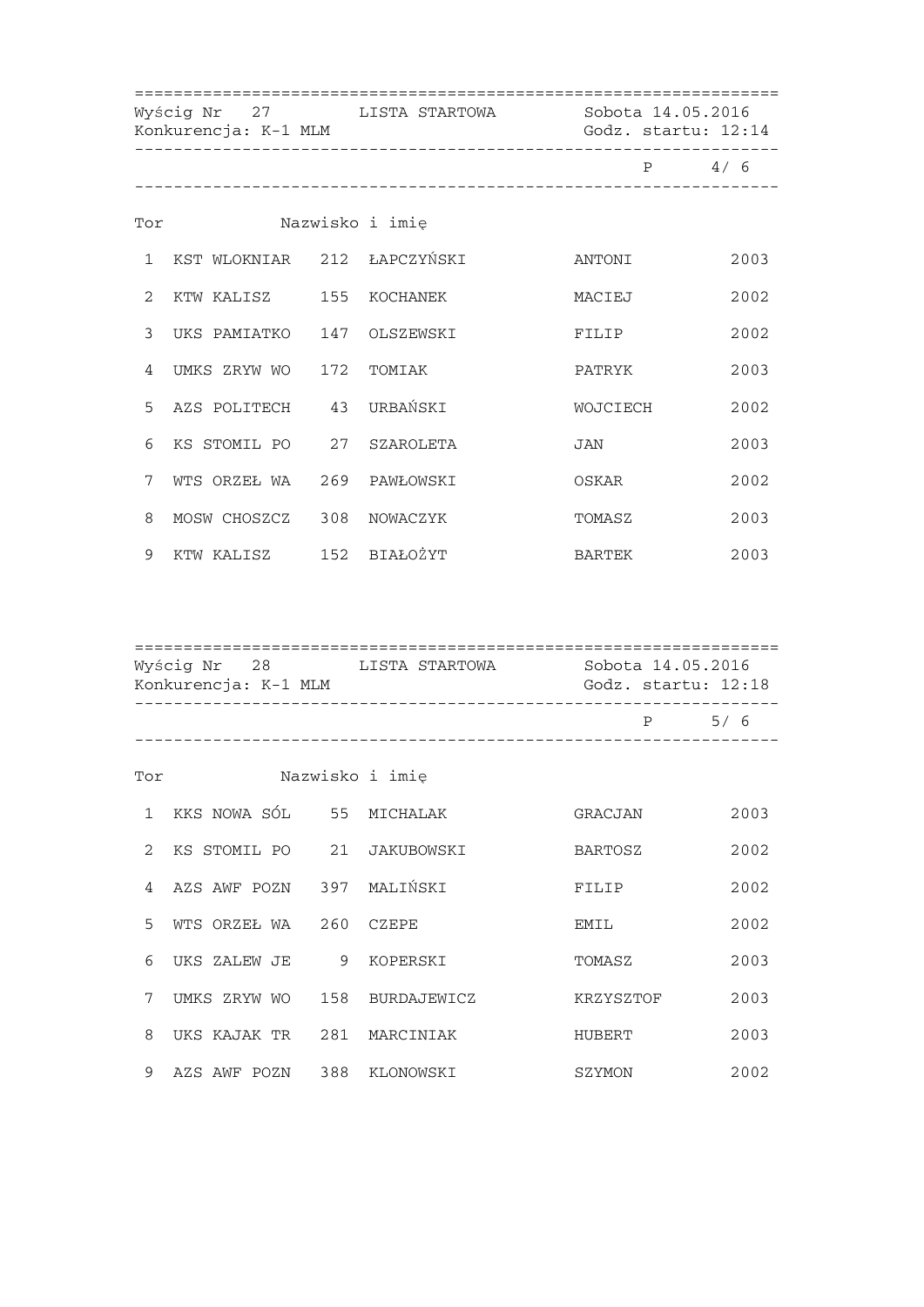Wyścig Nr 27 LISTA STARTOWA Sobota 14.05.2016
Konkurencja: K-1 MLM Godz. startu: 12:14

P 4/ 6

| Tor | | | Nazwisko i imię | | |
|---|---|---|---|---|---|
| 1 | KST WLOKNIAR | 212 | ŁAPCZYŃSKI | ANTONI | 2003 |
| 2 | KTW KALISZ | 155 | KOCHANEK | MACIEJ | 2002 |
| 3 | UKS PAMIATKO | 147 | OLSZEWSKI | FILIP | 2002 |
| 4 | UMKS ZRYW WO | 172 | TOMIAK | PATRYK | 2003 |
| 5 | AZS POLITECH | 43 | URBAŃSKI | WOJCIECH | 2002 |
| 6 | KS STOMIL PO | 27 | SZAROLETA | JAN | 2003 |
| 7 | WTS ORZEŁ WA | 269 | PAWŁOWSKI | OSKAR | 2002 |
| 8 | MOSW CHOSZCZ | 308 | NOWACZYK | TOMASZ | 2003 |
| 9 | KTW KALISZ | 152 | BIAŁOŻYT | BARTEK | 2003 |

Wyścig Nr 28 LISTA STARTOWA Sobota 14.05.2016
Konkurencja: K-1 MLM Godz. startu: 12:18

P 5/ 6

| Tor | | | Nazwisko i imię | | |
|---|---|---|---|---|---|
| 1 | KKS NOWA SÓL | 55 | MICHALAK | GRACJAN | 2003 |
| 2 | KS STOMIL PO | 21 | JAKUBOWSKI | BARTOSZ | 2002 |
| 4 | AZS AWF POZN | 397 | MALIŃSKI | FILIP | 2002 |
| 5 | WTS ORZEŁ WA | 260 | CZEPE | EMIL | 2002 |
| 6 | UKS ZALEW JE | 9 | KOPERSKI | TOMASZ | 2003 |
| 7 | UMKS ZRYW WO | 158 | BURDAJEWICZ | KRZYSZTOF | 2003 |
| 8 | UKS KAJAK TR | 281 | MARCINIAK | HUBERT | 2003 |
| 9 | AZS AWF POZN | 388 | KLONOWSKI | SZYMON | 2002 |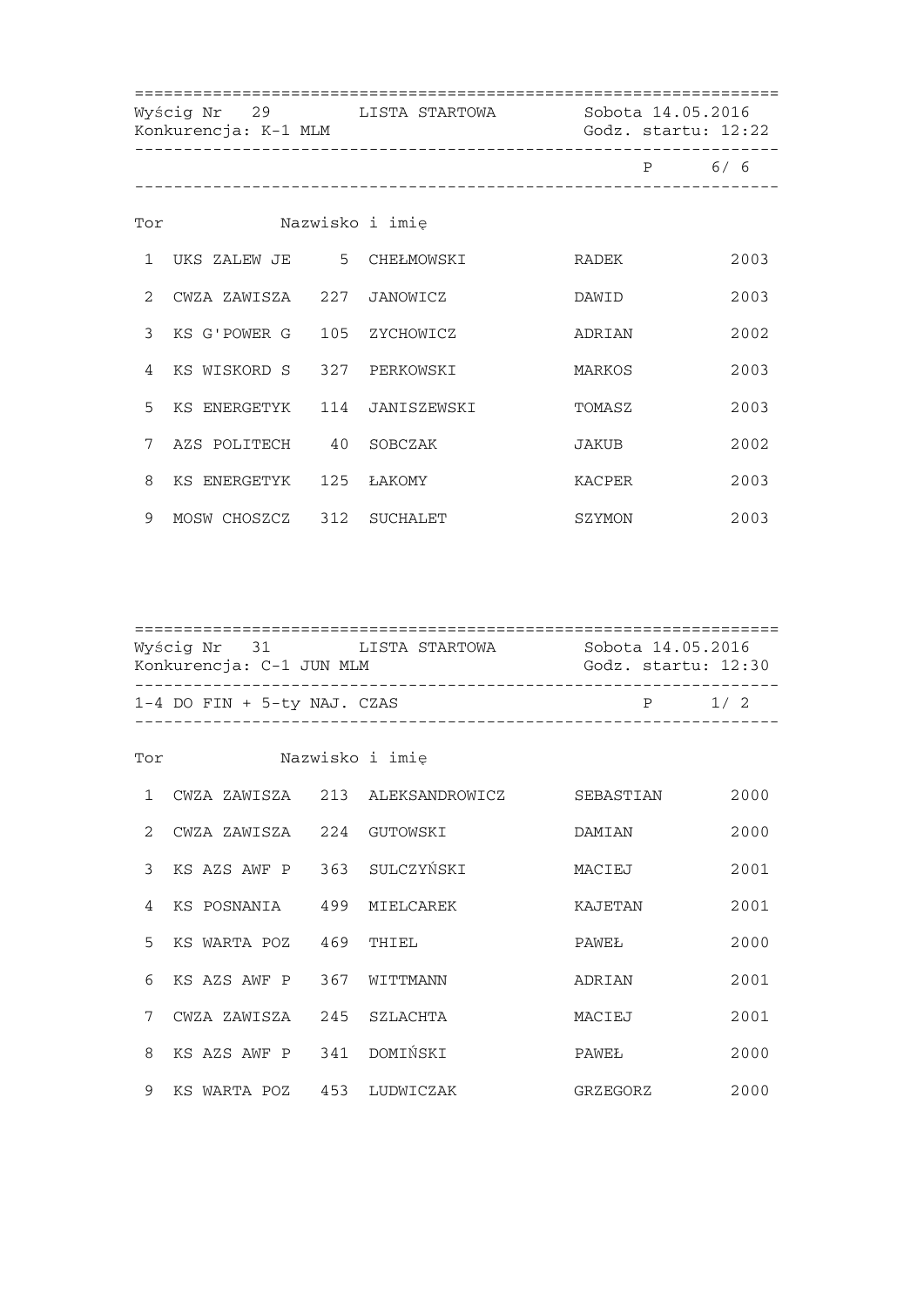Wyścig Nr 29 LISTA STARTOWA Sobota 14.05.2016
Konkurencja: K-1 MLM Godz. startu: 12:22

P 6/ 6

| Tor | | | Nazwisko i imię | | |
|---|---|---|---|---|---|
| 1 | UKS ZALEW JE | 5 | CHEŁMOWSKI | RADEK | 2003 |
| 2 | CWZA ZAWISZA | 227 | JANOWICZ | DAWID | 2003 |
| 3 | KS G'POWER G | 105 | ZYCHOWICZ | ADRIAN | 2002 |
| 4 | KS WISKORD S | 327 | PERKOWSKI | MARKOS | 2003 |
| 5 | KS ENERGETYK | 114 | JANISZEWSKI | TOMASZ | 2003 |
| 7 | AZS POLITECH | 40 | SOBCZAK | JAKUB | 2002 |
| 8 | KS ENERGETYK | 125 | ŁAKOMY | KACPER | 2003 |
| 9 | MOSW CHOSZCZ | 312 | SUCHALET | SZYMON | 2003 |

Wyścig Nr 31 LISTA STARTOWA Sobota 14.05.2016
Konkurencja: C-1 JUN MLM Godz. startu: 12:30

1-4 DO FIN + 5-ty NAJ. CZAS P 1/ 2

| Tor | | | Nazwisko i imię | | |
|---|---|---|---|---|---|
| 1 | CWZA ZAWISZA | 213 | ALEKSANDROWICZ | SEBASTIAN | 2000 |
| 2 | CWZA ZAWISZA | 224 | GUTOWSKI | DAMIAN | 2000 |
| 3 | KS AZS AWF P | 363 | SULCZYŃSKI | MACIEJ | 2001 |
| 4 | KS POSNANIA | 499 | MIELCAREK | KAJETAN | 2001 |
| 5 | KS WARTA POZ | 469 | THIEL | PAWEŁ | 2000 |
| 6 | KS AZS AWF P | 367 | WITTMANN | ADRIAN | 2001 |
| 7 | CWZA ZAWISZA | 245 | SZLACHTA | MACIEJ | 2001 |
| 8 | KS AZS AWF P | 341 | DOMIŃSKI | PAWEŁ | 2000 |
| 9 | KS WARTA POZ | 453 | LUDWICZAK | GRZEGORZ | 2000 |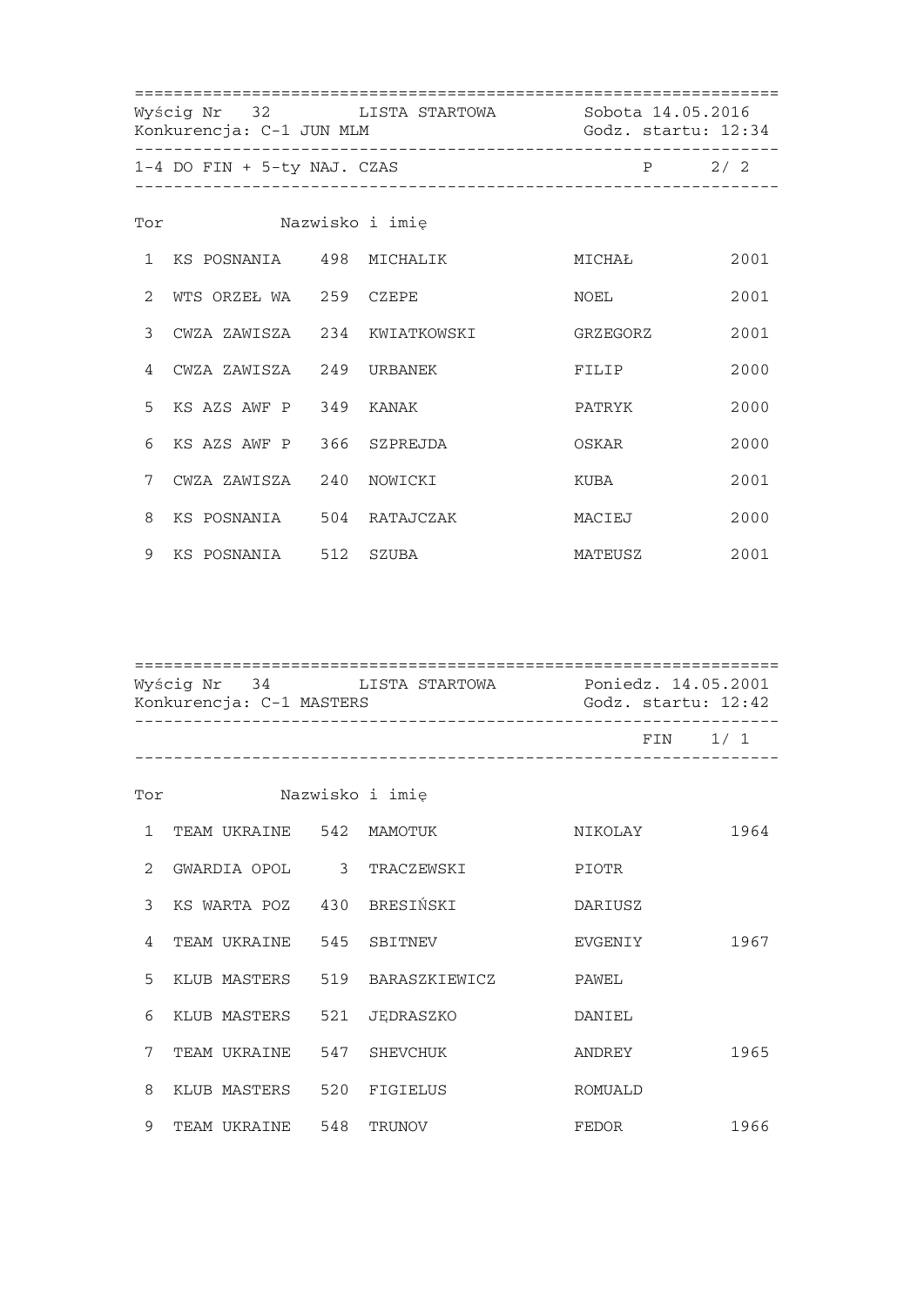Wyścig Nr 32 LISTA STARTOWA Sobota 14.05.2016
Konkurencja: C-1 JUN MLM Godz. startu: 12:34

1-4 DO FIN + 5-ty NAJ. CZAS P 2/ 2

| Tor | | | Nazwisko i imię | | |
|---|---|---|---|---|---|
| 1 | KS POSNANIA | 498 | MICHALIK | MICHAŁ | 2001 |
| 2 | WTS ORZEŁ WA | 259 | CZEPE | NOEL | 2001 |
| 3 | CWZA ZAWISZA | 234 | KWIATKOWSKI | GRZEGORZ | 2001 |
| 4 | CWZA ZAWISZA | 249 | URBANEK | FILIP | 2000 |
| 5 | KS AZS AWF P | 349 | KANAK | PATRYK | 2000 |
| 6 | KS AZS AWF P | 366 | SZPREJDA | OSKAR | 2000 |
| 7 | CWZA ZAWISZA | 240 | NOWICKI | KUBA | 2001 |
| 8 | KS POSNANIA | 504 | RATAJCZAK | MACIEJ | 2000 |
| 9 | KS POSNANIA | 512 | SZUBA | MATEUSZ | 2001 |

Wyścig Nr 34 LISTA STARTOWA Poniedz. 14.05.2001
Konkurencja: C-1 MASTERS Godz. startu: 12:42

FIN 1/ 1

| Tor | | | Nazwisko i imię | | |
|---|---|---|---|---|---|
| 1 | TEAM UKRAINE | 542 | MAMOTUK | NIKOLAY | 1964 |
| 2 | GWARDIA OPOL | 3 | TRACZEWSKI | PIOTR | |
| 3 | KS WARTA POZ | 430 | BRESIŃSKI | DARIUSZ | |
| 4 | TEAM UKRAINE | 545 | SBITNEV | EVGENIY | 1967 |
| 5 | KLUB MASTERS | 519 | BARASZKIEWICZ | PAWEL | |
| 6 | KLUB MASTERS | 521 | JĘDRASZKO | DANIEL | |
| 7 | TEAM UKRAINE | 547 | SHEVCHUK | ANDREY | 1965 |
| 8 | KLUB MASTERS | 520 | FIGIELUS | ROMUALD | |
| 9 | TEAM UKRAINE | 548 | TRUNOV | FEDOR | 1966 |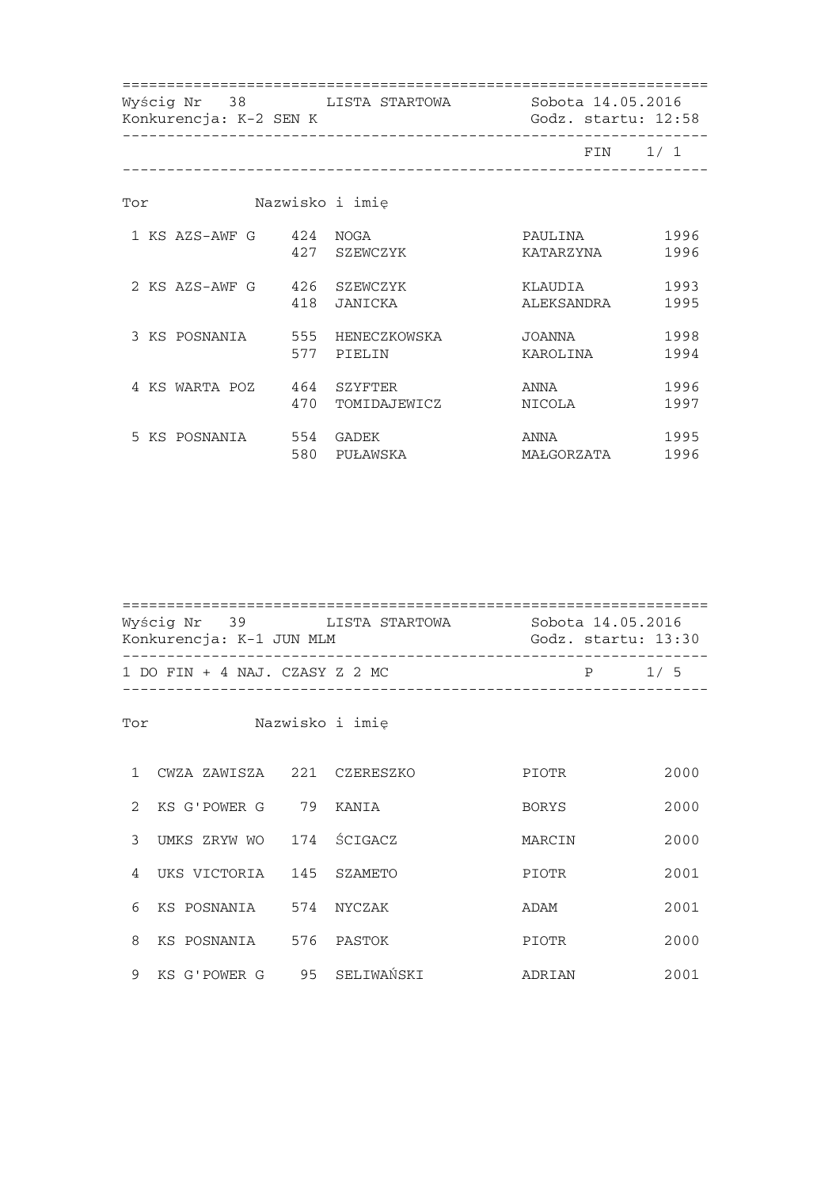Wyścig Nr 38 LISTA STARTOWA Sobota 14.05.2016
Konkurencja: K-2 SEN K Godz. startu: 12:58

FIN 1/ 1

| Tor | | Nr | Nazwisko i imię | | |
|---|---|---|---|---|---|
| 1 | KS AZS-AWF G | 424 | NOGA | PAULINA | 1996 |
| | | 427 | SZEWCZYK | KATARZYNA | 1996 |
| 2 | KS AZS-AWF G | 426 | SZEWCZYK | KLAUDIA | 1993 |
| | | 418 | JANICKA | ALEKSANDRA | 1995 |
| 3 | KS POSNANIA | 555 | HENECZKOWSKA | JOANNA | 1998 |
| | | 577 | PIELIN | KAROLINA | 1994 |
| 4 | KS WARTA POZ | 464 | SZYFTER | ANNA | 1996 |
| | | 470 | TOMIDAJEWICZ | NICOLA | 1997 |
| 5 | KS POSNANIA | 554 | GADEK | ANNA | 1995 |
| | | 580 | PUŁAWSKA | MAŁGORZATA | 1996 |

Wyścig Nr 39 LISTA STARTOWA Sobota 14.05.2016
Konkurencja: K-1 JUN MLM Godz. startu: 13:30

1 DO FIN + 4 NAJ. CZASY Z 2 MC P 1/ 5

| Tor | | Nr | Nazwisko i imię | | |
|---|---|---|---|---|---|
| 1 | CWZA ZAWISZA | 221 | CZERESZKO | PIOTR | 2000 |
| 2 | KS G'POWER G | 79 | KANIA | BORYS | 2000 |
| 3 | UMKS ZRYW WO | 174 | ŚCIGACZ | MARCIN | 2000 |
| 4 | UKS VICTORIA | 145 | SZAMETO | PIOTR | 2001 |
| 6 | KS POSNANIA | 574 | NYCZAK | ADAM | 2001 |
| 8 | KS POSNANIA | 576 | PASTOK | PIOTR | 2000 |
| 9 | KS G'POWER G | 95 | SELIWAŃSKI | ADRIAN | 2001 |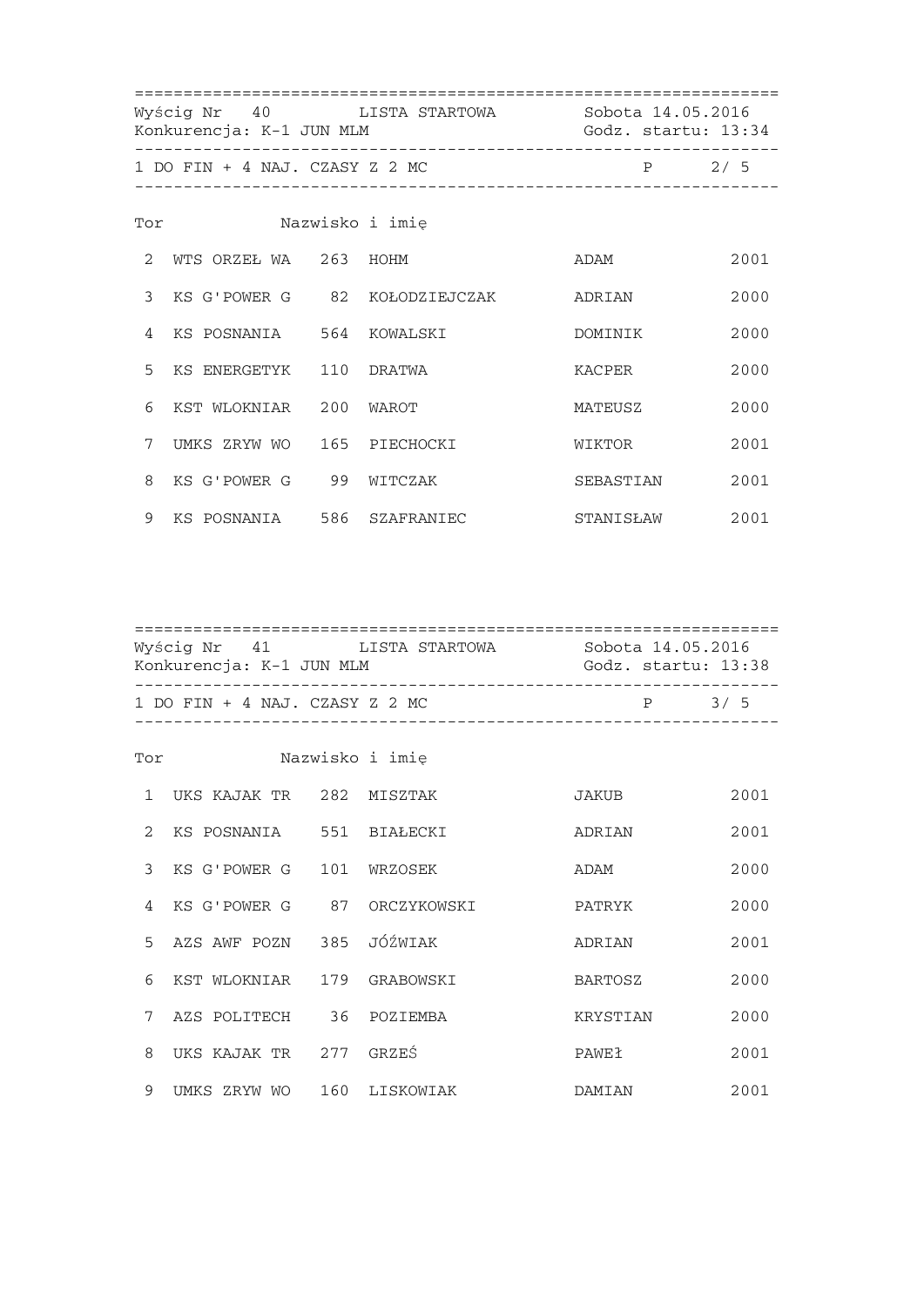Wyścig Nr 40 LISTA STARTOWA Sobota 14.05.2016
Konkurencja: K-1 JUN MLM Godz. startu: 13:34

1 DO FIN + 4 NAJ. CZASY Z 2 MC P 2/ 5

| Tor | | | Nazwisko i imię | | |
|---|---|---|---|---|---|
| 2 | WTS ORZEŁ WA | 263 | HOHM | ADAM | 2001 |
| 3 | KS G'POWER G | 82 | KOŁODZIEJCZAK | ADRIAN | 2000 |
| 4 | KS POSNANIA | 564 | KOWALSKI | DOMINIK | 2000 |
| 5 | KS ENERGETYK | 110 | DRATWA | KACPER | 2000 |
| 6 | KST WLOKNIAR | 200 | WAROT | MATEUSZ | 2000 |
| 7 | UMKS ZRYW WO | 165 | PIECHOCKI | WIKTOR | 2001 |
| 8 | KS G'POWER G | 99 | WITCZAK | SEBASTIAN | 2001 |
| 9 | KS POSNANIA | 586 | SZAFRANIEC | STANISŁAW | 2001 |

Wyścig Nr 41 LISTA STARTOWA Sobota 14.05.2016
Konkurencja: K-1 JUN MLM Godz. startu: 13:38

1 DO FIN + 4 NAJ. CZASY Z 2 MC P 3/ 5

| Tor | | | Nazwisko i imię | | |
|---|---|---|---|---|---|
| 1 | UKS KAJAK TR | 282 | MISZTAK | JAKUB | 2001 |
| 2 | KS POSNANIA | 551 | BIAŁECKI | ADRIAN | 2001 |
| 3 | KS G'POWER G | 101 | WRZOSEK | ADAM | 2000 |
| 4 | KS G'POWER G | 87 | ORCZYKOWSKI | PATRYK | 2000 |
| 5 | AZS AWF POZN | 385 | JÓŹWIAK | ADRIAN | 2001 |
| 6 | KST WLOKNIAR | 179 | GRABOWSKI | BARTOSZ | 2000 |
| 7 | AZS POLITECH | 36 | POZIEMBA | KRYSTIAN | 2000 |
| 8 | UKS KAJAK TR | 277 | GRZEŚ | PAWEŁ | 2001 |
| 9 | UMKS ZRYW WO | 160 | LISKOWIAK | DAMIAN | 2001 |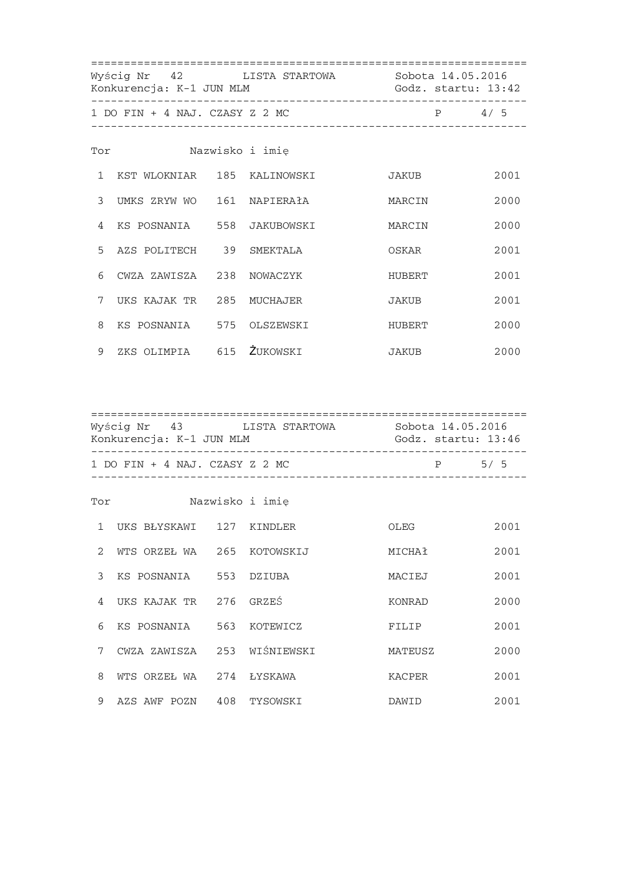Wyścig Nr 42 LISTA STARTOWA Sobota 14.05.2016
Konkurencja: K-1 JUN MLM Godz. startu: 13:42

1 DO FIN + 4 NAJ. CZASY Z 2 MC P 4/ 5

| Tor | | | Nazwisko i imię | | |
|---|---|---|---|---|---|
| 1 | KST WLOKNIAR | 185 | KALINOWSKI | JAKUB | 2001 |
| 3 | UMKS ZRYW WO | 161 | NAPIERAłA | MARCIN | 2000 |
| 4 | KS POSNANIA | 558 | JAKUBOWSKI | MARCIN | 2000 |
| 5 | AZS POLITECH | 39 | SMEKTALA | OSKAR | 2001 |
| 6 | CWZA ZAWISZA | 238 | NOWACZYK | HUBERT | 2001 |
| 7 | UKS KAJAK TR | 285 | MUCHAJER | JAKUB | 2001 |
| 8 | KS POSNANIA | 575 | OLSZEWSKI | HUBERT | 2000 |
| 9 | ZKS OLIMPIA | 615 | ŻUKOWSKI | JAKUB | 2000 |

Wyścig Nr 43 LISTA STARTOWA Sobota 14.05.2016
Konkurencja: K-1 JUN MLM Godz. startu: 13:46

1 DO FIN + 4 NAJ. CZASY Z 2 MC P 5/ 5

| Tor | | | Nazwisko i imię | | |
|---|---|---|---|---|---|
| 1 | UKS BŁYSKAWI | 127 | KINDLER | OLEG | 2001 |
| 2 | WTS ORZEŁ WA | 265 | KOTOWSKIJ | MICHAŁ | 2001 |
| 3 | KS POSNANIA | 553 | DZIUBA | MACIEJ | 2001 |
| 4 | UKS KAJAK TR | 276 | GRZEŚ | KONRAD | 2000 |
| 6 | KS POSNANIA | 563 | KOTEWICZ | FILIP | 2001 |
| 7 | CWZA ZAWISZA | 253 | WIŚNIEWSKI | MATEUSZ | 2000 |
| 8 | WTS ORZEŁ WA | 274 | ŁYSKAWA | KACPER | 2001 |
| 9 | AZS AWF POZN | 408 | TYSOWSKI | DAWID | 2001 |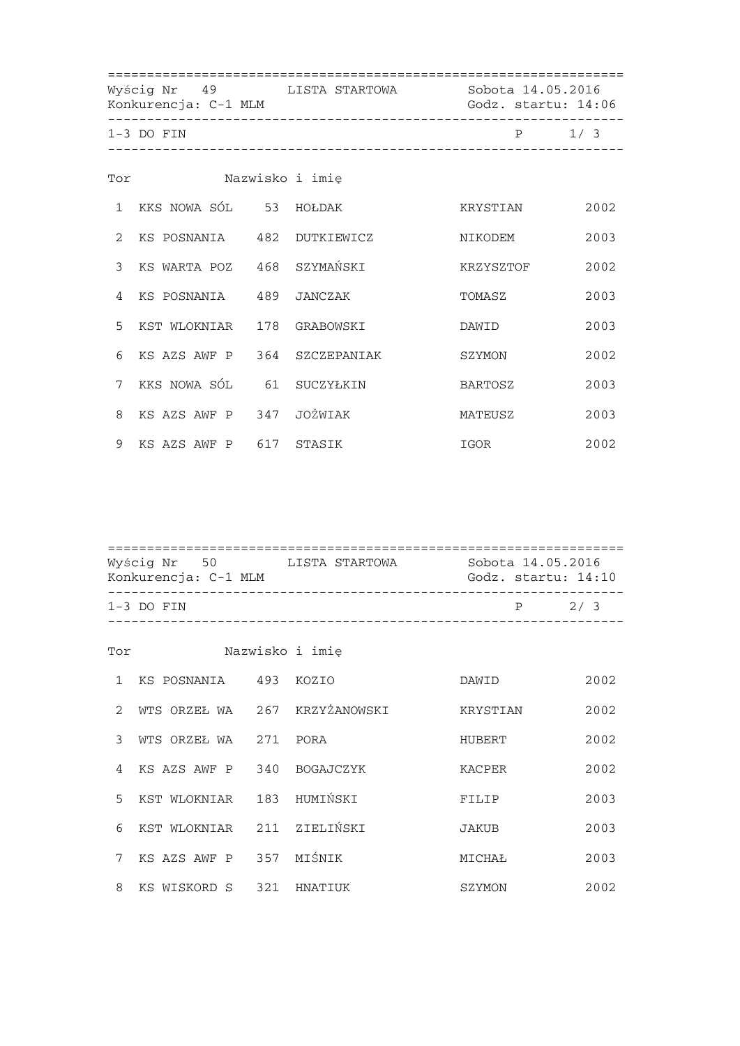Wyścig Nr 49 LISTA STARTOWA Sobota 14.05.2016
Konkurencja: C-1 MLM Godz. startu: 14:06

1-3 DO FIN P 1/ 3

| Tor | | | Nazwisko i imię | | |
|---|---|---|---|---|---|
| 1 | KKS NOWA SÓL | 53 | HOŁDAK | KRYSTIAN | 2002 |
| 2 | KS POSNANIA | 482 | DUTKIEWICZ | NIKODEM | 2003 |
| 3 | KS WARTA POZ | 468 | SZYMAŃSKI | KRZYSZTOF | 2002 |
| 4 | KS POSNANIA | 489 | JANCZAK | TOMASZ | 2003 |
| 5 | KST WLOKNIAR | 178 | GRABOWSKI | DAWID | 2003 |
| 6 | KS AZS AWF P | 364 | SZCZEPANIAK | SZYMON | 2002 |
| 7 | KKS NOWA SÓL | 61 | SUCZYŁKIN | BARTOSZ | 2003 |
| 8 | KS AZS AWF P | 347 | JOŻWIAK | MATEUSZ | 2003 |
| 9 | KS AZS AWF P | 617 | STASIK | IGOR | 2002 |

Wyścig Nr 50 LISTA STARTOWA Sobota 14.05.2016
Konkurencja: C-1 MLM Godz. startu: 14:10

1-3 DO FIN P 2/ 3

| Tor | | | Nazwisko i imię | | |
|---|---|---|---|---|---|
| 1 | KS POSNANIA | 493 | KOZIO | DAWID | 2002 |
| 2 | WTS ORZEŁ WA | 267 | KRZYŻANOWSKI | KRYSTIAN | 2002 |
| 3 | WTS ORZEŁ WA | 271 | PORA | HUBERT | 2002 |
| 4 | KS AZS AWF P | 340 | BOGAJCZYK | KACPER | 2002 |
| 5 | KST WLOKNIAR | 183 | HUMIŃSKI | FILIP | 2003 |
| 6 | KST WLOKNIAR | 211 | ZIELIŃSKI | JAKUB | 2003 |
| 7 | KS AZS AWF P | 357 | MIŚNIK | MICHAŁ | 2003 |
| 8 | KS WISKORD S | 321 | HNATIUK | SZYMON | 2002 |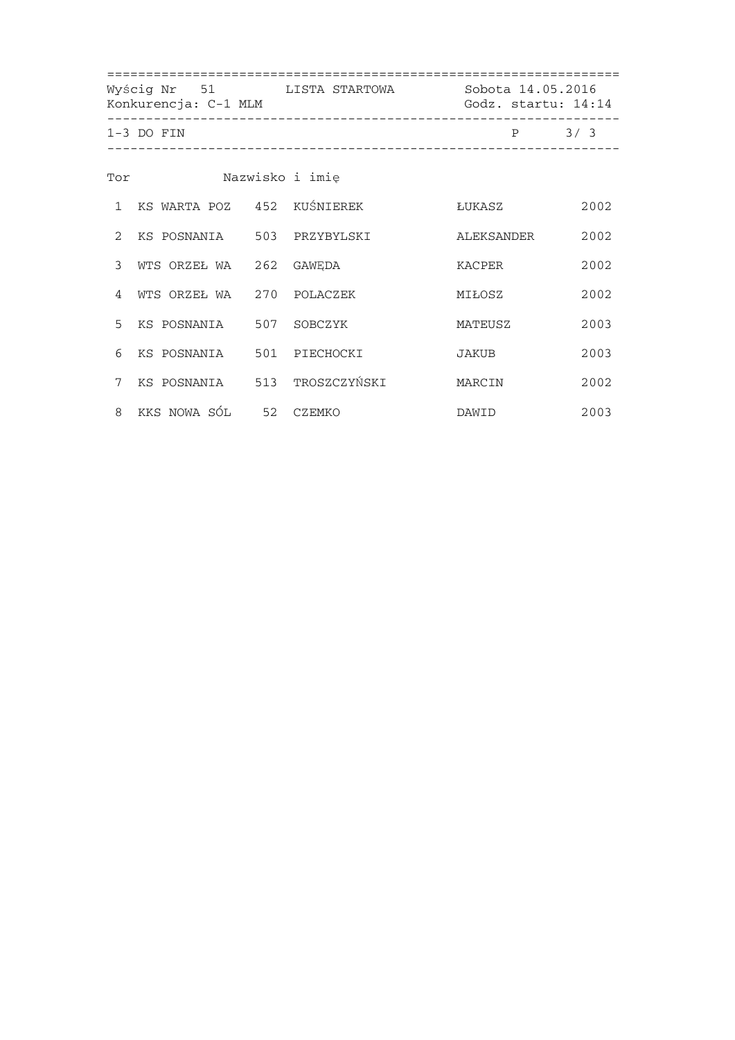Wyścig Nr 51 LISTA STARTOWA Sobota 14.05.2016

Konkurencja: C-1 MLM Godz. startu: 14:14

1-3 DO FIN P 3/ 3

| Tor | Klub | Nr | Nazwisko i imię | | Rok |
|---|---|---|---|---|---|
| 1 | KS WARTA POZ | 452 | KUŚNIEREK | ŁUKASZ | 2002 |
| 2 | KS POSNANIA | 503 | PRZYBYLSKI | ALEKSANDER | 2002 |
| 3 | WTS ORZEŁ WA | 262 | GAWĘDA | KACPER | 2002 |
| 4 | WTS ORZEŁ WA | 270 | POLACZEK | MIŁOSZ | 2002 |
| 5 | KS POSNANIA | 507 | SOBCZYK | MATEUSZ | 2003 |
| 6 | KS POSNANIA | 501 | PIECHOCKI | JAKUB | 2003 |
| 7 | KS POSNANIA | 513 | TROSZCZYŃSKI | MARCIN | 2002 |
| 8 | KKS NOWA SÓL | 52 | CZEMKO | DAWID | 2003 |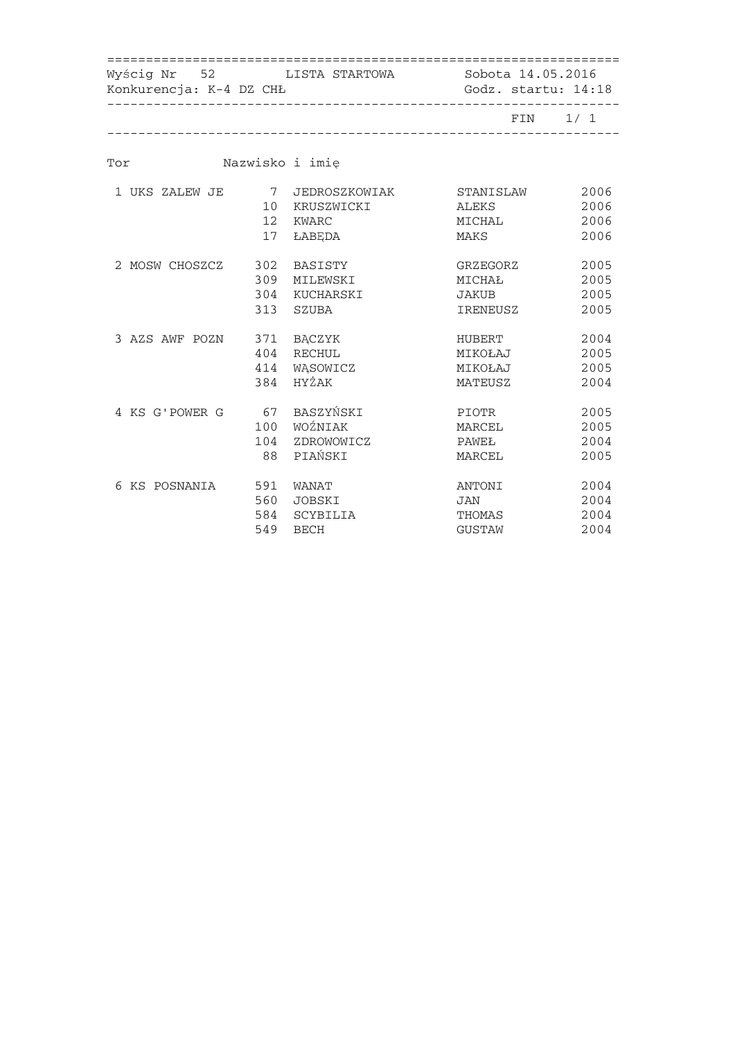Wyścig Nr 52 LISTA STARTOWA Sobota 14.05.2016
Konkurencja: K-4 DZ CHŁ Godz. startu: 14:18

FIN 1/ 1

| Tor | | Nazwisko i imię | | |
|---|---|---|---|---|
| 1 UKS ZALEW JE | 7 | JEDROSZKOWIAK | STANISLAW | 2006 |
| | 10 | KRUSZWICKI | ALEKS | 2006 |
| | 12 | KWARC | MICHAL | 2006 |
| | 17 | ŁABĘDA | MAKS | 2006 |
| 2 MOSW CHOSZCZ | 302 | BASISTY | GRZEGORZ | 2005 |
| | 309 | MILEWSKI | MICHAŁ | 2005 |
| | 304 | KUCHARSKI | JAKUB | 2005 |
| | 313 | SZUBA | IRENEUSZ | 2005 |
| 3 AZS AWF POZN | 371 | BĄCZYK | HUBERT | 2004 |
| | 404 | RECHUL | MIKOŁAJ | 2005 |
| | 414 | WĄSOWICZ | MIKOŁAJ | 2005 |
| | 384 | HYŻAK | MATEUSZ | 2004 |
| 4 KS G'POWER G | 67 | BASZYŃSKI | PIOTR | 2005 |
| | 100 | WOŹNIAK | MARCEL | 2005 |
| | 104 | ZDROWOWICZ | PAWEŁ | 2004 |
| | 88 | PIAŃSKI | MARCEL | 2005 |
| 6 KS POSNANIA | 591 | WANAT | ANTONI | 2004 |
| | 560 | JOBSKI | JAN | 2004 |
| | 584 | SCYBILIA | THOMAS | 2004 |
| | 549 | BECH | GUSTAW | 2004 |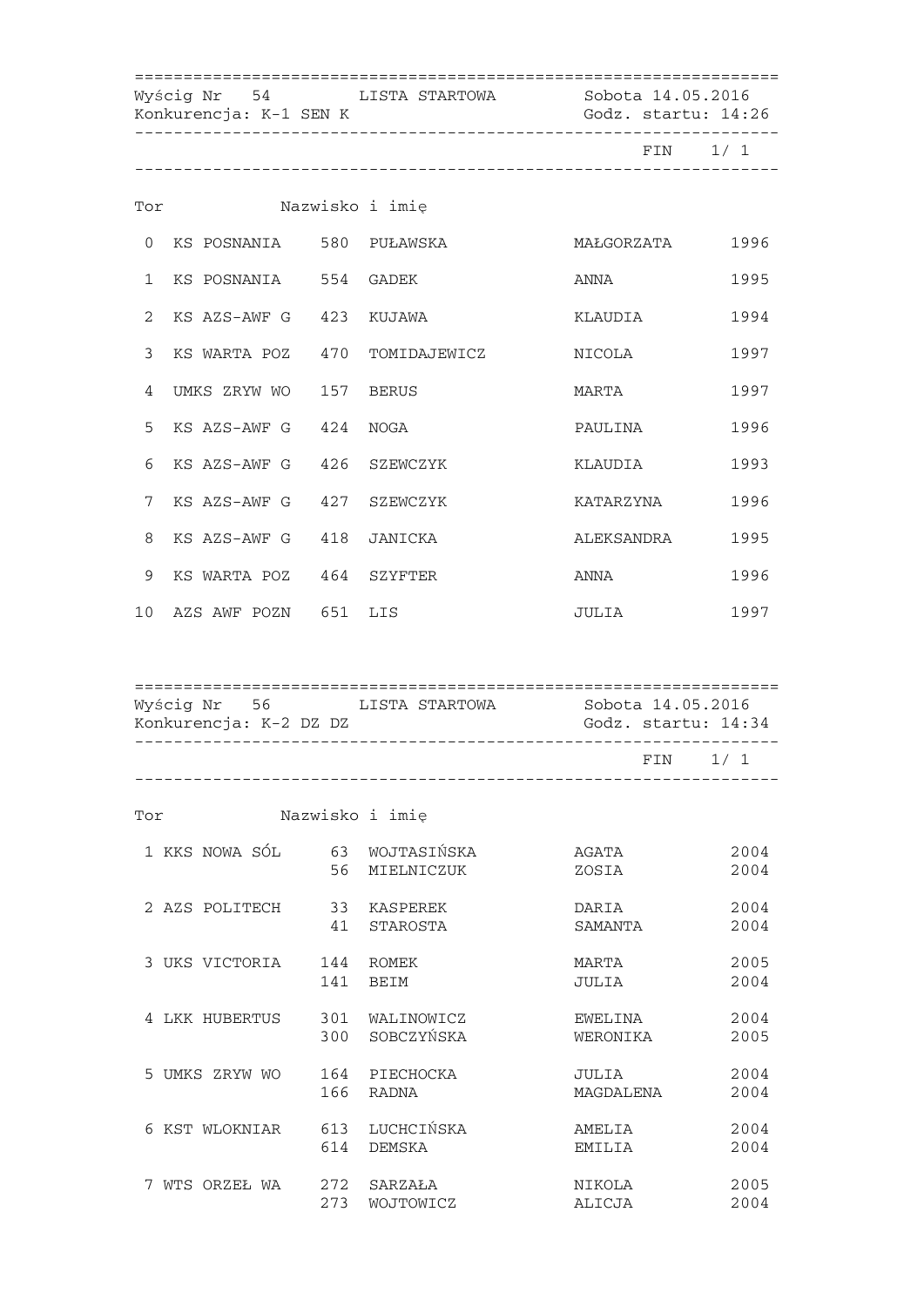Wyścig Nr 54 LISTA STARTOWA Sobota 14.05.2016
Konkurencja: K-1 SEN K Godz. startu: 14:26

FIN 1/ 1

| Tor | Klub | Nr | Nazwisko i imię | | Rok |
|---|---|---|---|---|---|
| 0 | KS POSNANIA | 580 | PUŁAWSKA | MAŁGORZATA | 1996 |
| 1 | KS POSNANIA | 554 | GADEK | ANNA | 1995 |
| 2 | KS AZS-AWF G | 423 | KUJAWA | KLAUDIA | 1994 |
| 3 | KS WARTA POZ | 470 | TOMIDAJEWICZ | NICOLA | 1997 |
| 4 | UMKS ZRYW WO | 157 | BERUS | MARTA | 1997 |
| 5 | KS AZS-AWF G | 424 | NOGA | PAULINA | 1996 |
| 6 | KS AZS-AWF G | 426 | SZEWCZYK | KLAUDIA | 1993 |
| 7 | KS AZS-AWF G | 427 | SZEWCZYK | KATARZYNA | 1996 |
| 8 | KS AZS-AWF G | 418 | JANICKA | ALEKSANDRA | 1995 |
| 9 | KS WARTA POZ | 464 | SZYFTER | ANNA | 1996 |
| 10 | AZS AWF POZN | 651 | LIS | JULIA | 1997 |

Wyścig Nr 56 LISTA STARTOWA Sobota 14.05.2016
Konkurencja: K-2 DZ DZ Godz. startu: 14:34

FIN 1/ 1

| Tor | Klub | Nr | Nazwisko i imię | | Rok |
|---|---|---|---|---|---|
| 1 | KKS NOWA SÓL | 63 | WOJTASIŃSKA | AGATA | 2004 |
| | | 56 | MIELNICZUK | ZOSIA | 2004 |
| 2 | AZS POLITECH | 33 | KASPEREK | DARIA | 2004 |
| | | 41 | STAROSTA | SAMANTA | 2004 |
| 3 | UKS VICTORIA | 144 | ROMEK | MARTA | 2005 |
| | | 141 | BEIM | JULIA | 2004 |
| 4 | LKK HUBERTUS | 301 | WALINOWICZ | EWELINA | 2004 |
| | | 300 | SOBCZYŃSKA | WERONIKA | 2005 |
| 5 | UMKS ZRYW WO | 164 | PIECHOCKA | JULIA | 2004 |
| | | 166 | RADNA | MAGDALENA | 2004 |
| 6 | KST WLOKNIAR | 613 | LUCHCIŃSKA | AMELIA | 2004 |
| | | 614 | DEMSKA | EMILIA | 2004 |
| 7 | WTS ORZEŁ WA | 272 | SARZAŁA | NIKOLA | 2005 |
| | | 273 | WOJTOWICZ | ALICJA | 2004 |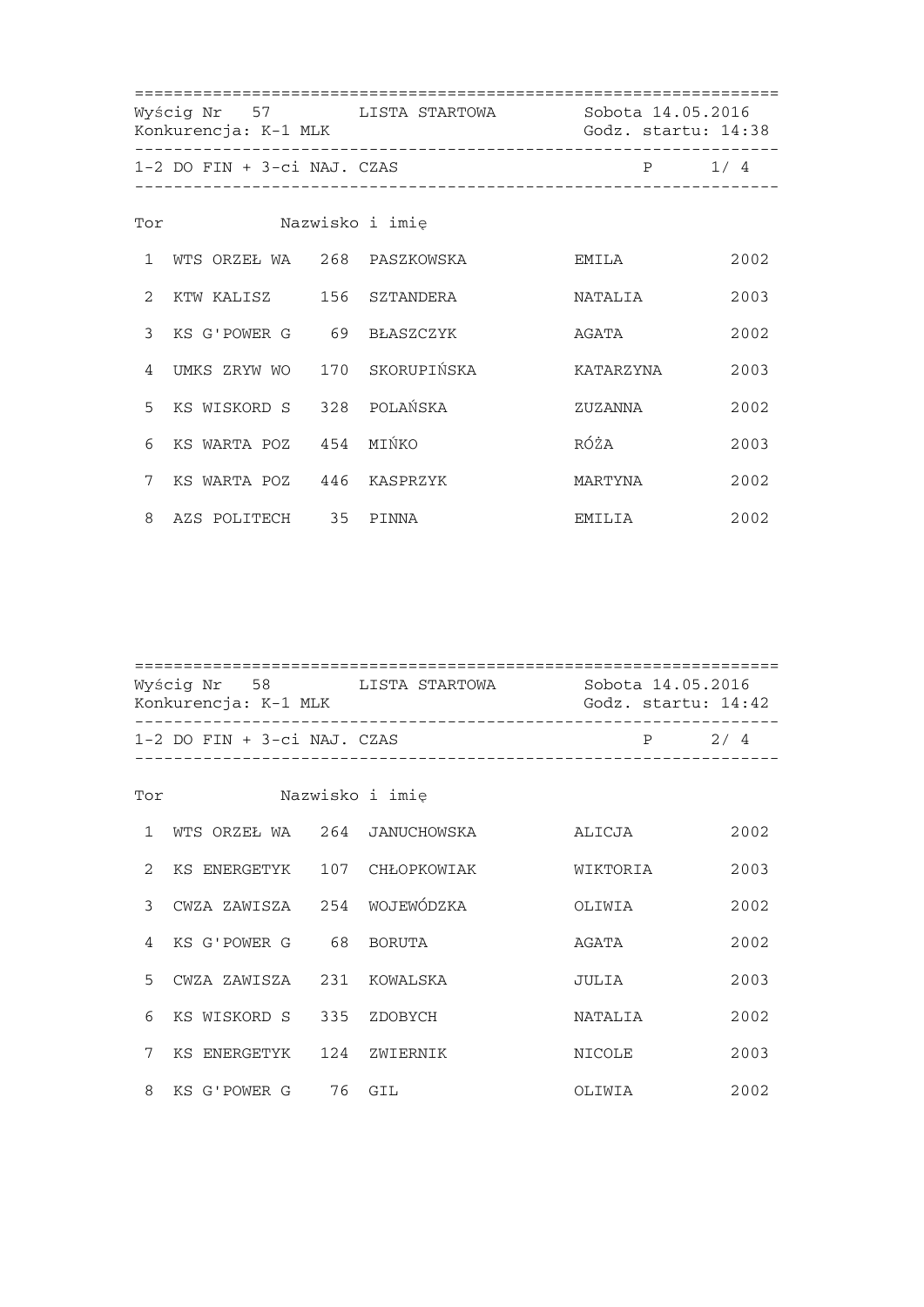Wyścig Nr 57 LISTA STARTOWA Sobota 14.05.2016
Konkurencja: K-1 MLK Godz. startu: 14:38

1-2 DO FIN + 3-ci NAJ. CZAS P 1/ 4

| Tor | | | Nazwisko i imię | | |
|---|---|---|---|---|---|
| 1 | WTS ORZEŁ WA | 268 | PASZKOWSKA | EMILA | 2002 |
| 2 | KTW KALISZ | 156 | SZTANDERA | NATALIA | 2003 |
| 3 | KS G'POWER G | 69 | BŁASZCZYK | AGATA | 2002 |
| 4 | UMKS ZRYW WO | 170 | SKORUPIŃSKA | KATARZYNA | 2003 |
| 5 | KS WISKORD S | 328 | POLAŃSKA | ZUZANNA | 2002 |
| 6 | KS WARTA POZ | 454 | MIŃKO | RÓŻA | 2003 |
| 7 | KS WARTA POZ | 446 | KASPRZYK | MARTYNA | 2002 |
| 8 | AZS POLITECH | 35 | PINNA | EMILIA | 2002 |

Wyścig Nr 58 LISTA STARTOWA Sobota 14.05.2016
Konkurencja: K-1 MLK Godz. startu: 14:42

1-2 DO FIN + 3-ci NAJ. CZAS P 2/ 4

| Tor | | | Nazwisko i imię | | |
|---|---|---|---|---|---|
| 1 | WTS ORZEŁ WA | 264 | JANUCHOWSKA | ALICJA | 2002 |
| 2 | KS ENERGETYK | 107 | CHŁOPKOWIAK | WIKTORIA | 2003 |
| 3 | CWZA ZAWISZA | 254 | WOJEWÓDZKA | OLIWIA | 2002 |
| 4 | KS G'POWER G | 68 | BORUTA | AGATA | 2002 |
| 5 | CWZA ZAWISZA | 231 | KOWALSKA | JULIA | 2003 |
| 6 | KS WISKORD S | 335 | ZDOBYCH | NATALIA | 2002 |
| 7 | KS ENERGETYK | 124 | ZWIERNIK | NICOLE | 2003 |
| 8 | KS G'POWER G | 76 | GIL | OLIWIA | 2002 |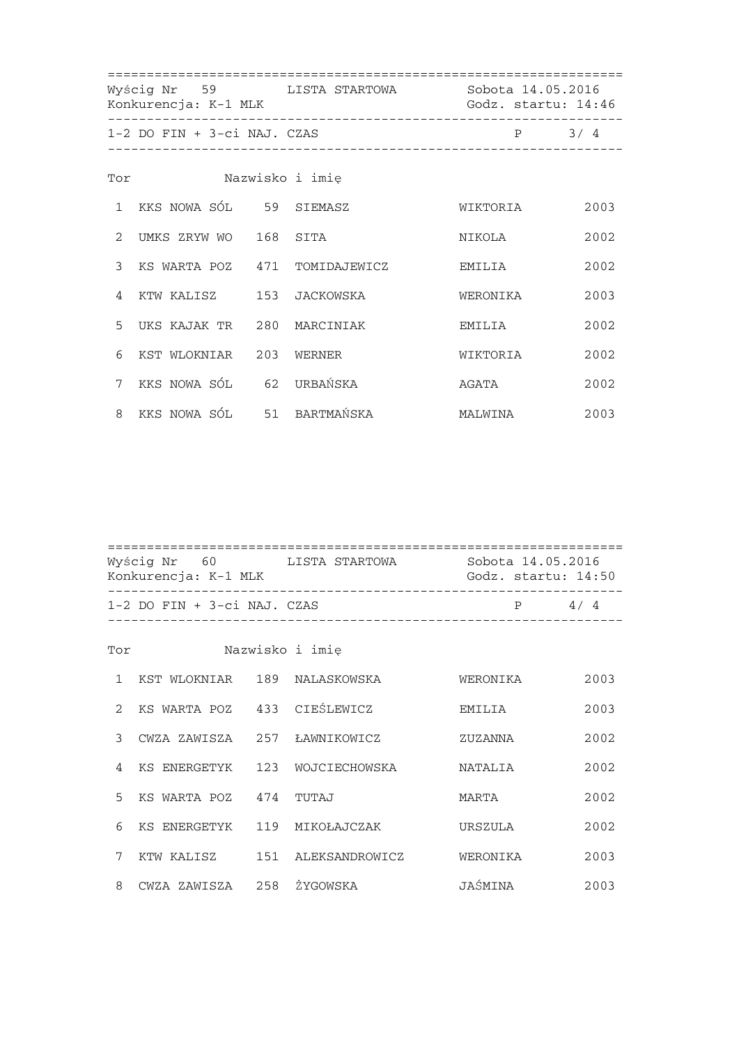Wyścig Nr 59 LISTA STARTOWA Sobota 14.05.2016
Konkurencja: K-1 MLK Godz. startu: 14:46

1-2 DO FIN + 3-ci NAJ. CZAS P 3/ 4

| Tor | | | Nazwisko i imię | | |
|---|---|---|---|---|---|
| 1 | KKS NOWA SÓL | 59 | SIEMASZ | WIKTORIA | 2003 |
| 2 | UMKS ZRYW WO | 168 | SITA | NIKOLA | 2002 |
| 3 | KS WARTA POZ | 471 | TOMIDAJEWICZ | EMILIA | 2002 |
| 4 | KTW KALISZ | 153 | JACKOWSKA | WERONIKA | 2003 |
| 5 | UKS KAJAK TR | 280 | MARCINIAK | EMILIA | 2002 |
| 6 | KST WLOKNIAR | 203 | WERNER | WIKTORIA | 2002 |
| 7 | KKS NOWA SÓL | 62 | URBAŃSKA | AGATA | 2002 |
| 8 | KKS NOWA SÓL | 51 | BARTMAŃSKA | MALWINA | 2003 |

Wyścig Nr 60 LISTA STARTOWA Sobota 14.05.2016
Konkurencja: K-1 MLK Godz. startu: 14:50

1-2 DO FIN + 3-ci NAJ. CZAS P 4/ 4

| Tor | | | Nazwisko i imię | | |
|---|---|---|---|---|---|
| 1 | KST WLOKNIAR | 189 | NALASKOWSKA | WERONIKA | 2003 |
| 2 | KS WARTA POZ | 433 | CIEŚLEWICZ | EMILIA | 2003 |
| 3 | CWZA ZAWISZA | 257 | ŁAWNIKOWICZ | ZUZANNA | 2002 |
| 4 | KS ENERGETYK | 123 | WOJCIECHOWSKA | NATALIA | 2002 |
| 5 | KS WARTA POZ | 474 | TUTAJ | MARTA | 2002 |
| 6 | KS ENERGETYK | 119 | MIKOŁAJCZAK | URSZULA | 2002 |
| 7 | KTW KALISZ | 151 | ALEKSANDROWICZ | WERONIKA | 2003 |
| 8 | CWZA ZAWISZA | 258 | ŻYGOWSKA | JAŚMINA | 2003 |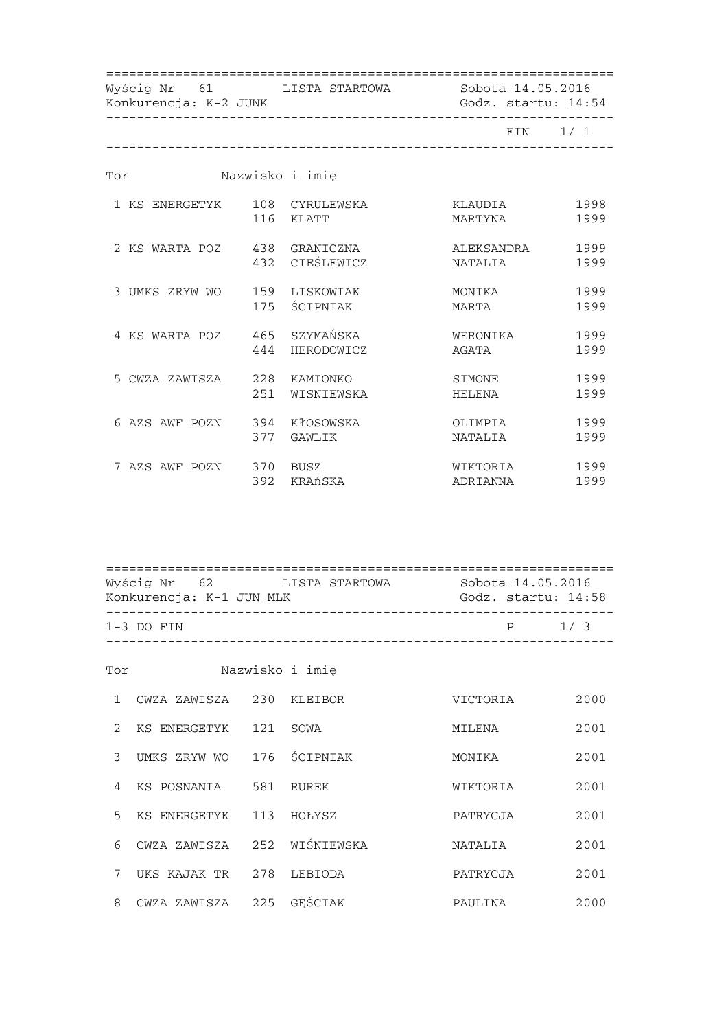Wyścig Nr 61 LISTA STARTOWA Sobota 14.05.2016
Konkurencja: K-2 JUNK Godz. startu: 14:54

FIN 1/ 1

| Tor | | Nr | Nazwisko i imię | | |
|---|---|---|---|---|---|
| 1 | KS ENERGETYK | 108 | CYRULEWSKA | KLAUDIA | 1998 |
| | | 116 | KLATT | MARTYNA | 1999 |
| 2 | KS WARTA POZ | 438 | GRANICZNA | ALEKSANDRA | 1999 |
| | | 432 | CIEŚLEWICZ | NATALIA | 1999 |
| 3 | UMKS ZRYW WO | 159 | LISKOWIAK | MONIKA | 1999 |
| | | 175 | ŚCIPNIAK | MARTA | 1999 |
| 4 | KS WARTA POZ | 465 | SZYMAŃSKA | WERONIKA | 1999 |
| | | 444 | HERODOWICZ | AGATA | 1999 |
| 5 | CWZA ZAWISZA | 228 | KAMIONKO | SIMONE | 1999 |
| | | 251 | WISNIEWSKA | HELENA | 1999 |
| 6 | AZS AWF POZN | 394 | KŁOSOWSKA | OLIMPIA | 1999 |
| | | 377 | GAWLIK | NATALIA | 1999 |
| 7 | AZS AWF POZN | 370 | BUSZ | WIKTORIA | 1999 |
| | | 392 | KRAńSKA | ADRIANNA | 1999 |

Wyścig Nr 62 LISTA STARTOWA Sobota 14.05.2016
Konkurencja: K-1 JUN MLK Godz. startu: 14:58

1-3 DO FIN P 1/ 3

| Tor | | Nr | Nazwisko i imię | | |
|---|---|---|---|---|---|
| 1 | CWZA ZAWISZA | 230 | KLEIBOR | VICTORIA | 2000 |
| 2 | KS ENERGETYK | 121 | SOWA | MILENA | 2001 |
| 3 | UMKS ZRYW WO | 176 | ŚCIPNIAK | MONIKA | 2001 |
| 4 | KS POSNANIA | 581 | RUREK | WIKTORIA | 2001 |
| 5 | KS ENERGETYK | 113 | HOŁYSZ | PATRYCJA | 2001 |
| 6 | CWZA ZAWISZA | 252 | WIŚNIEWSKA | NATALIA | 2001 |
| 7 | UKS KAJAK TR | 278 | LEBIODA | PATRYCJA | 2001 |
| 8 | CWZA ZAWISZA | 225 | GĘŚCIAK | PAULINA | 2000 |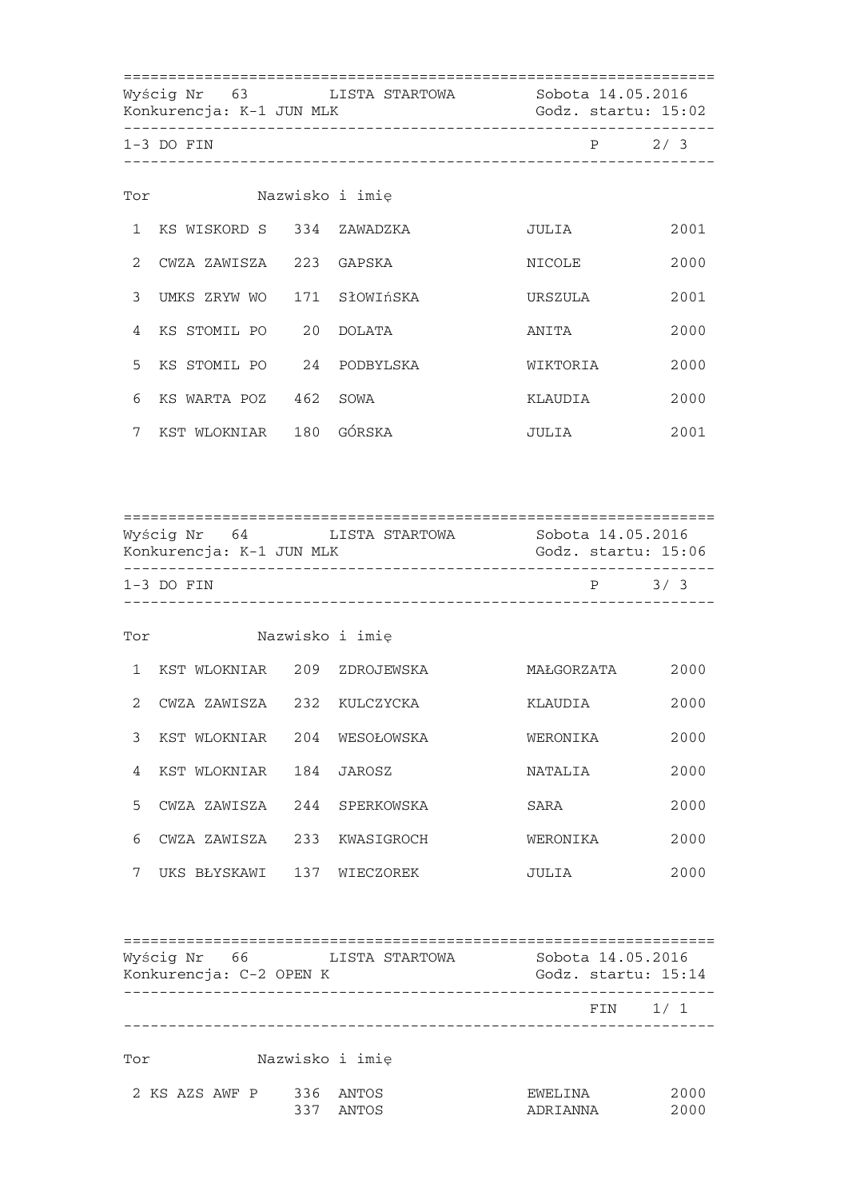Wyścig Nr 63 LISTA STARTOWA Sobota 14.05.2016
Konkurencja: K-1 JUN MLK Godz. startu: 15:02

1-3 DO FIN P 2/ 3

| Tor | | | Nazwisko i imię | | |
|---|---|---|---|---|---|
| 1 | KS WISKORD S | 334 | ZAWADZKA | JULIA | 2001 |
| 2 | CWZA ZAWISZA | 223 | GAPSKA | NICOLE | 2000 |
| 3 | UMKS ZRYW WO | 171 | SłOWIńSKA | URSZULA | 2001 |
| 4 | KS STOMIL PO | 20 | DOLATA | ANITA | 2000 |
| 5 | KS STOMIL PO | 24 | PODBYLSKA | WIKTORIA | 2000 |
| 6 | KS WARTA POZ | 462 | SOWA | KLAUDIA | 2000 |
| 7 | KST WLOKNIAR | 180 | GÓRSKA | JULIA | 2001 |

Wyścig Nr 64 LISTA STARTOWA Sobota 14.05.2016
Konkurencja: K-1 JUN MLK Godz. startu: 15:06

1-3 DO FIN P 3/ 3

| Tor | | | Nazwisko i imię | | |
|---|---|---|---|---|---|
| 1 | KST WLOKNIAR | 209 | ZDROJEWSKA | MAŁGORZATA | 2000 |
| 2 | CWZA ZAWISZA | 232 | KULCZYCKA | KLAUDIA | 2000 |
| 3 | KST WLOKNIAR | 204 | WESOŁOWSKA | WERONIKA | 2000 |
| 4 | KST WLOKNIAR | 184 | JAROSZ | NATALIA | 2000 |
| 5 | CWZA ZAWISZA | 244 | SPERKOWSKA | SARA | 2000 |
| 6 | CWZA ZAWISZA | 233 | KWASIGROCH | WERONIKA | 2000 |
| 7 | UKS BŁYSKAWI | 137 | WIECZOREK | JULIA | 2000 |

Wyścig Nr 66 LISTA STARTOWA Sobota 14.05.2016
Konkurencja: C-2 OPEN K Godz. startu: 15:14

FIN 1/ 1

| Tor | | | Nazwisko i imię | | |
|---|---|---|---|---|---|
| 2 | KS AZS AWF P | 336 | ANTOS | EWELINA | 2000 |
| | | 337 | ANTOS | ADRIANNA | 2000 |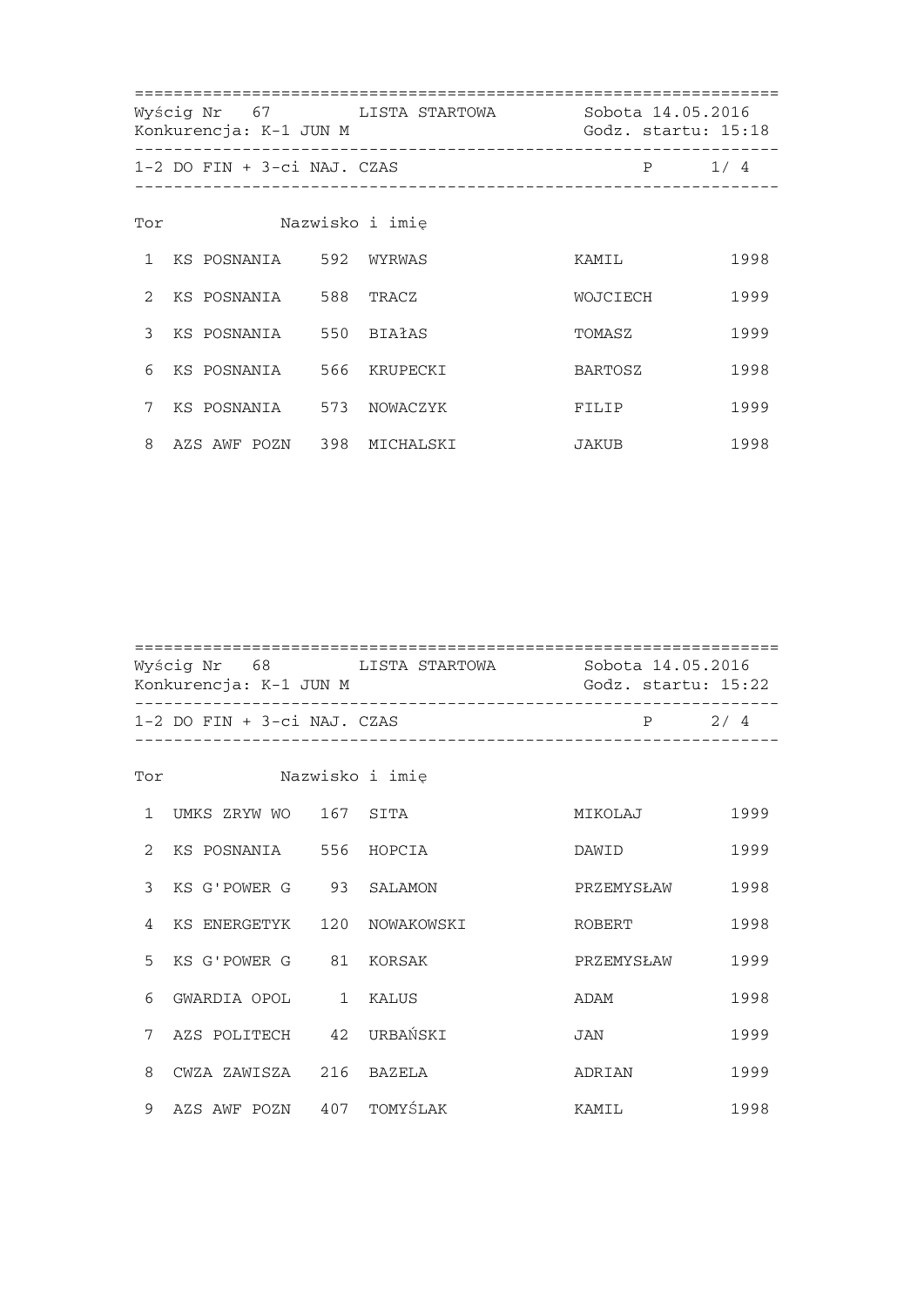Wyścig Nr 67 LISTA STARTOWA Sobota 14.05.2016

Konkurencja: K-1 JUN M Godz. startu: 15:18

1-2 DO FIN + 3-ci NAJ. CZAS P 1/ 4

| Tor | | | Nazwisko i imię | | |
|---|---|---|---|---|---|
| 1 | KS POSNANIA | 592 | WYRWAS | KAMIL | 1998 |
| 2 | KS POSNANIA | 588 | TRACZ | WOJCIECH | 1999 |
| 3 | KS POSNANIA | 550 | BIAłAS | TOMASZ | 1999 |
| 6 | KS POSNANIA | 566 | KRUPECKI | BARTOSZ | 1998 |
| 7 | KS POSNANIA | 573 | NOWACZYK | FILIP | 1999 |
| 8 | AZS AWF POZN | 398 | MICHALSKI | JAKUB | 1998 |

Wyścig Nr 68 LISTA STARTOWA Sobota 14.05.2016

Konkurencja: K-1 JUN M Godz. startu: 15:22

1-2 DO FIN + 3-ci NAJ. CZAS P 2/ 4

| Tor | | | Nazwisko i imię | | |
|---|---|---|---|---|---|
| 1 | UMKS ZRYW WO | 167 | SITA | MIKOLAJ | 1999 |
| 2 | KS POSNANIA | 556 | HOPCIA | DAWID | 1999 |
| 3 | KS G'POWER G | 93 | SALAMON | PRZEMYSŁAW | 1998 |
| 4 | KS ENERGETYK | 120 | NOWAKOWSKI | ROBERT | 1998 |
| 5 | KS G'POWER G | 81 | KORSAK | PRZEMYSŁAW | 1999 |
| 6 | GWARDIA OPOL | 1 | KALUS | ADAM | 1998 |
| 7 | AZS POLITECH | 42 | URBAŃSKI | JAN | 1999 |
| 8 | CWZA ZAWISZA | 216 | BAZELA | ADRIAN | 1999 |
| 9 | AZS AWF POZN | 407 | TOMYŚLAK | KAMIL | 1998 |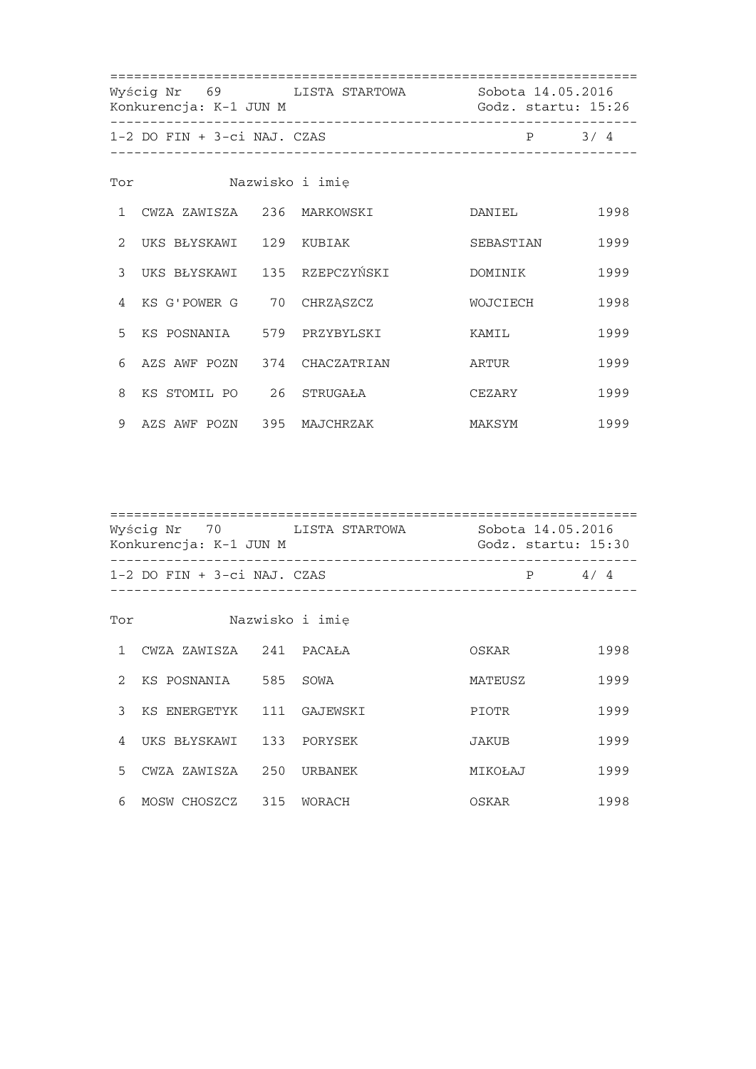Wyścig Nr 69 LISTA STARTOWA Sobota 14.05.2016

Konkurencja: K-1 JUN M Godz. startu: 15:26

1-2 DO FIN + 3-ci NAJ. CZAS P 3/ 4

| Tor | Klub | Nr | Nazwisko | Imię | Rok |
|---|---|---|---|---|---|
| 1 | CWZA ZAWISZA | 236 | MARKOWSKI | DANIEL | 1998 |
| 2 | UKS BŁYSKAWI | 129 | KUBIAK | SEBASTIAN | 1999 |
| 3 | UKS BŁYSKAWI | 135 | RZEPCZYŃSKI | DOMINIK | 1999 |
| 4 | KS G'POWER G | 70 | CHRZĄSZCZ | WOJCIECH | 1998 |
| 5 | KS POSNANIA | 579 | PRZYBYLSKI | KAMIL | 1999 |
| 6 | AZS AWF POZN | 374 | CHACZATRIAN | ARTUR | 1999 |
| 8 | KS STOMIL PO | 26 | STRUGAŁA | CEZARY | 1999 |
| 9 | AZS AWF POZN | 395 | MAJCHRZAK | MAKSYM | 1999 |

Wyścig Nr 70 LISTA STARTOWA Sobota 14.05.2016

Konkurencja: K-1 JUN M Godz. startu: 15:30

1-2 DO FIN + 3-ci NAJ. CZAS P 4/ 4

| Tor | Klub | Nr | Nazwisko | Imię | Rok |
|---|---|---|---|---|---|
| 1 | CWZA ZAWISZA | 241 | PACAŁA | OSKAR | 1998 |
| 2 | KS POSNANIA | 585 | SOWA | MATEUSZ | 1999 |
| 3 | KS ENERGETYK | 111 | GAJEWSKI | PIOTR | 1999 |
| 4 | UKS BŁYSKAWI | 133 | PORYSEK | JAKUB | 1999 |
| 5 | CWZA ZAWISZA | 250 | URBANEK | MIKOŁAJ | 1999 |
| 6 | MOSW CHOSZCZ | 315 | WORACH | OSKAR | 1998 |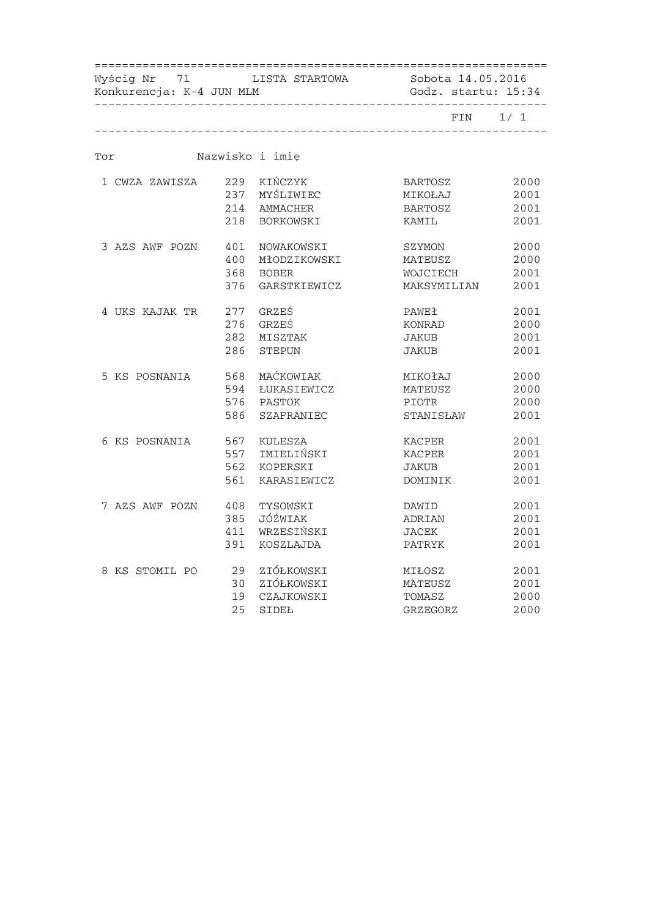Wyścig Nr 71 LISTA STARTOWA Sobota 14.05.2016

Konkurencja: K-4 JUN MLM Godz. startu: 15:34

FIN 1/ 1

| Tor | | Nazwisko i imię | | |
|---|---|---|---|---|
| 1 CWZA ZAWISZA | 229 | KIŃCZYK | BARTOSZ | 2000 |
| | 237 | MYŚLIWIEC | MIKOŁAJ | 2001 |
| | 214 | AMMACHER | BARTOSZ | 2001 |
| | 218 | BORKOWSKI | KAMIL | 2001 |
| 3 AZS AWF POZN | 401 | NOWAKOWSKI | SZYMON | 2000 |
| | 400 | MŁODZIKOWSKI | MATEUSZ | 2000 |
| | 368 | BOBER | WOJCIECH | 2001 |
| | 376 | GARSTKIEWICZ | MAKSYMILIAN | 2001 |
| 4 UKS KAJAK TR | 277 | GRZEŚ | PAWEŁ | 2001 |
| | 276 | GRZEŚ | KONRAD | 2000 |
| | 282 | MISZTAK | JAKUB | 2001 |
| | 286 | STEPUN | JAKUB | 2001 |
| 5 KS POSNANIA | 568 | MAĆKOWIAK | MIKOŁAJ | 2000 |
| | 594 | ŁUKASIEWICZ | MATEUSZ | 2000 |
| | 576 | PASTOK | PIOTR | 2000 |
| | 586 | SZAFRANIEC | STANISŁAW | 2001 |
| 6 KS POSNANIA | 567 | KULESZA | KACPER | 2001 |
| | 557 | IMIELIŃSKI | KACPER | 2001 |
| | 562 | KOPERSKI | JAKUB | 2001 |
| | 561 | KARASIEWICZ | DOMINIK | 2001 |
| 7 AZS AWF POZN | 408 | TYSOWSKI | DAWID | 2001 |
| | 385 | JÓŹWIAK | ADRIAN | 2001 |
| | 411 | WRZESIŃSKI | JACEK | 2001 |
| | 391 | KOSZLAJDA | PATRYK | 2001 |
| 8 KS STOMIL PO | 29 | ZIÓŁKOWSKI | MIŁOSZ | 2001 |
| | 30 | ZIÓŁKOWSKI | MATEUSZ | 2001 |
| | 19 | CZAJKOWSKI | TOMASZ | 2000 |
| | 25 | SIDEŁ | GRZEGORZ | 2000 |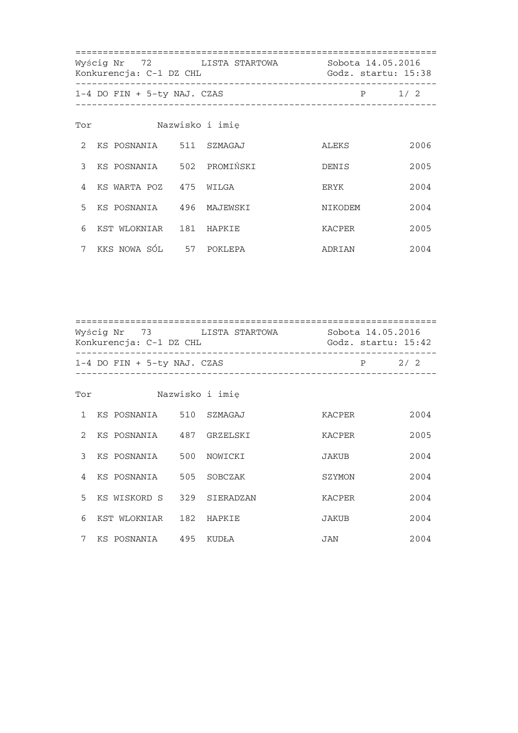Wyścig Nr 72 LISTA STARTOWA Sobota 14.05.2016
Konkurencja: C-1 DZ CHL Godz. startu: 15:38

1-4 DO FIN + 5-ty NAJ. CZAS P 1/ 2

| Tor | | | Nazwisko i imię | | |
|---|---|---|---|---|---|
| 2 | KS POSNANIA | 511 | SZMAGAJ | ALEKS | 2006 |
| 3 | KS POSNANIA | 502 | PROMIŃSKI | DENIS | 2005 |
| 4 | KS WARTA POZ | 475 | WILGA | ERYK | 2004 |
| 5 | KS POSNANIA | 496 | MAJEWSKI | NIKODEM | 2004 |
| 6 | KST WLOKNIAR | 181 | HAPKIE | KACPER | 2005 |
| 7 | KKS NOWA SÓL | 57 | POKLEPA | ADRIAN | 2004 |

Wyścig Nr 73 LISTA STARTOWA Sobota 14.05.2016
Konkurencja: C-1 DZ CHL Godz. startu: 15:42

1-4 DO FIN + 5-ty NAJ. CZAS P 2/ 2

| Tor | | | Nazwisko i imię | | |
|---|---|---|---|---|---|
| 1 | KS POSNANIA | 510 | SZMAGAJ | KACPER | 2004 |
| 2 | KS POSNANIA | 487 | GRZELSKI | KACPER | 2005 |
| 3 | KS POSNANIA | 500 | NOWICKI | JAKUB | 2004 |
| 4 | KS POSNANIA | 505 | SOBCZAK | SZYMON | 2004 |
| 5 | KS WISKORD S | 329 | SIERADZAN | KACPER | 2004 |
| 6 | KST WLOKNIAR | 182 | HAPKIE | JAKUB | 2004 |
| 7 | KS POSNANIA | 495 | KUDŁA | JAN | 2004 |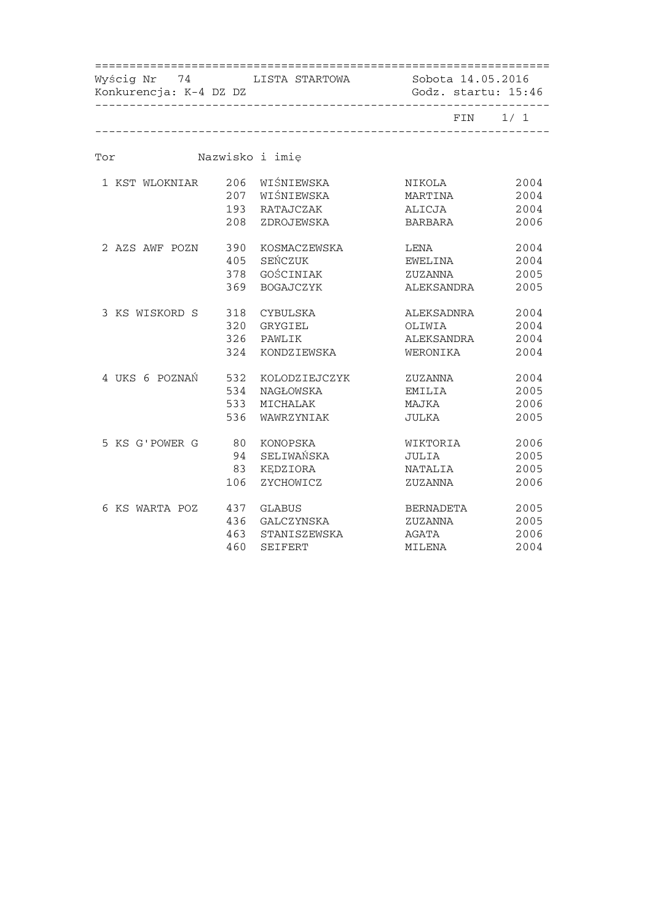Wyścig Nr 74 LISTA STARTOWA Sobota 14.05.2016
Konkurencja: K-4 DZ DZ Godz. startu: 15:46

FIN 1/ 1

| Tor | | Nazwisko i imię | | |
|---|---|---|---|---|
| 1 KST WLOKNIAR | 206 | WIŚNIEWSKA | NIKOLA | 2004 |
| | 207 | WIŚNIEWSKA | MARTINA | 2004 |
| | 193 | RATAJCZAK | ALICJA | 2004 |
| | 208 | ZDROJEWSKA | BARBARA | 2006 |
| 2 AZS AWF POZN | 390 | KOSMACZEWSKA | LENA | 2004 |
| | 405 | SEŃCZUK | EWELINA | 2004 |
| | 378 | GOŚCINIAK | ZUZANNA | 2005 |
| | 369 | BOGAJCZYK | ALEKSANDRA | 2005 |
| 3 KS WISKORD S | 318 | CYBULSKA | ALEKSADNRA | 2004 |
| | 320 | GRYGIEL | OLIWIA | 2004 |
| | 326 | PAWLIK | ALEKSANDRA | 2004 |
| | 324 | KONDZIEWSKA | WERONIKA | 2004 |
| 4 UKS 6 POZNAŃ | 532 | KOLODZIEJCZYK | ZUZANNA | 2004 |
| | 534 | NAGŁOWSKA | EMILIA | 2005 |
| | 533 | MICHALAK | MAJKA | 2006 |
| | 536 | WAWRZYNIAK | JULKA | 2005 |
| 5 KS G'POWER G | 80 | KONOPSKA | WIKTORIA | 2006 |
| | 94 | SELIWAŃSKA | JULIA | 2005 |
| | 83 | KĘDZIORA | NATALIA | 2005 |
| | 106 | ZYCHOWICZ | ZUZANNA | 2006 |
| 6 KS WARTA POZ | 437 | GLABUS | BERNADETA | 2005 |
| | 436 | GALCZYNSKA | ZUZANNA | 2005 |
| | 463 | STANISZEWSKA | AGATA | 2006 |
| | 460 | SEIFERT | MILENA | 2004 |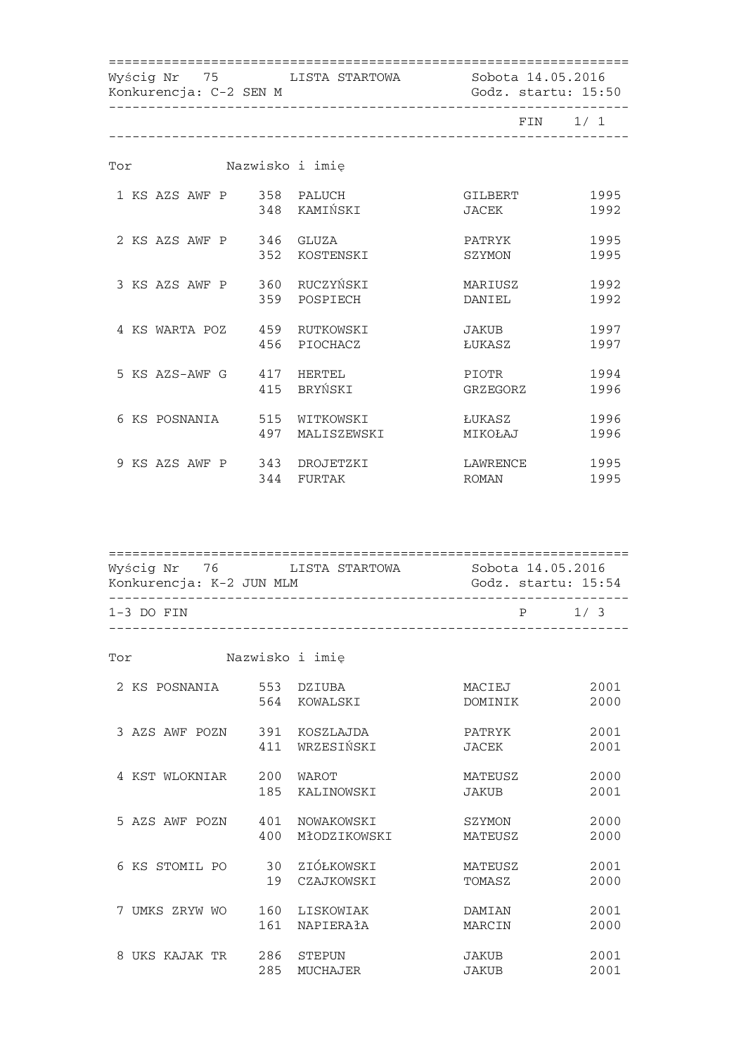Wyścig Nr 75 LISTA STARTOWA Sobota 14.05.2016
Konkurencja: C-2 SEN M Godz. startu: 15:50

FIN 1/ 1

| Tor | | Nr | Nazwisko i imię | | |
|---|---|---|---|---|---|
| 1 | KS AZS AWF P | 358 | PALUCH | GILBERT | 1995 |
| | | 348 | KAMIŃSKI | JACEK | 1992 |
| 2 | KS AZS AWF P | 346 | GLUZA | PATRYK | 1995 |
| | | 352 | KOSTENSKI | SZYMON | 1995 |
| 3 | KS AZS AWF P | 360 | RUCZYŃSKI | MARIUSZ | 1992 |
| | | 359 | POSPIECH | DANIEL | 1992 |
| 4 | KS WARTA POZ | 459 | RUTKOWSKI | JAKUB | 1997 |
| | | 456 | PIOCHACZ | ŁUKASZ | 1997 |
| 5 | KS AZS-AWF G | 417 | HERTEL | PIOTR | 1994 |
| | | 415 | BRYŃSKI | GRZEGORZ | 1996 |
| 6 | KS POSNANIA | 515 | WITKOWSKI | ŁUKASZ | 1996 |
| | | 497 | MALISZEWSKI | MIKOŁAJ | 1996 |
| 9 | KS AZS AWF P | 343 | DROJETZKI | LAWRENCE | 1995 |
| | | 344 | FURTAK | ROMAN | 1995 |

Wyścig Nr 76 LISTA STARTOWA Sobota 14.05.2016
Konkurencja: K-2 JUN MLM Godz. startu: 15:54

1-3 DO FIN P 1/ 3

| Tor | | Nr | Nazwisko i imię | | |
|---|---|---|---|---|---|
| 2 | KS POSNANIA | 553 | DZIUBA | MACIEJ | 2001 |
| | | 564 | KOWALSKI | DOMINIK | 2000 |
| 3 | AZS AWF POZN | 391 | KOSZLAJDA | PATRYK | 2001 |
| | | 411 | WRZESIŃSKI | JACEK | 2001 |
| 4 | KST WLOKNIAR | 200 | WAROT | MATEUSZ | 2000 |
| | | 185 | KALINOWSKI | JAKUB | 2001 |
| 5 | AZS AWF POZN | 401 | NOWAKOWSKI | SZYMON | 2000 |
| | | 400 | MłODZIKOWSKI | MATEUSZ | 2000 |
| 6 | KS STOMIL PO | 30 | ZIÓŁKOWSKI | MATEUSZ | 2001 |
| | | 19 | CZAJKOWSKI | TOMASZ | 2000 |
| 7 | UMKS ZRYW WO | 160 | LISKOWIAK | DAMIAN | 2001 |
| | | 161 | NAPIERAłA | MARCIN | 2000 |
| 8 | UKS KAJAK TR | 286 | STEPUN | JAKUB | 2001 |
| | | 285 | MUCHAJER | JAKUB | 2001 |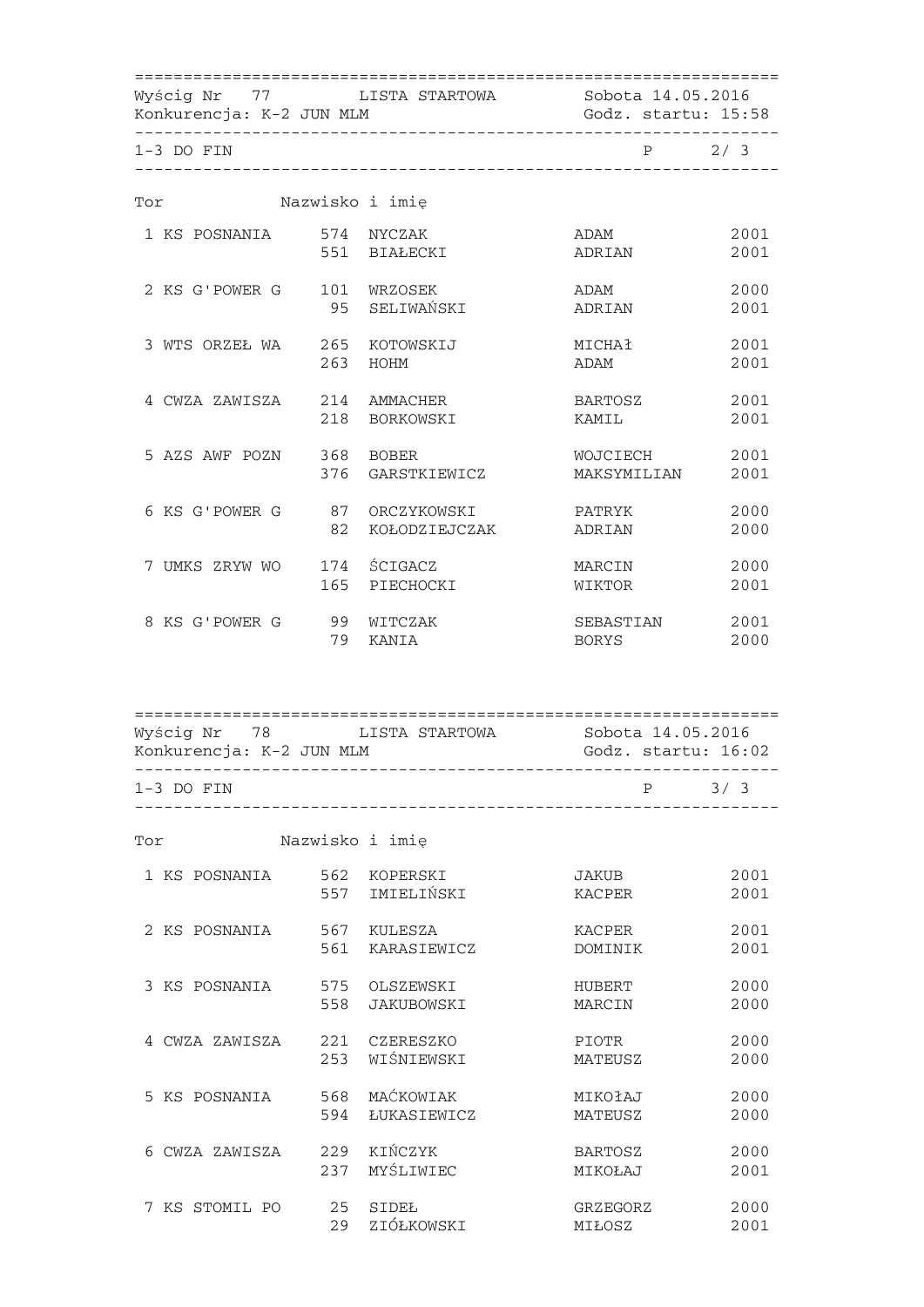Wyścig Nr 77 LISTA STARTOWA Sobota 14.05.2016
Konkurencja: K-2 JUN MLM Godz. startu: 15:58

1-3 DO FIN P 2/ 3

| Tor | | Nazwisko i imię | | |
|---|---|---|---|---|
| 1 KS POSNANIA | 574 | NYCZAK | ADAM | 2001 |
| | 551 | BIAŁECKI | ADRIAN | 2001 |
| 2 KS G'POWER G | 101 | WRZOSEK | ADAM | 2000 |
| | 95 | SELIWAŃSKI | ADRIAN | 2001 |
| 3 WTS ORZEŁ WA | 265 | KOTOWSKIJ | MICHAŁ | 2001 |
| | 263 | HOHM | ADAM | 2001 |
| 4 CWZA ZAWISZA | 214 | AMMACHER | BARTOSZ | 2001 |
| | 218 | BORKOWSKI | KAMIL | 2001 |
| 5 AZS AWF POZN | 368 | BOBER | WOJCIECH | 2001 |
| | 376 | GARSTKIEWICZ | MAKSYMILIAN | 2001 |
| 6 KS G'POWER G | 87 | ORCZYKOWSKI | PATRYK | 2000 |
| | 82 | KOŁODZIEJCZAK | ADRIAN | 2000 |
| 7 UMKS ZRYW WO | 174 | ŚCIGACZ | MARCIN | 2000 |
| | 165 | PIECHOCKI | WIKTOR | 2001 |
| 8 KS G'POWER G | 99 | WITCZAK | SEBASTIAN | 2001 |
| | 79 | KANIA | BORYS | 2000 |

Wyścig Nr 78 LISTA STARTOWA Sobota 14.05.2016
Konkurencja: K-2 JUN MLM Godz. startu: 16:02

1-3 DO FIN P 3/ 3

| Tor | | Nazwisko i imię | | |
|---|---|---|---|---|
| 1 KS POSNANIA | 562 | KOPERSKI | JAKUB | 2001 |
| | 557 | IMIELIŃSKI | KACPER | 2001 |
| 2 KS POSNANIA | 567 | KULESZA | KACPER | 2001 |
| | 561 | KARASIEWICZ | DOMINIK | 2001 |
| 3 KS POSNANIA | 575 | OLSZEWSKI | HUBERT | 2000 |
| | 558 | JAKUBOWSKI | MARCIN | 2000 |
| 4 CWZA ZAWISZA | 221 | CZERESZKO | PIOTR | 2000 |
| | 253 | WIŚNIEWSKI | MATEUSZ | 2000 |
| 5 KS POSNANIA | 568 | MAĆKOWIAK | MIKOŁAJ | 2000 |
| | 594 | ŁUKASIEWICZ | MATEUSZ | 2000 |
| 6 CWZA ZAWISZA | 229 | KIŃCZYK | BARTOSZ | 2000 |
| | 237 | MYŚLIWIEC | MIKOŁAJ | 2001 |
| 7 KS STOMIL PO | 25 | SIDEŁ | GRZEGORZ | 2000 |
| | 29 | ZIÓŁKOWSKI | MIŁOSZ | 2001 |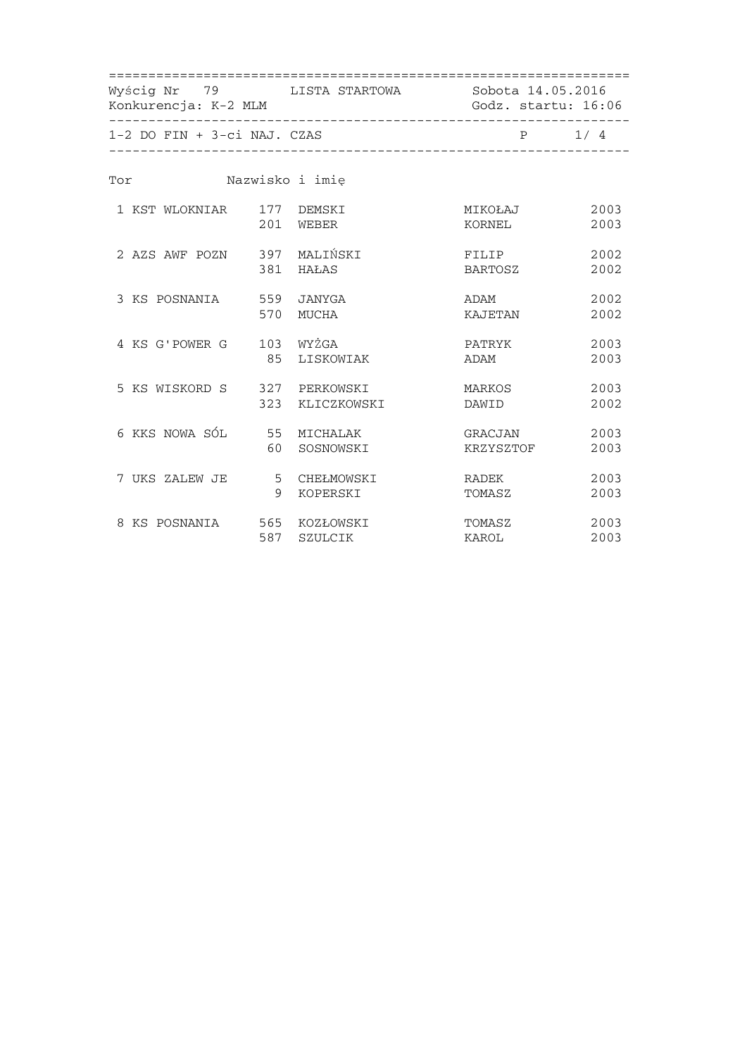Wyścig Nr 79 LISTA STARTOWA Sobota 14.05.2016
Konkurencja: K-2 MLM Godz. startu: 16:06

1-2 DO FIN + 3-ci NAJ. CZAS P 1/ 4

| Tor | | Nazwisko i imię | | | |
|---|---|---|---|---|---|
| 1 | KST WLOKNIAR | 177 | DEMSKI | MIKOŁAJ | 2003 |
| | | 201 | WEBER | KORNEL | 2003 |
| 2 | AZS AWF POZN | 397 | MALIŃSKI | FILIP | 2002 |
| | | 381 | HAŁAS | BARTOSZ | 2002 |
| 3 | KS POSNANIA | 559 | JANYGA | ADAM | 2002 |
| | | 570 | MUCHA | KAJETAN | 2002 |
| 4 | KS G'POWER G | 103 | WYŻGA | PATRYK | 2003 |
| | | 85 | LISKOWIAK | ADAM | 2003 |
| 5 | KS WISKORD S | 327 | PERKOWSKI | MARKOS | 2003 |
| | | 323 | KLICZKOWSKI | DAWID | 2002 |
| 6 | KKS NOWA SÓL | 55 | MICHALAK | GRACJAN | 2003 |
| | | 60 | SOSNOWSKI | KRZYSZTOF | 2003 |
| 7 | UKS ZALEW JE | 5 | CHEŁMOWSKI | RADEK | 2003 |
| | | 9 | KOPERSKI | TOMASZ | 2003 |
| 8 | KS POSNANIA | 565 | KOZŁOWSKI | TOMASZ | 2003 |
| | | 587 | SZULCIK | KAROL | 2003 |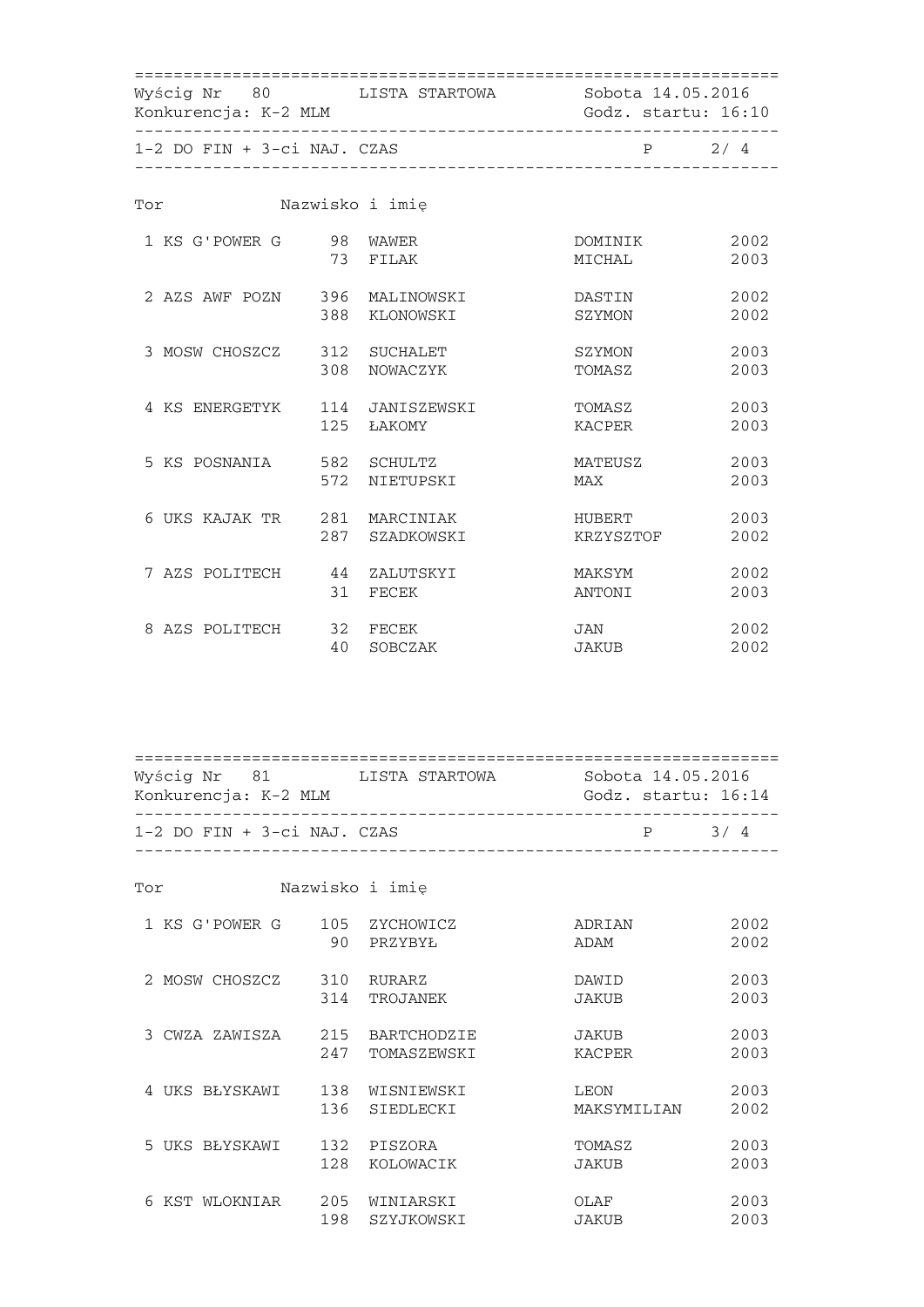Wyścig Nr 80 LISTA STARTOWA Sobota 14.05.2016
Konkurencja: K-2 MLM Godz. startu: 16:10

1-2 DO FIN + 3-ci NAJ. CZAS P 2/ 4

| Tor | | Nazwisko i imię | | |
|---|---|---|---|---|
| 1 KS G'POWER G | 98 | WAWER | DOMINIK | 2002 |
| | 73 | FILAK | MICHAL | 2003 |
| 2 AZS AWF POZN | 396 | MALINOWSKI | DASTIN | 2002 |
| | 388 | KLONOWSKI | SZYMON | 2002 |
| 3 MOSW CHOSZCZ | 312 | SUCHALET | SZYMON | 2003 |
| | 308 | NOWACZYK | TOMASZ | 2003 |
| 4 KS ENERGETYK | 114 | JANISZEWSKI | TOMASZ | 2003 |
| | 125 | ŁAKOMY | KACPER | 2003 |
| 5 KS POSNANIA | 582 | SCHULTZ | MATEUSZ | 2003 |
| | 572 | NIETUPSKI | MAX | 2003 |
| 6 UKS KAJAK TR | 281 | MARCINIAK | HUBERT | 2003 |
| | 287 | SZADKOWSKI | KRZYSZTOF | 2002 |
| 7 AZS POLITECH | 44 | ZALUTSKYI | MAKSYM | 2002 |
| | 31 | FECEK | ANTONI | 2003 |
| 8 AZS POLITECH | 32 | FECEK | JAN | 2002 |
| | 40 | SOBCZAK | JAKUB | 2002 |

Wyścig Nr 81 LISTA STARTOWA Sobota 14.05.2016
Konkurencja: K-2 MLM Godz. startu: 16:14

1-2 DO FIN + 3-ci NAJ. CZAS P 3/ 4

| Tor | | Nazwisko i imię | | |
|---|---|---|---|---|
| 1 KS G'POWER G | 105 | ZYCHOWICZ | ADRIAN | 2002 |
| | 90 | PRZYBYŁ | ADAM | 2002 |
| 2 MOSW CHOSZCZ | 310 | RURARZ | DAWID | 2003 |
| | 314 | TROJANEK | JAKUB | 2003 |
| 3 CWZA ZAWISZA | 215 | BARTCHODZIE | JAKUB | 2003 |
| | 247 | TOMASZEWSKI | KACPER | 2003 |
| 4 UKS BŁYSKAWI | 138 | WISNIEWSKI | LEON | 2003 |
| | 136 | SIEDLECKI | MAKSYMILIAN | 2002 |
| 5 UKS BŁYSKAWI | 132 | PISZORA | TOMASZ | 2003 |
| | 128 | KOLOWACIK | JAKUB | 2003 |
| 6 KST WLOKNIAR | 205 | WINIARSKI | OLAF | 2003 |
| | 198 | SZYJKOWSKI | JAKUB | 2003 |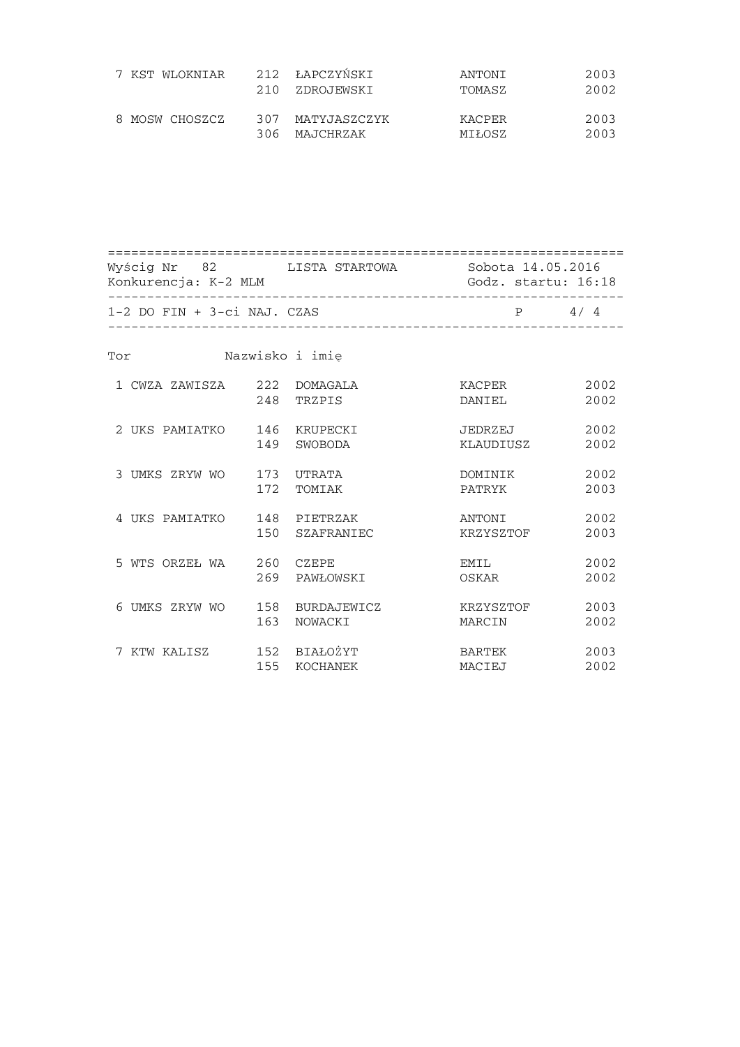| Tor | Klub | Nr | Nazwisko | Imię | Rok |
|---|---|---|---|---|---|
| 7 | KST WLOKNIAR | 212 | ŁAPCZYŃSKI | ANTONI | 2003 |
| | | 210 | ZDROJEWSKI | TOMASZ | 2002 |
| 8 | MOSW CHOSZCZ | 307 | MATYJASZCZYK | KACPER | 2003 |
| | | 306 | MAJCHRZAK | MIŁOSZ | 2003 |

---

Wyścig Nr 82 LISTA STARTOWA Sobota 14.05.2016
Konkurencja: K-2 MLM Godz. startu: 16:18

1-2 DO FIN + 3-ci NAJ. CZAS P 4/ 4

| Tor | Klub | Nr | Nazwisko i imię | | Rok |
|---|---|---|---|---|---|
| 1 | CWZA ZAWISZA | 222 | DOMAGALA | KACPER | 2002 |
| | | 248 | TRZPIS | DANIEL | 2002 |
| 2 | UKS PAMIATKO | 146 | KRUPECKI | JEDRZEJ | 2002 |
| | | 149 | SWOBODA | KLAUDIUSZ | 2002 |
| 3 | UMKS ZRYW WO | 173 | UTRATA | DOMINIK | 2002 |
| | | 172 | TOMIAK | PATRYK | 2003 |
| 4 | UKS PAMIATKO | 148 | PIETRZAK | ANTONI | 2002 |
| | | 150 | SZAFRANIEC | KRZYSZTOF | 2003 |
| 5 | WTS ORZEŁ WA | 260 | CZEPE | EMIL | 2002 |
| | | 269 | PAWŁOWSKI | OSKAR | 2002 |
| 6 | UMKS ZRYW WO | 158 | BURDAJEWICZ | KRZYSZTOF | 2003 |
| | | 163 | NOWACKI | MARCIN | 2002 |
| 7 | KTW KALISZ | 152 | BIAŁOŻYT | BARTEK | 2003 |
| | | 155 | KOCHANEK | MACIEJ | 2002 |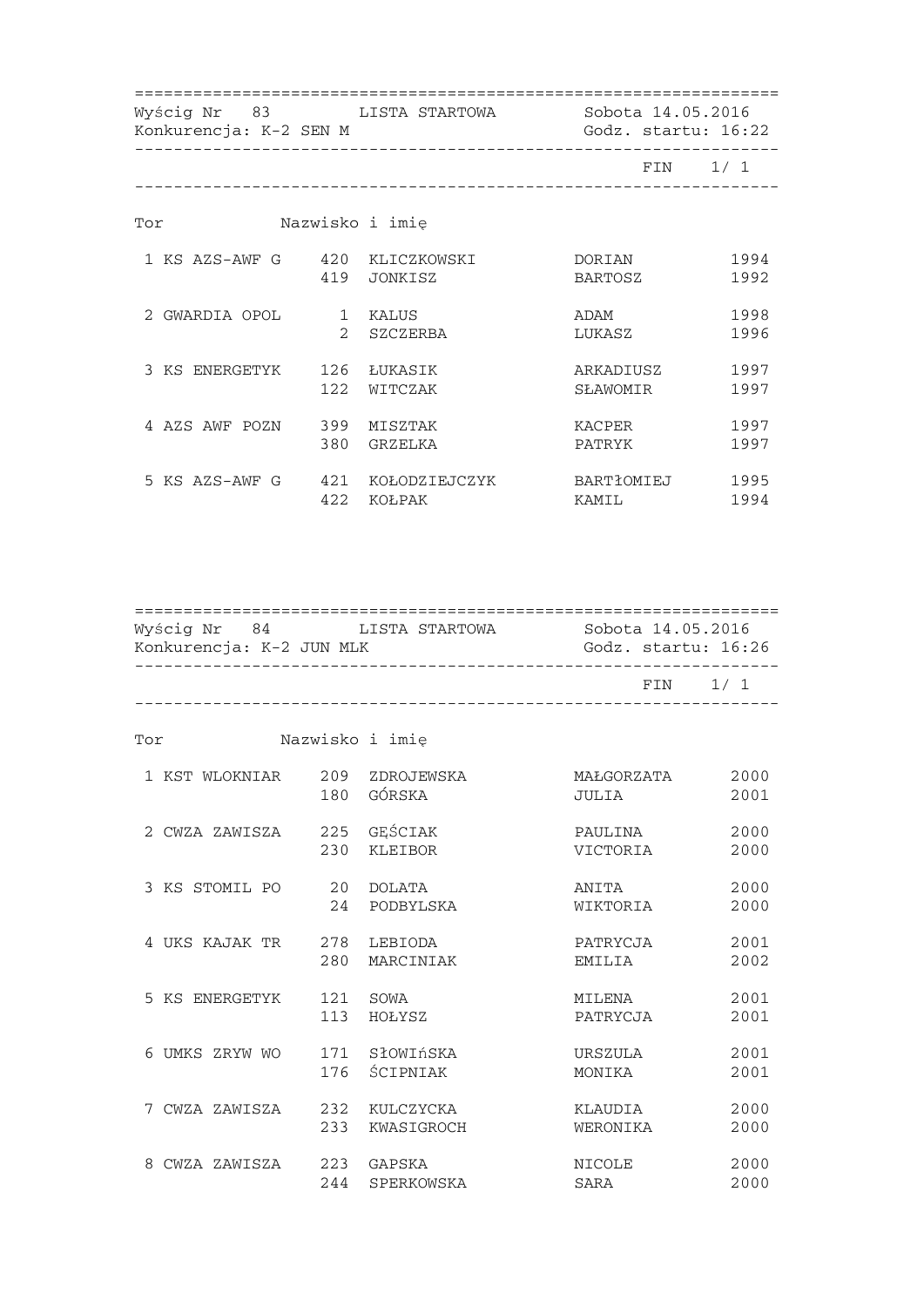Wyścig Nr 83 LISTA STARTOWA Sobota 14.05.2016

Konkurencja: K-2 SEN M Godz. startu: 16:22

FIN 1/ 1

| Tor | | Nazwisko i imię | | |
|---|---|---|---|---|
| 1 KS AZS-AWF G | 420 | KLICZKOWSKI | DORIAN | 1994 |
| | 419 | JONKISZ | BARTOSZ | 1992 |
| 2 GWARDIA OPOL | 1 | KALUS | ADAM | 1998 |
| | 2 | SZCZERBA | LUKASZ | 1996 |
| 3 KS ENERGETYK | 126 | ŁUKASIK | ARKADIUSZ | 1997 |
| | 122 | WITCZAK | SŁAWOMIR | 1997 |
| 4 AZS AWF POZN | 399 | MISZTAK | KACPER | 1997 |
| | 380 | GRZELKA | PATRYK | 1997 |
| 5 KS AZS-AWF G | 421 | KOŁODZIEJCZYK | BARTŁOMIEJ | 1995 |
| | 422 | KOŁPAK | KAMIL | 1994 |

Wyścig Nr 84 LISTA STARTOWA Sobota 14.05.2016

Konkurencja: K-2 JUN MLK Godz. startu: 16:26

FIN 1/ 1

| Tor | | Nazwisko i imię | | |
|---|---|---|---|---|
| 1 KST WLOKNIAR | 209 | ZDROJEWSKA | MAŁGORZATA | 2000 |
| | 180 | GÓRSKA | JULIA | 2001 |
| 2 CWZA ZAWISZA | 225 | GĘŚCIAK | PAULINA | 2000 |
| | 230 | KLEIBOR | VICTORIA | 2000 |
| 3 KS STOMIL PO | 20 | DOLATA | ANITA | 2000 |
| | 24 | PODBYLSKA | WIKTORIA | 2000 |
| 4 UKS KAJAK TR | 278 | LEBIODA | PATRYCJA | 2001 |
| | 280 | MARCINIAK | EMILIA | 2002 |
| 5 KS ENERGETYK | 121 | SOWA | MILENA | 2001 |
| | 113 | HOŁYSZ | PATRYCJA | 2001 |
| 6 UMKS ZRYW WO | 171 | SłOWIńSKA | URSZULA | 2001 |
| | 176 | ŚCIPNIAK | MONIKA | 2001 |
| 7 CWZA ZAWISZA | 232 | KULCZYCKA | KLAUDIA | 2000 |
| | 233 | KWASIGROCH | WERONIKA | 2000 |
| 8 CWZA ZAWISZA | 223 | GAPSKA | NICOLE | 2000 |
| | 244 | SPERKOWSKA | SARA | 2000 |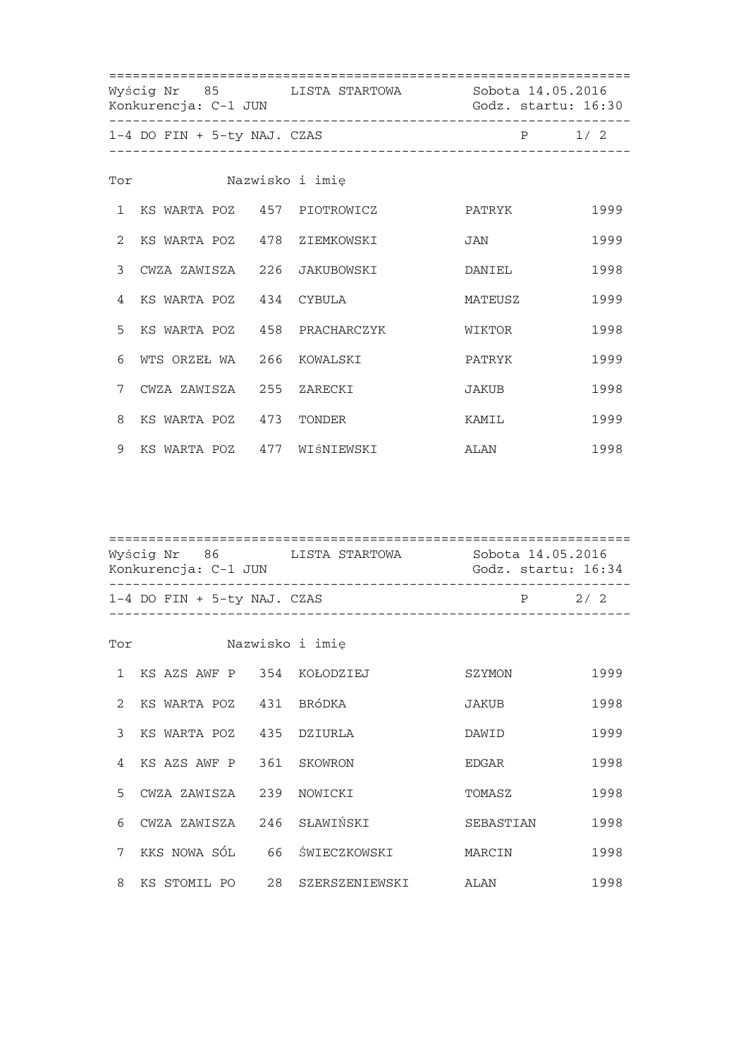Wyścig Nr 85 LISTA STARTOWA Sobota 14.05.2016
Konkurencja: C-1 JUN Godz. startu: 16:30

1-4 DO FIN + 5-ty NAJ. CZAS P 1/ 2

| Tor | | | Nazwisko i imię | | |
|---|---|---|---|---|---|
| 1 | KS WARTA POZ | 457 | PIOTROWICZ | PATRYK | 1999 |
| 2 | KS WARTA POZ | 478 | ZIEMKOWSKI | JAN | 1999 |
| 3 | CWZA ZAWISZA | 226 | JAKUBOWSKI | DANIEL | 1998 |
| 4 | KS WARTA POZ | 434 | CYBULA | MATEUSZ | 1999 |
| 5 | KS WARTA POZ | 458 | PRACHARCZYK | WIKTOR | 1998 |
| 6 | WTS ORZEŁ WA | 266 | KOWALSKI | PATRYK | 1999 |
| 7 | CWZA ZAWISZA | 255 | ZARECKI | JAKUB | 1998 |
| 8 | KS WARTA POZ | 473 | TONDER | KAMIL | 1999 |
| 9 | KS WARTA POZ | 477 | WIśNIEWSKI | ALAN | 1998 |

Wyścig Nr 86 LISTA STARTOWA Sobota 14.05.2016
Konkurencja: C-1 JUN Godz. startu: 16:34

1-4 DO FIN + 5-ty NAJ. CZAS P 2/ 2

| Tor | | | Nazwisko i imię | | |
|---|---|---|---|---|---|
| 1 | KS AZS AWF P | 354 | KOŁODZIEJ | SZYMON | 1999 |
| 2 | KS WARTA POZ | 431 | BRóDKA | JAKUB | 1998 |
| 3 | KS WARTA POZ | 435 | DZIURLA | DAWID | 1999 |
| 4 | KS AZS AWF P | 361 | SKOWRON | EDGAR | 1998 |
| 5 | CWZA ZAWISZA | 239 | NOWICKI | TOMASZ | 1998 |
| 6 | CWZA ZAWISZA | 246 | SŁAWIŃSKI | SEBASTIAN | 1998 |
| 7 | KKS NOWA SÓL | 66 | ŚWIECZKOWSKI | MARCIN | 1998 |
| 8 | KS STOMIL PO | 28 | SZERSZENIEWSKI | ALAN | 1998 |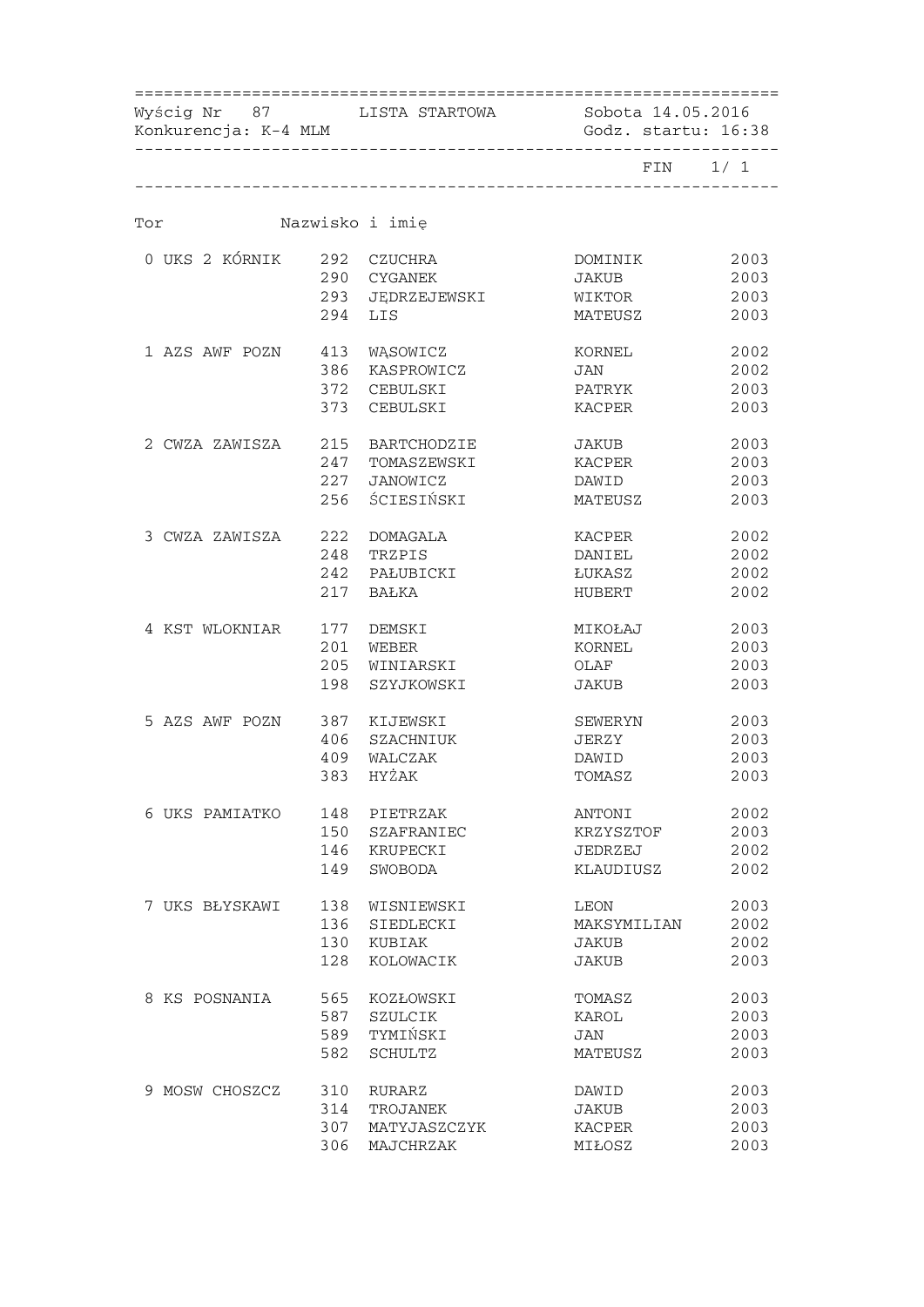Wyścig Nr 87 LISTA STARTOWA Sobota 14.05.2016
Konkurencja: K-4 MLM Godz. startu: 16:38

FIN 1/ 1

| Tor | | Nazwisko i imię | | |
|---|---|---|---|---|
| 0 UKS 2 KÓRNIK | 292 | CZUCHRA | DOMINIK | 2003 |
| | 290 | CYGANEK | JAKUB | 2003 |
| | 293 | JĘDRZEJEWSKI | WIKTOR | 2003 |
| | 294 | LIS | MATEUSZ | 2003 |
| 1 AZS AWF POZN | 413 | WĄSOWICZ | KORNEL | 2002 |
| | 386 | KASPROWICZ | JAN | 2002 |
| | 372 | CEBULSKI | PATRYK | 2003 |
| | 373 | CEBULSKI | KACPER | 2003 |
| 2 CWZA ZAWISZA | 215 | BARTCHODZIE | JAKUB | 2003 |
| | 247 | TOMASZEWSKI | KACPER | 2003 |
| | 227 | JANOWICZ | DAWID | 2003 |
| | 256 | ŚCIESIŃSKI | MATEUSZ | 2003 |
| 3 CWZA ZAWISZA | 222 | DOMAGALA | KACPER | 2002 |
| | 248 | TRZPIS | DANIEL | 2002 |
| | 242 | PAŁUBICKI | ŁUKASZ | 2002 |
| | 217 | BAŁKA | HUBERT | 2002 |
| 4 KST WLOKNIAR | 177 | DEMSKI | MIKOŁAJ | 2003 |
| | 201 | WEBER | KORNEL | 2003 |
| | 205 | WINIARSKI | OLAF | 2003 |
| | 198 | SZYJKOWSKI | JAKUB | 2003 |
| 5 AZS AWF POZN | 387 | KIJEWSKI | SEWERYN | 2003 |
| | 406 | SZACHNIUK | JERZY | 2003 |
| | 409 | WALCZAK | DAWID | 2003 |
| | 383 | HYŻAK | TOMASZ | 2003 |
| 6 UKS PAMIATKO | 148 | PIETRZAK | ANTONI | 2002 |
| | 150 | SZAFRANIEC | KRZYSZTOF | 2003 |
| | 146 | KRUPECKI | JEDRZEJ | 2002 |
| | 149 | SWOBODA | KLAUDIUSZ | 2002 |
| 7 UKS BŁYSKAWI | 138 | WISNIEWSKI | LEON | 2003 |
| | 136 | SIEDLECKI | MAKSYMILIAN | 2002 |
| | 130 | KUBIAK | JAKUB | 2002 |
| | 128 | KOLOWACIK | JAKUB | 2003 |
| 8 KS POSNANIA | 565 | KOZŁOWSKI | TOMASZ | 2003 |
| | 587 | SZULCIK | KAROL | 2003 |
| | 589 | TYMIŃSKI | JAN | 2003 |
| | 582 | SCHULTZ | MATEUSZ | 2003 |
| 9 MOSW CHOSZCZ | 310 | RURARZ | DAWID | 2003 |
| | 314 | TROJANEK | JAKUB | 2003 |
| | 307 | MATYJASZCZYK | KACPER | 2003 |
| | 306 | MAJCHRZAK | MIŁOSZ | 2003 |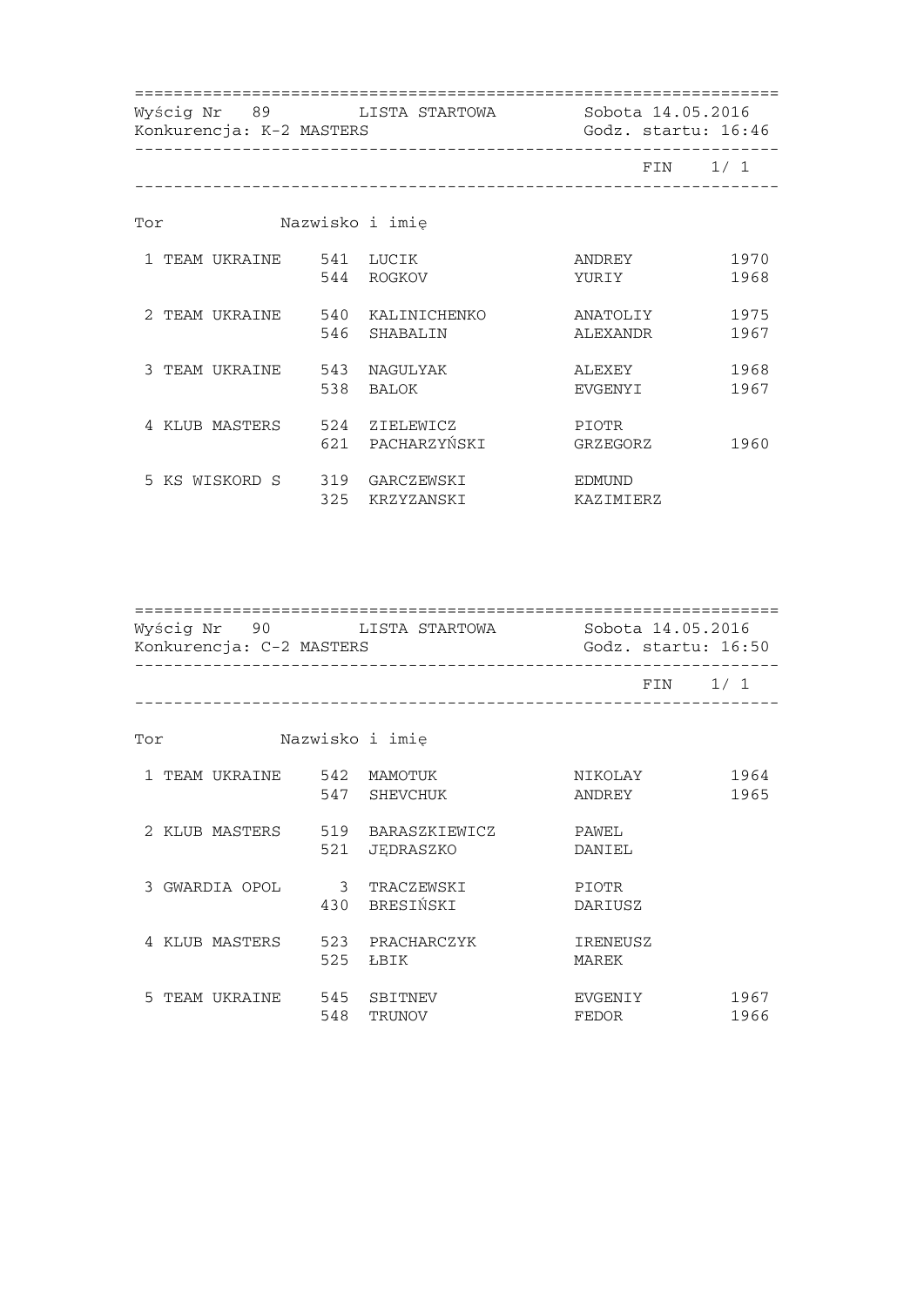Wyścig Nr 89 LISTA STARTOWA Sobota 14.05.2016
Konkurencja: K-2 MASTERS Godz. startu: 16:46

FIN 1/ 1

| Tor | | Nr | Nazwisko i imię | | |
|---|---|---|---|---|---|
| 1 | TEAM UKRAINE | 541 | LUCIK | ANDREY | 1970 |
| | | 544 | ROGKOV | YURIY | 1968 |
| 2 | TEAM UKRAINE | 540 | KALINICHENKO | ANATOLIY | 1975 |
| | | 546 | SHABALIN | ALEXANDR | 1967 |
| 3 | TEAM UKRAINE | 543 | NAGULYAK | ALEXEY | 1968 |
| | | 538 | BALOK | EVGENYI | 1967 |
| 4 | KLUB MASTERS | 524 | ZIELEWICZ | PIOTR | |
| | | 621 | PACHARZYŃSKI | GRZEGORZ | 1960 |
| 5 | KS WISKORD S | 319 | GARCZEWSKI | EDMUND | |
| | | 325 | KRZYZANSKI | KAZIMIERZ | |

Wyścig Nr 90 LISTA STARTOWA Sobota 14.05.2016
Konkurencja: C-2 MASTERS Godz. startu: 16:50

FIN 1/ 1

| Tor | | Nr | Nazwisko i imię | | |
|---|---|---|---|---|---|
| 1 | TEAM UKRAINE | 542 | MAMOTUK | NIKOLAY | 1964 |
| | | 547 | SHEVCHUK | ANDREY | 1965 |
| 2 | KLUB MASTERS | 519 | BARASZKIEWICZ | PAWEL | |
| | | 521 | JĘDRASZKO | DANIEL | |
| 3 | GWARDIA OPOL | 3 | TRACZEWSKI | PIOTR | |
| | | 430 | BRESIŃSKI | DARIUSZ | |
| 4 | KLUB MASTERS | 523 | PRACHARCZYK | IRENEUSZ | |
| | | 525 | ŁBIK | MAREK | |
| 5 | TEAM UKRAINE | 545 | SBITNEV | EVGENIY | 1967 |
| | | 548 | TRUNOV | FEDOR | 1966 |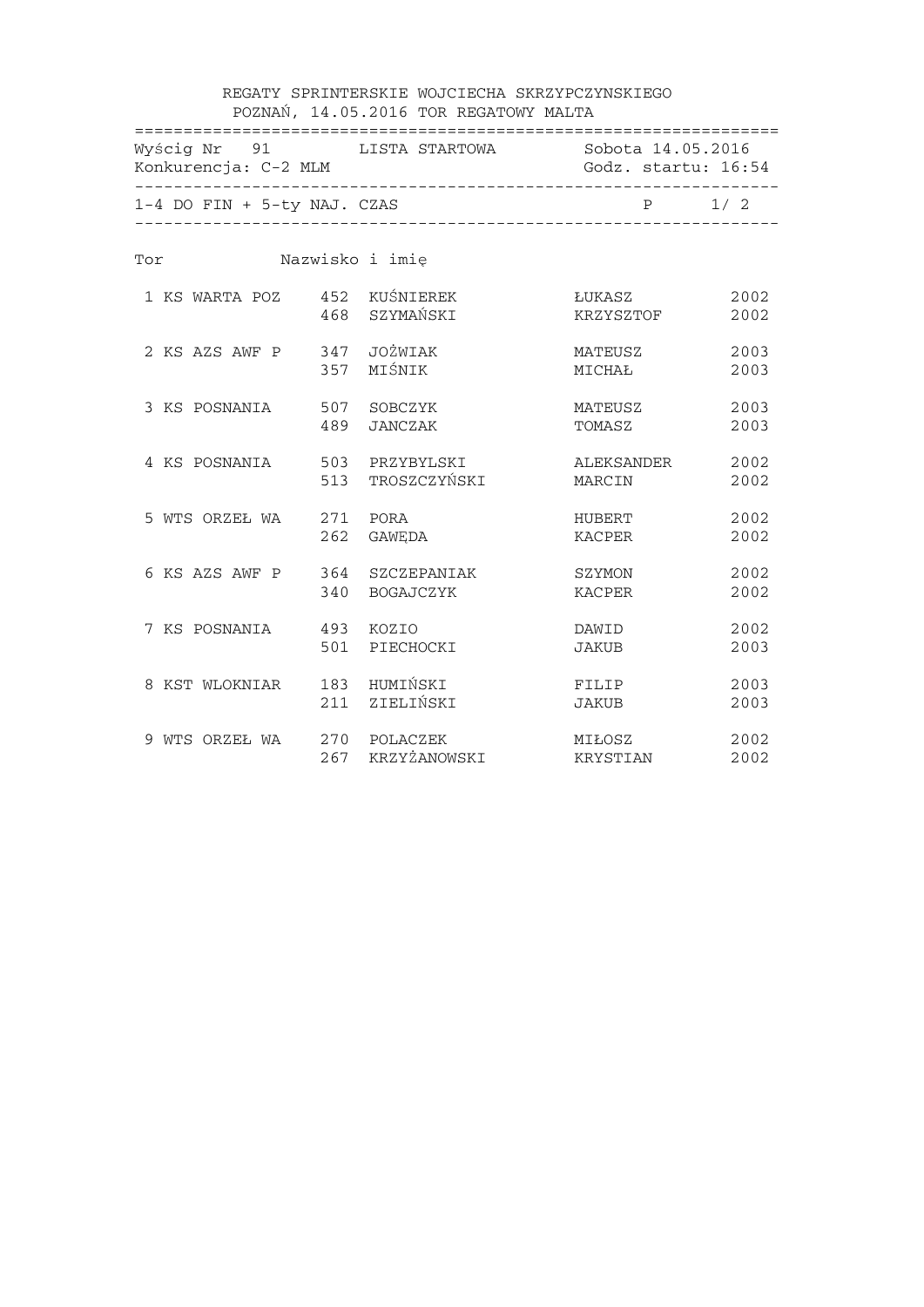REGATY SPRINTERSKIE WOJCIECHA SKRZYPCZYNSKIEGO
POZNAŃ, 14.05.2016 TOR REGATOWY MALTA

Wyścig Nr 91 LISTA STARTOWA Sobota 14.05.2016
Konkurencja: C-2 MLM Godz. startu: 16:54

1-4 DO FIN + 5-ty NAJ. CZAS P 1/ 2

| Tor | Klub | Nr | Nazwisko i imię | | Rok |
|---|---|---|---|---|---|
| 1 | KS WARTA POZ | 452 | KUŚNIEREK | ŁUKASZ | 2002 |
| | | 468 | SZYMAŃSKI | KRZYSZTOF | 2002 |
| 2 | KS AZS AWF P | 347 | JOŻWIAK | MATEUSZ | 2003 |
| | | 357 | MIŚNIK | MICHAŁ | 2003 |
| 3 | KS POSNANIA | 507 | SOBCZYK | MATEUSZ | 2003 |
| | | 489 | JANCZAK | TOMASZ | 2003 |
| 4 | KS POSNANIA | 503 | PRZYBYLSKI | ALEKSANDER | 2002 |
| | | 513 | TROSZCZYŃSKI | MARCIN | 2002 |
| 5 | WTS ORZEŁ WA | 271 | PORA | HUBERT | 2002 |
| | | 262 | GAWĘDA | KACPER | 2002 |
| 6 | KS AZS AWF P | 364 | SZCZEPANIAK | SZYMON | 2002 |
| | | 340 | BOGAJCZYK | KACPER | 2002 |
| 7 | KS POSNANIA | 493 | KOZIO | DAWID | 2002 |
| | | 501 | PIECHOCKI | JAKUB | 2003 |
| 8 | KST WLOKNIAR | 183 | HUMIŃSKI | FILIP | 2003 |
| | | 211 | ZIELIŃSKI | JAKUB | 2003 |
| 9 | WTS ORZEŁ WA | 270 | POLACZEK | MIŁOSZ | 2002 |
| | | 267 | KRZYŻANOWSKI | KRYSTIAN | 2002 |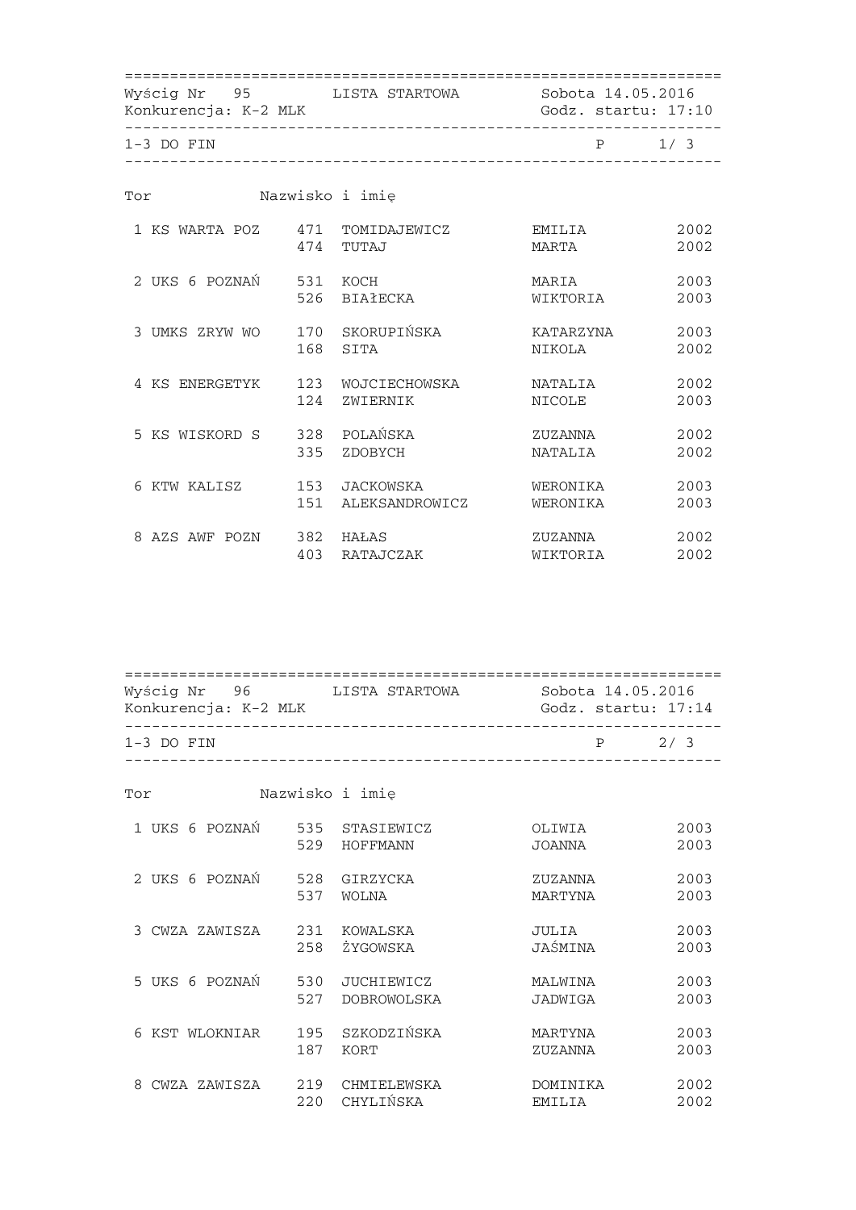Wyścig Nr 95 LISTA STARTOWA Sobota 14.05.2016
Konkurencja: K-2 MLK Godz. startu: 17:10

1-3 DO FIN P 1/ 3

| Tor | | Nazwisko i imię | | |
|---|---|---|---|---|
| 1 KS WARTA POZ | 471 | TOMIDAJEWICZ | EMILIA | 2002 |
| | 474 | TUTAJ | MARTA | 2002 |
| 2 UKS 6 POZNAŃ | 531 | KOCH | MARIA | 2003 |
| | 526 | BIAŁECKA | WIKTORIA | 2003 |
| 3 UMKS ZRYW WO | 170 | SKORUPIŃSKA | KATARZYNA | 2003 |
| | 168 | SITA | NIKOLA | 2002 |
| 4 KS ENERGETYK | 123 | WOJCIECHOWSKA | NATALIA | 2002 |
| | 124 | ZWIERNIK | NICOLE | 2003 |
| 5 KS WISKORD S | 328 | POLAŃSKA | ZUZANNA | 2002 |
| | 335 | ZDOBYCH | NATALIA | 2002 |
| 6 KTW KALISZ | 153 | JACKOWSKA | WERONIKA | 2003 |
| | 151 | ALEKSANDROWICZ | WERONIKA | 2003 |
| 8 AZS AWF POZN | 382 | HAŁAS | ZUZANNA | 2002 |
| | 403 | RATAJCZAK | WIKTORIA | 2002 |

Wyścig Nr 96 LISTA STARTOWA Sobota 14.05.2016
Konkurencja: K-2 MLK Godz. startu: 17:14

1-3 DO FIN P 2/ 3

| Tor | | Nazwisko i imię | | |
|---|---|---|---|---|
| 1 UKS 6 POZNAŃ | 535 | STASIEWICZ | OLIWIA | 2003 |
| | 529 | HOFFMANN | JOANNA | 2003 |
| 2 UKS 6 POZNAŃ | 528 | GIRZYCKA | ZUZANNA | 2003 |
| | 537 | WOLNA | MARTYNA | 2003 |
| 3 CWZA ZAWISZA | 231 | KOWALSKA | JULIA | 2003 |
| | 258 | ŻYGOWSKA | JAŚMINA | 2003 |
| 5 UKS 6 POZNAŃ | 530 | JUCHIEWICZ | MALWINA | 2003 |
| | 527 | DOBROWOLSKA | JADWIGA | 2003 |
| 6 KST WLOKNIAR | 195 | SZKODZIŃSKA | MARTYNA | 2003 |
| | 187 | KORT | ZUZANNA | 2003 |
| 8 CWZA ZAWISZA | 219 | CHMIELEWSKA | DOMINIKA | 2002 |
| | 220 | CHYLIŃSKA | EMILIA | 2002 |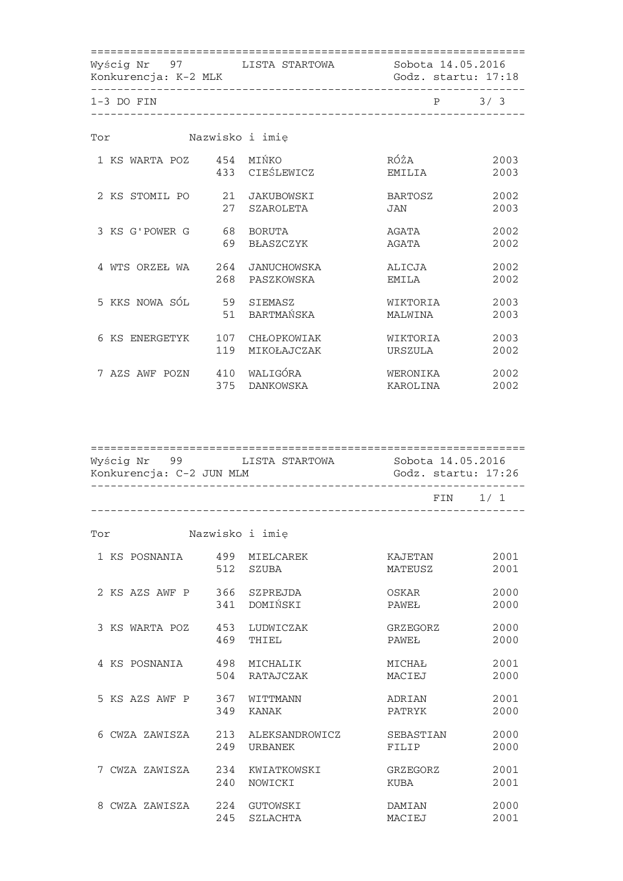Wyścig Nr 97 LISTA STARTOWA Sobota 14.05.2016
Konkurencja: K-2 MLK Godz. startu: 17:18

1-3 DO FIN P 3/ 3

| Tor | | Nazwisko i imię | | |
|---|---|---|---|---|
| 1 KS WARTA POZ | 454 | MIŃKO | RÓŻA | 2003 |
| | 433 | CIEŚLEWICZ | EMILIA | 2003 |
| 2 KS STOMIL PO | 21 | JAKUBOWSKI | BARTOSZ | 2002 |
| | 27 | SZAROLETA | JAN | 2003 |
| 3 KS G'POWER G | 68 | BORUTA | AGATA | 2002 |
| | 69 | BŁASZCZYK | AGATA | 2002 |
| 4 WTS ORZEŁ WA | 264 | JANUCHOWSKA | ALICJA | 2002 |
| | 268 | PASZKOWSKA | EMILA | 2002 |
| 5 KKS NOWA SÓL | 59 | SIEMASZ | WIKTORIA | 2003 |
| | 51 | BARTMAŃSKA | MALWINA | 2003 |
| 6 KS ENERGETYK | 107 | CHŁOPKOWIAK | WIKTORIA | 2003 |
| | 119 | MIKOŁAJCZAK | URSZULA | 2002 |
| 7 AZS AWF POZN | 410 | WALIGÓRA | WERONIKA | 2002 |
| | 375 | DANKOWSKA | KAROLINA | 2002 |

Wyścig Nr 99 LISTA STARTOWA Sobota 14.05.2016
Konkurencja: C-2 JUN MLM Godz. startu: 17:26

FIN 1/ 1

| Tor | | Nazwisko i imię | | |
|---|---|---|---|---|
| 1 KS POSNANIA | 499 | MIELCAREK | KAJETAN | 2001 |
| | 512 | SZUBA | MATEUSZ | 2001 |
| 2 KS AZS AWF P | 366 | SZPREJDA | OSKAR | 2000 |
| | 341 | DOMIŃSKI | PAWEŁ | 2000 |
| 3 KS WARTA POZ | 453 | LUDWICZAK | GRZEGORZ | 2000 |
| | 469 | THIEL | PAWEŁ | 2000 |
| 4 KS POSNANIA | 498 | MICHALIK | MICHAŁ | 2001 |
| | 504 | RATAJCZAK | MACIEJ | 2000 |
| 5 KS AZS AWF P | 367 | WITTMANN | ADRIAN | 2001 |
| | 349 | KANAK | PATRYK | 2000 |
| 6 CWZA ZAWISZA | 213 | ALEKSANDROWICZ | SEBASTIAN | 2000 |
| | 249 | URBANEK | FILIP | 2000 |
| 7 CWZA ZAWISZA | 234 | KWIATKOWSKI | GRZEGORZ | 2001 |
| | 240 | NOWICKI | KUBA | 2001 |
| 8 CWZA ZAWISZA | 224 | GUTOWSKI | DAMIAN | 2000 |
| | 245 | SZLACHTA | MACIEJ | 2001 |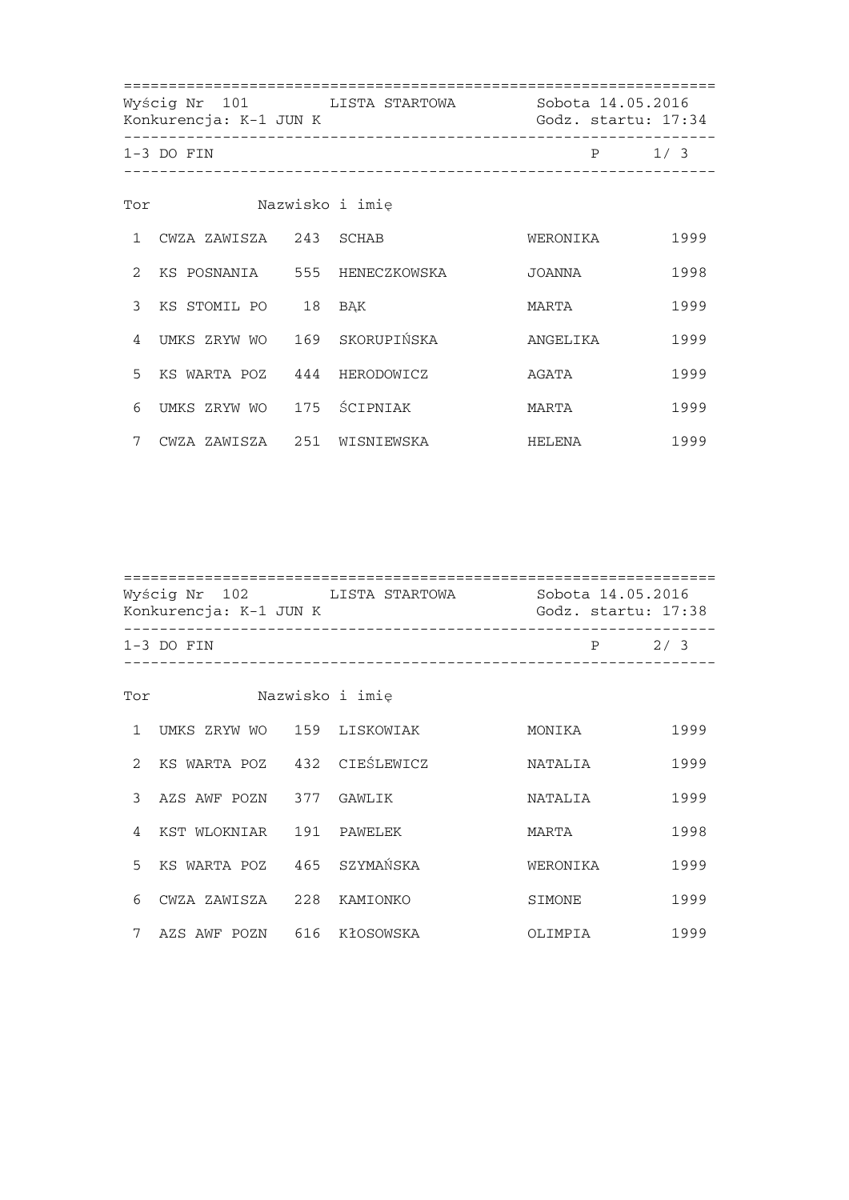Wyścig Nr 101 LISTA STARTOWA Sobota 14.05.2016
Konkurencja: K-1 JUN K Godz. startu: 17:34

1-3 DO FIN P 1/ 3

| Tor | | Nazwisko i imię | | | |
|---|---|---|---|---|---|
| 1 | CWZA ZAWISZA | 243 | SCHAB | WERONIKA | 1999 |
| 2 | KS POSNANIA | 555 | HENECZKOWSKA | JOANNA | 1998 |
| 3 | KS STOMIL PO | 18 | BĄK | MARTA | 1999 |
| 4 | UMKS ZRYW WO | 169 | SKORUPIŃSKA | ANGELIKA | 1999 |
| 5 | KS WARTA POZ | 444 | HERODOWICZ | AGATA | 1999 |
| 6 | UMKS ZRYW WO | 175 | ŚCIPNIAK | MARTA | 1999 |
| 7 | CWZA ZAWISZA | 251 | WISNIEWSKA | HELENA | 1999 |

Wyścig Nr 102 LISTA STARTOWA Sobota 14.05.2016
Konkurencja: K-1 JUN K Godz. startu: 17:38

1-3 DO FIN P 2/ 3

| Tor | | Nazwisko i imię | | | |
|---|---|---|---|---|---|
| 1 | UMKS ZRYW WO | 159 | LISKOWIAK | MONIKA | 1999 |
| 2 | KS WARTA POZ | 432 | CIEŚLEWICZ | NATALIA | 1999 |
| 3 | AZS AWF POZN | 377 | GAWLIK | NATALIA | 1999 |
| 4 | KST WLOKNIAR | 191 | PAWELEK | MARTA | 1998 |
| 5 | KS WARTA POZ | 465 | SZYMAŃSKA | WERONIKA | 1999 |
| 6 | CWZA ZAWISZA | 228 | KAMIONKO | SIMONE | 1999 |
| 7 | AZS AWF POZN | 616 | KŁOSOWSKA | OLIMPIA | 1999 |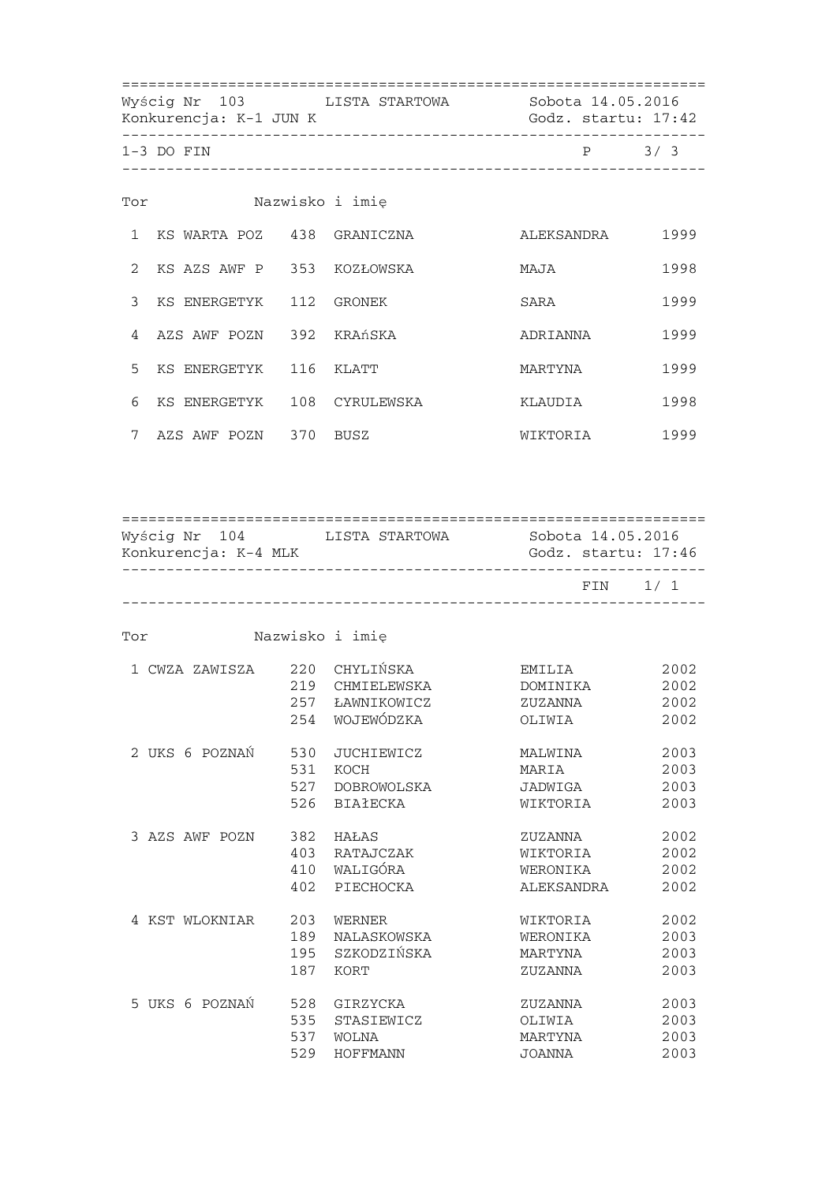Wyścig Nr 103 LISTA STARTOWA Sobota 14.05.2016
Konkurencja: K-1 JUN K Godz. startu: 17:42

1-3 DO FIN P 3/ 3

| Tor | Klub | Nr | Nazwisko | Imię | Rok |
|---|---|---|---|---|---|
| 1 | KS WARTA POZ | 438 | GRANICZNA | ALEKSANDRA | 1999 |
| 2 | KS AZS AWF P | 353 | KOZŁOWSKA | MAJA | 1998 |
| 3 | KS ENERGETYK | 112 | GRONEK | SARA | 1999 |
| 4 | AZS AWF POZN | 392 | KRAńSKA | ADRIANNA | 1999 |
| 5 | KS ENERGETYK | 116 | KLATT | MARTYNA | 1999 |
| 6 | KS ENERGETYK | 108 | CYRULEWSKA | KLAUDIA | 1998 |
| 7 | AZS AWF POZN | 370 | BUSZ | WIKTORIA | 1999 |

Wyścig Nr 104 LISTA STARTOWA Sobota 14.05.2016
Konkurencja: K-4 MLK Godz. startu: 17:46

FIN 1/ 1

| Tor | Klub | Nr | Nazwisko | Imię | Rok |
|---|---|---|---|---|---|
| 1 | CWZA ZAWISZA | 220 | CHYLIŃSKA | EMILIA | 2002 |
| | | 219 | CHMIELEWSKA | DOMINIKA | 2002 |
| | | 257 | ŁAWNIKOWICZ | ZUZANNA | 2002 |
| | | 254 | WOJEWÓDZKA | OLIWIA | 2002 |
| 2 | UKS 6 POZNAŃ | 530 | JUCHIEWICZ | MALWINA | 2003 |
| | | 531 | KOCH | MARIA | 2003 |
| | | 527 | DOBROWOLSKA | JADWIGA | 2003 |
| | | 526 | BIAłECKA | WIKTORIA | 2003 |
| 3 | AZS AWF POZN | 382 | HAŁAS | ZUZANNA | 2002 |
| | | 403 | RATAJCZAK | WIKTORIA | 2002 |
| | | 410 | WALIGÓRA | WERONIKA | 2002 |
| | | 402 | PIECHOCKA | ALEKSANDRA | 2002 |
| 4 | KST WLOKNIAR | 203 | WERNER | WIKTORIA | 2002 |
| | | 189 | NALASKOWSKA | WERONIKA | 2003 |
| | | 195 | SZKODZIŃSKA | MARTYNA | 2003 |
| | | 187 | KORT | ZUZANNA | 2003 |
| 5 | UKS 6 POZNAŃ | 528 | GIRZYCKA | ZUZANNA | 2003 |
| | | 535 | STASIEWICZ | OLIWIA | 2003 |
| | | 537 | WOLNA | MARTYNA | 2003 |
| | | 529 | HOFFMANN | JOANNA | 2003 |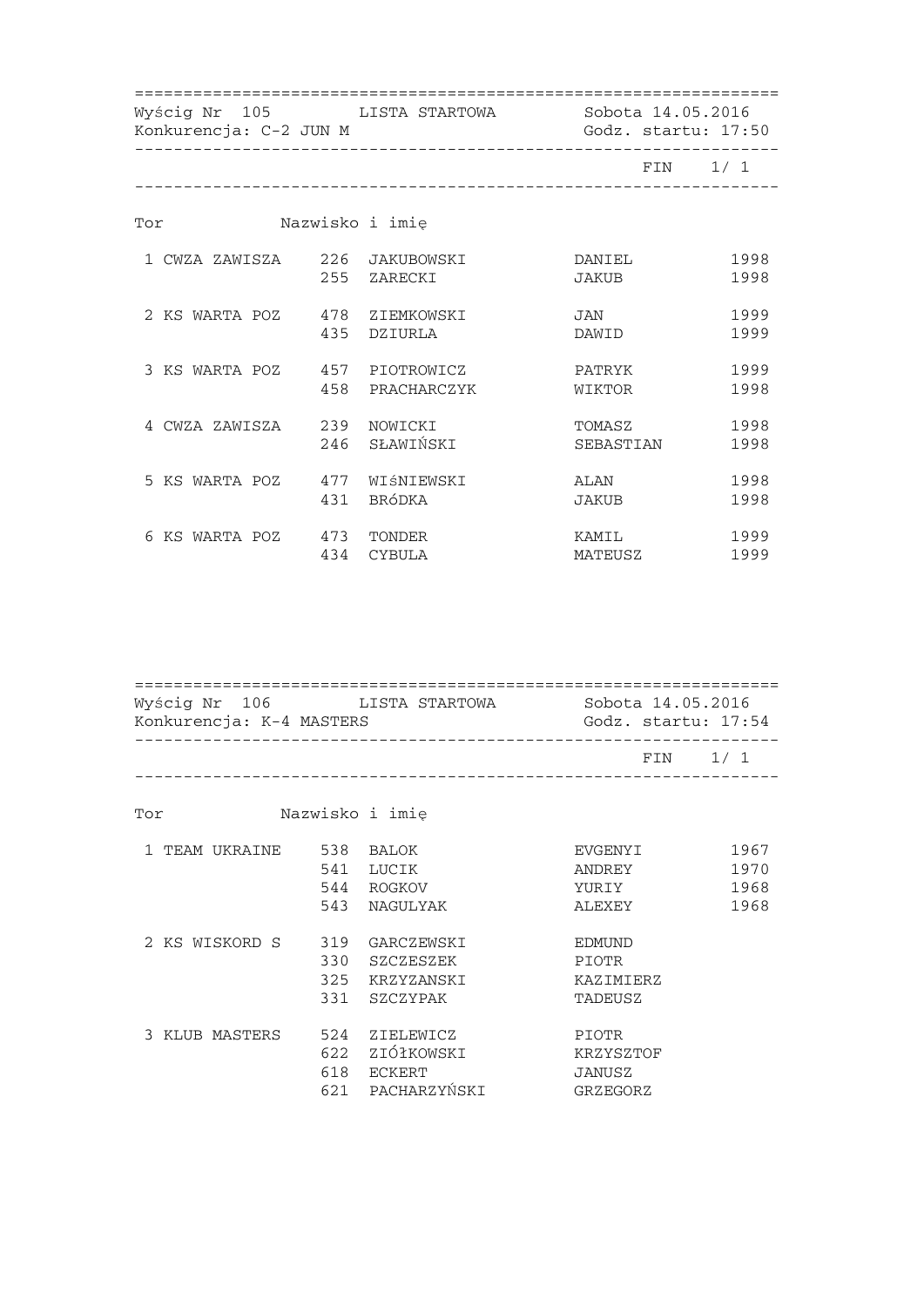Wyścig Nr 105 LISTA STARTOWA Sobota 14.05.2016
Konkurencja: C-2 JUN M Godz. startu: 17:50

FIN 1/ 1

| Tor | | Nazwisko i imię | | |
|---|---|---|---|---|
| 1 CWZA ZAWISZA | 226 | JAKUBOWSKI | DANIEL | 1998 |
| | 255 | ZARECKI | JAKUB | 1998 |
| 2 KS WARTA POZ | 478 | ZIEMKOWSKI | JAN | 1999 |
| | 435 | DZIURLA | DAWID | 1999 |
| 3 KS WARTA POZ | 457 | PIOTROWICZ | PATRYK | 1999 |
| | 458 | PRACHARCZYK | WIKTOR | 1998 |
| 4 CWZA ZAWISZA | 239 | NOWICKI | TOMASZ | 1998 |
| | 246 | SŁAWIŃSKI | SEBASTIAN | 1998 |
| 5 KS WARTA POZ | 477 | WIśNIEWSKI | ALAN | 1998 |
| | 431 | BRóDKA | JAKUB | 1998 |
| 6 KS WARTA POZ | 473 | TONDER | KAMIL | 1999 |
| | 434 | CYBULA | MATEUSZ | 1999 |

Wyścig Nr 106 LISTA STARTOWA Sobota 14.05.2016
Konkurencja: K-4 MASTERS Godz. startu: 17:54

FIN 1/ 1

| Tor | | Nazwisko i imię | | |
|---|---|---|---|---|
| 1 TEAM UKRAINE | 538 | BALOK | EVGENYI | 1967 |
| | 541 | LUCIK | ANDREY | 1970 |
| | 544 | ROGKOV | YURIY | 1968 |
| | 543 | NAGULYAK | ALEXEY | 1968 |
| 2 KS WISKORD S | 319 | GARCZEWSKI | EDMUND | |
| | 330 | SZCZESZEK | PIOTR | |
| | 325 | KRZYZANSKI | KAZIMIERZ | |
| | 331 | SZCZYPAK | TADEUSZ | |
| 3 KLUB MASTERS | 524 | ZIELEWICZ | PIOTR | |
| | 622 | ZIÓłKOWSKI | KRZYSZTOF | |
| | 618 | ECKERT | JANUSZ | |
| | 621 | PACHARZYŃSKI | GRZEGORZ | |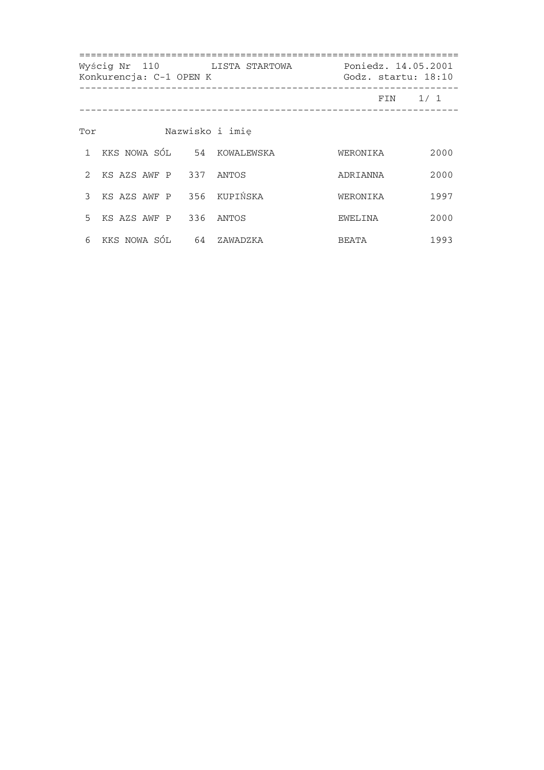Wyścig Nr 110 LISTA STARTOWA Poniedz. 14.05.2001
Konkurencja: C-1 OPEN K Godz. startu: 18:10

FIN 1/ 1

| Tor | | Nazwisko i imię | | | |
|---|---|---|---|---|---|
| 1 | KKS NOWA SÓL | 54 | KOWALEWSKA | WERONIKA | 2000 |
| 2 | KS AZS AWF P | 337 | ANTOS | ADRIANNA | 2000 |
| 3 | KS AZS AWF P | 356 | KUPIŃSKA | WERONIKA | 1997 |
| 5 | KS AZS AWF P | 336 | ANTOS | EWELINA | 2000 |
| 6 | KKS NOWA SÓL | 64 | ZAWADZKA | BEATA | 1993 |